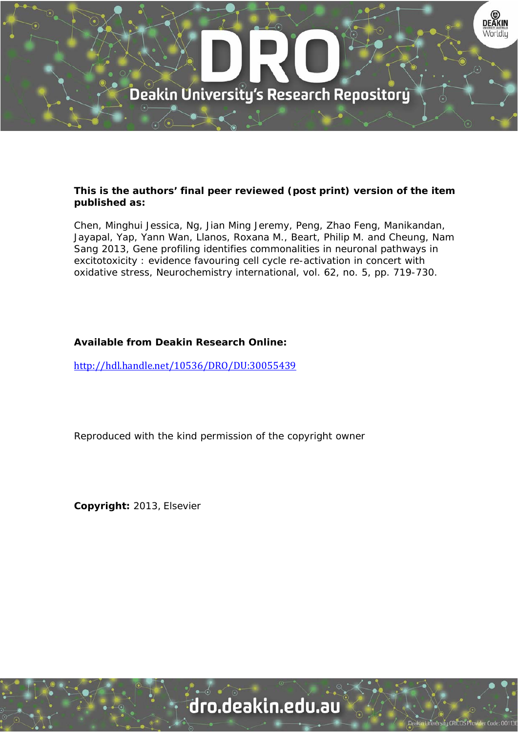**This is the authors' final peer reviewed (post print) version of the item published as:**

Chen, Minghui Jessica, Ng, Jian Ming Jeremy, Peng, Zhao Feng, Manikandan, Jayapal, Yap, Yann Wan, Llanos, Roxana M., Beart, Philip M. and Cheung, Nam Sang 2013, Gene profiling identifies commonalities in neuronal pathways in excitotoxicity : evidence favouring cell cycle re-activation in concert with oxidative stress, Neurochemistry international, vol. 62, no. 5, pp. 719-730.

**Available from Deakin Research Online:**

http://hdl.handle.net/10536/DRO/DU:30055439

Reproduced with the kind permission of the copyright owner

**Copyright:** 2013, Elsevier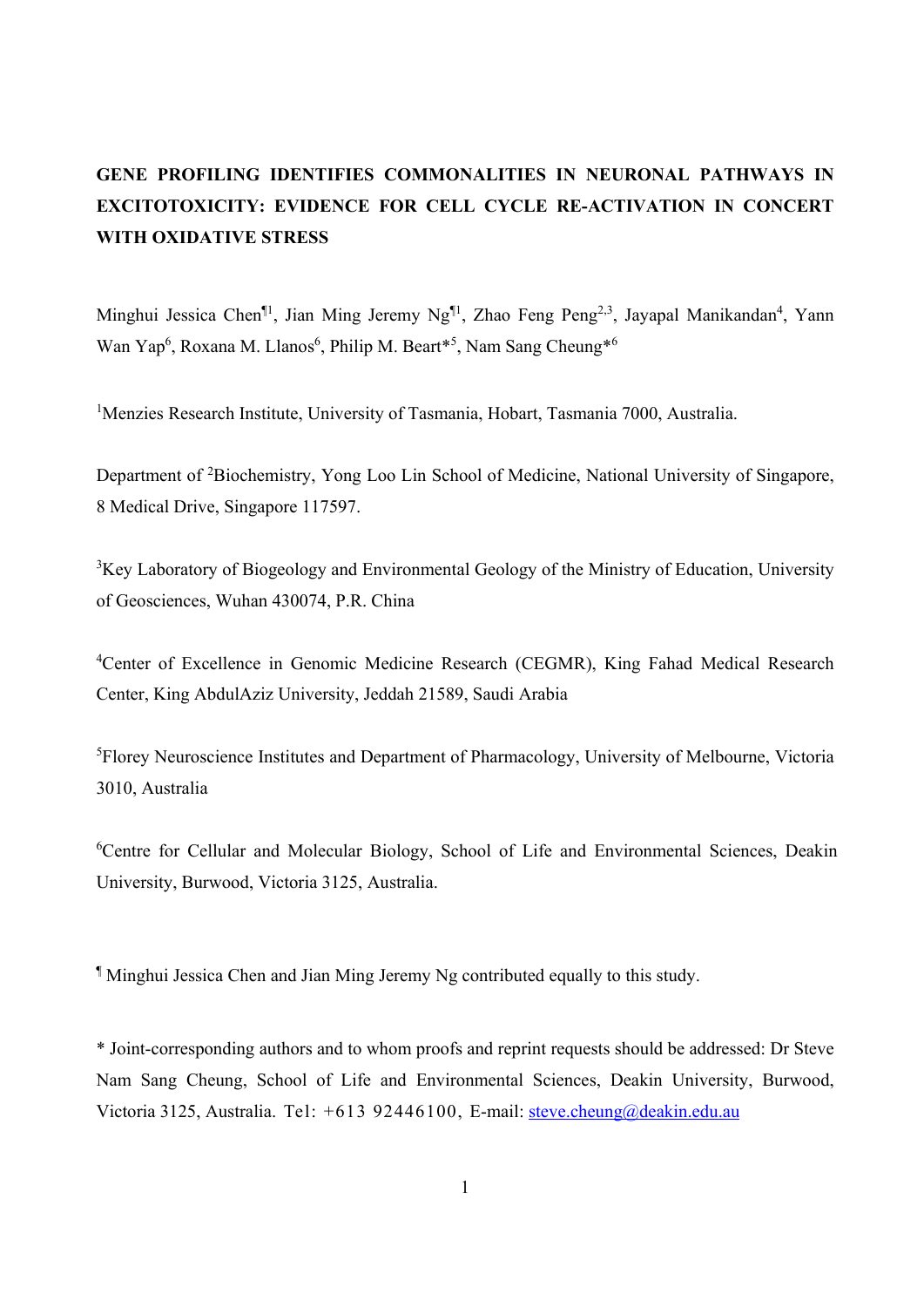**GENE PROFILING IDENTIFIES COMMONALITIES IN NEURONAL PATHWAYS IN EXCITOTOXICITY: EVIDENCE FOR CELL CYCLE RE-ACTIVATION IN CONCERT WITH OXIDATIVE STRESS**

Minghui Jessica Chen[¶1], Jian Ming Jeremy Ng[¶1], Zhao Feng Peng[2,3], Jayapal Manikandan[4], Yann Wan Yap[6], Roxana M. Llanos[6], Philip M. Beart*[5], Nam Sang Cheung*[6]

[1]Menzies Research Institute, University of Tasmania, Hobart, Tasmania 7000, Australia.

Department of [2]Biochemistry, Yong Loo Lin School of Medicine, National University of Singapore, 8 Medical Drive, Singapore 117597.

[3]Key Laboratory of Biogeology and Environmental Geology of the Ministry of Education, University of Geosciences, Wuhan 430074, P.R. China

[4]Center of Excellence in Genomic Medicine Research (CEGMR), King Fahad Medical Research Center, King AbdulAziz University, Jeddah 21589, Saudi Arabia

[5]Florey Neuroscience Institutes and Department of Pharmacology, University of Melbourne, Victoria 3010, Australia

[6]Centre for Cellular and Molecular Biology, School of Life and Environmental Sciences, Deakin University, Burwood, Victoria 3125, Australia.

[¶] Minghui Jessica Chen and Jian Ming Jeremy Ng contributed equally to this study.

* Joint-corresponding authors and to whom proofs and reprint requests should be addressed: Dr Steve Nam Sang Cheung, School of Life and Environmental Sciences, Deakin University, Burwood, Victoria 3125, Australia. Tel: +613 92446100, E-mail: steve.cheung@deakin.edu.au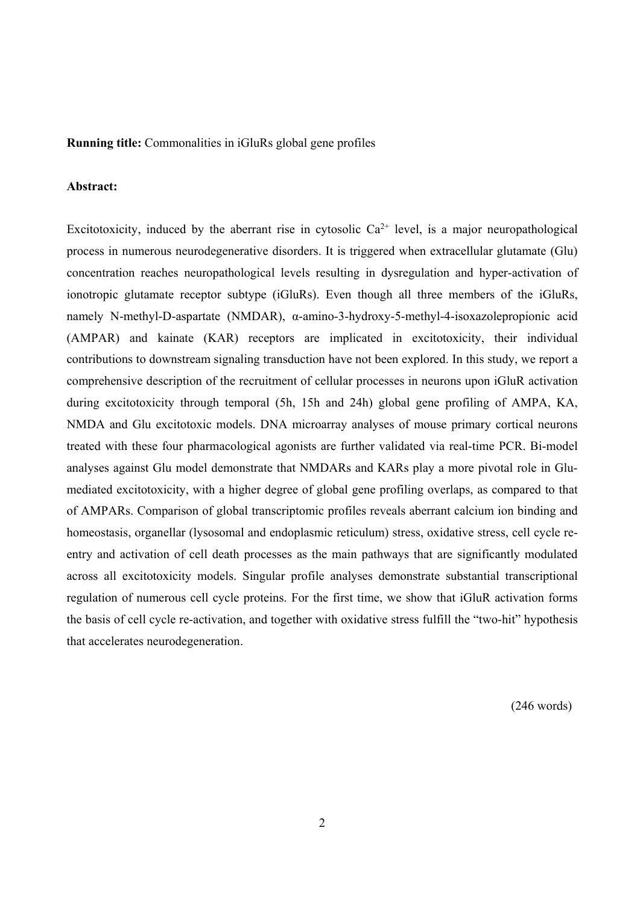**Running title:** Commonalities in iGluRs global gene profiles

**Abstract:**

Excitotoxicity, induced by the aberrant rise in cytosolic $Ca^{2+}$ level, is a major neuropathological process in numerous neurodegenerative disorders. It is triggered when extracellular glutamate (Glu) concentration reaches neuropathological levels resulting in dysregulation and hyper-activation of ionotropic glutamate receptor subtype (iGluRs). Even though all three members of the iGluRs, namely N-methyl-D-aspartate (NMDAR), α-amino-3-hydroxy-5-methyl-4-isoxazolepropionic acid (AMPAR) and kainate (KAR) receptors are implicated in excitotoxicity, their individual contributions to downstream signaling transduction have not been explored. In this study, we report a comprehensive description of the recruitment of cellular processes in neurons upon iGluR activation during excitotoxicity through temporal (5h, 15h and 24h) global gene profiling of AMPA, KA, NMDA and Glu excitotoxic models. DNA microarray analyses of mouse primary cortical neurons treated with these four pharmacological agonists are further validated via real-time PCR. Bi-model analyses against Glu model demonstrate that NMDARs and KARs play a more pivotal role in Glu-mediated excitotoxicity, with a higher degree of global gene profiling overlaps, as compared to that of AMPARs. Comparison of global transcriptomic profiles reveals aberrant calcium ion binding and homeostasis, organellar (lysosomal and endoplasmic reticulum) stress, oxidative stress, cell cycle re-entry and activation of cell death processes as the main pathways that are significantly modulated across all excitotoxicity models. Singular profile analyses demonstrate substantial transcriptional regulation of numerous cell cycle proteins. For the first time, we show that iGluR activation forms the basis of cell cycle re-activation, and together with oxidative stress fulfill the "two-hit" hypothesis that accelerates neurodegeneration.

(246 words)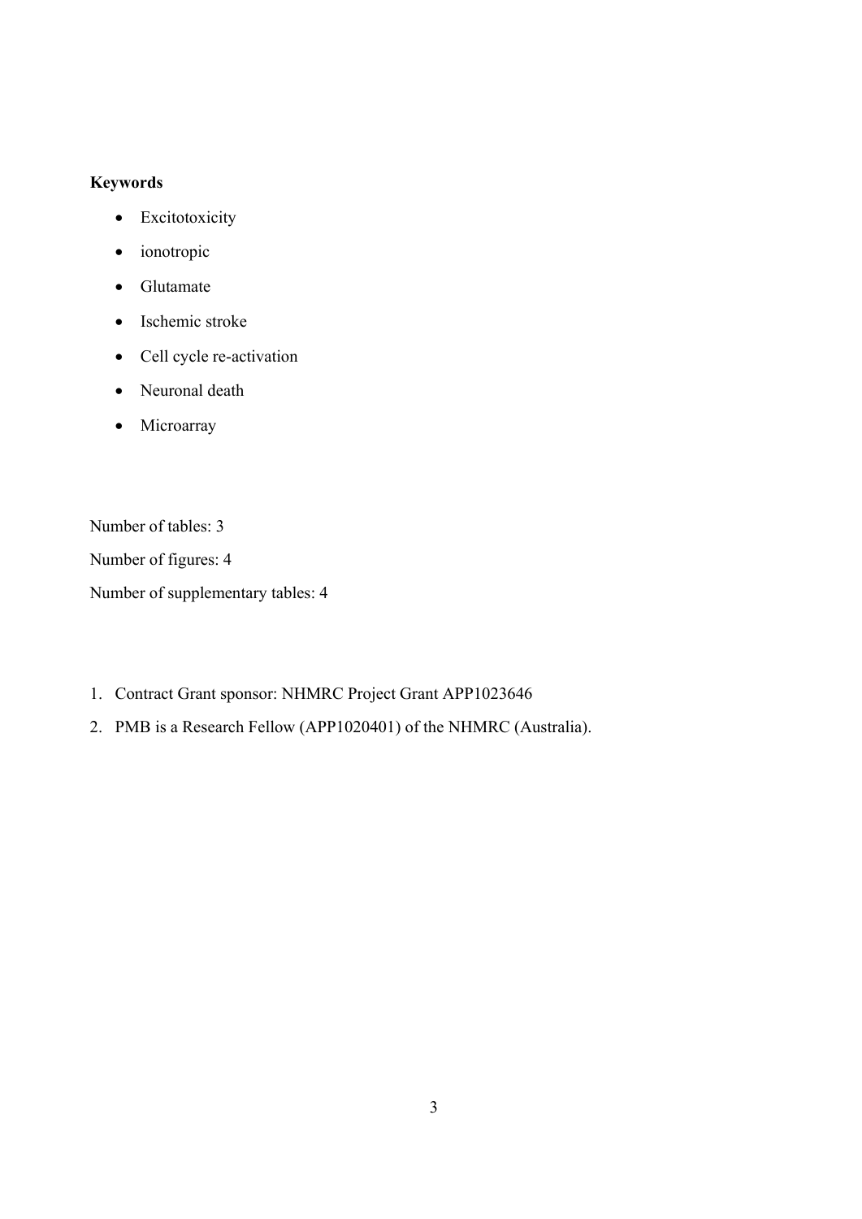**Keywords**

- Excitotoxicity
- ionotropic
- Glutamate
- Ischemic stroke
- Cell cycle re-activation
- Neuronal death
- Microarray

Number of tables: 3

Number of figures: 4

Number of supplementary tables: 4

1. Contract Grant sponsor: NHMRC Project Grant APP1023646
2. PMB is a Research Fellow (APP1020401) of the NHMRC (Australia).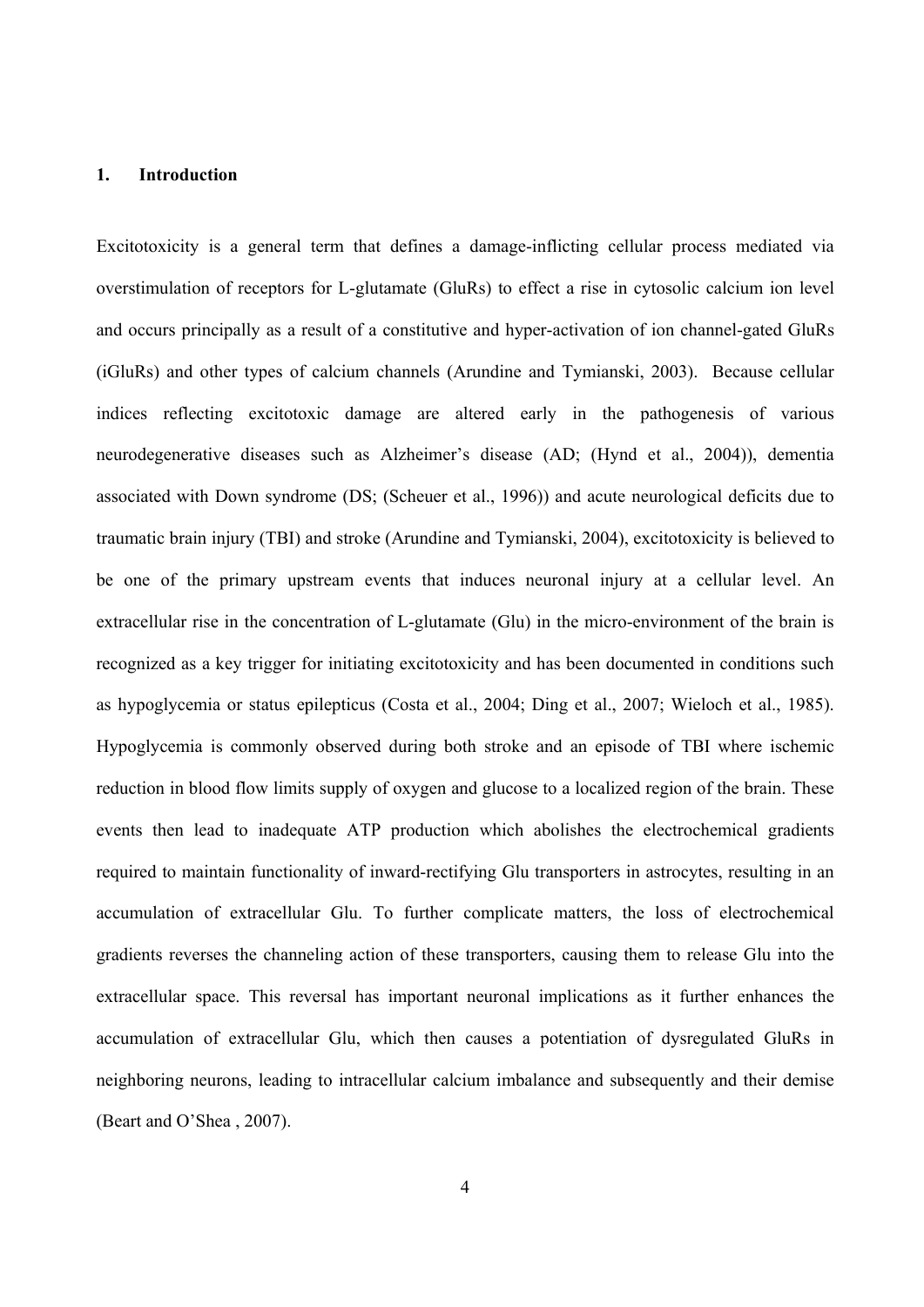## 1. Introduction

Excitotoxicity is a general term that defines a damage-inflicting cellular process mediated via overstimulation of receptors for L-glutamate (GluRs) to effect a rise in cytosolic calcium ion level and occurs principally as a result of a constitutive and hyper-activation of ion channel-gated GluRs (iGluRs) and other types of calcium channels (Arundine and Tymianski, 2003). Because cellular indices reflecting excitotoxic damage are altered early in the pathogenesis of various neurodegenerative diseases such as Alzheimer's disease (AD; (Hynd et al., 2004)), dementia associated with Down syndrome (DS; (Scheuer et al., 1996)) and acute neurological deficits due to traumatic brain injury (TBI) and stroke (Arundine and Tymianski, 2004), excitotoxicity is believed to be one of the primary upstream events that induces neuronal injury at a cellular level. An extracellular rise in the concentration of L-glutamate (Glu) in the micro-environment of the brain is recognized as a key trigger for initiating excitotoxicity and has been documented in conditions such as hypoglycemia or status epilepticus (Costa et al., 2004; Ding et al., 2007; Wieloch et al., 1985). Hypoglycemia is commonly observed during both stroke and an episode of TBI where ischemic reduction in blood flow limits supply of oxygen and glucose to a localized region of the brain. These events then lead to inadequate ATP production which abolishes the electrochemical gradients required to maintain functionality of inward-rectifying Glu transporters in astrocytes, resulting in an accumulation of extracellular Glu. To further complicate matters, the loss of electrochemical gradients reverses the channeling action of these transporters, causing them to release Glu into the extracellular space. This reversal has important neuronal implications as it further enhances the accumulation of extracellular Glu, which then causes a potentiation of dysregulated GluRs in neighboring neurons, leading to intracellular calcium imbalance and subsequently and their demise (Beart and O'Shea , 2007).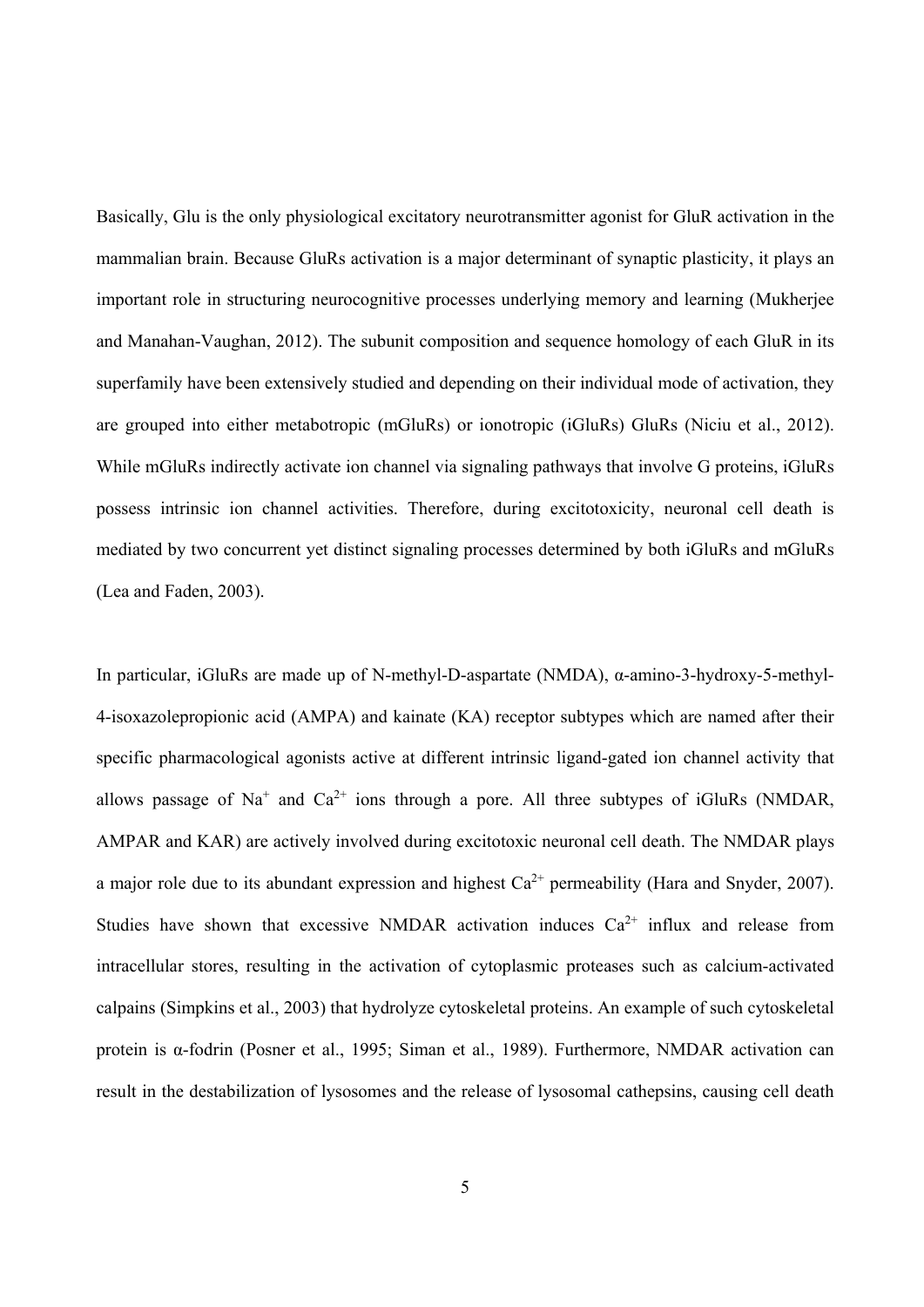Basically, Glu is the only physiological excitatory neurotransmitter agonist for GluR activation in the mammalian brain. Because GluRs activation is a major determinant of synaptic plasticity, it plays an important role in structuring neurocognitive processes underlying memory and learning (Mukherjee and Manahan-Vaughan, 2012). The subunit composition and sequence homology of each GluR in its superfamily have been extensively studied and depending on their individual mode of activation, they are grouped into either metabotropic (mGluRs) or ionotropic (iGluRs) GluRs (Niciu et al., 2012). While mGluRs indirectly activate ion channel via signaling pathways that involve G proteins, iGluRs possess intrinsic ion channel activities. Therefore, during excitotoxicity, neuronal cell death is mediated by two concurrent yet distinct signaling processes determined by both iGluRs and mGluRs (Lea and Faden, 2003).

In particular, iGluRs are made up of N-methyl-D-aspartate (NMDA), α-amino-3-hydroxy-5-methyl-4-isoxazolepropionic acid (AMPA) and kainate (KA) receptor subtypes which are named after their specific pharmacological agonists active at different intrinsic ligand-gated ion channel activity that allows passage of $Na^{+}$ and $Ca^{2+}$ ions through a pore. All three subtypes of iGluRs (NMDAR, AMPAR and KAR) are actively involved during excitotoxic neuronal cell death. The NMDAR plays a major role due to its abundant expression and highest $Ca^{2+}$ permeability (Hara and Snyder, 2007). Studies have shown that excessive NMDAR activation induces $Ca^{2+}$ influx and release from intracellular stores, resulting in the activation of cytoplasmic proteases such as calcium-activated calpains (Simpkins et al., 2003) that hydrolyze cytoskeletal proteins. An example of such cytoskeletal protein is α-fodrin (Posner et al., 1995; Siman et al., 1989). Furthermore, NMDAR activation can result in the destabilization of lysosomes and the release of lysosomal cathepsins, causing cell death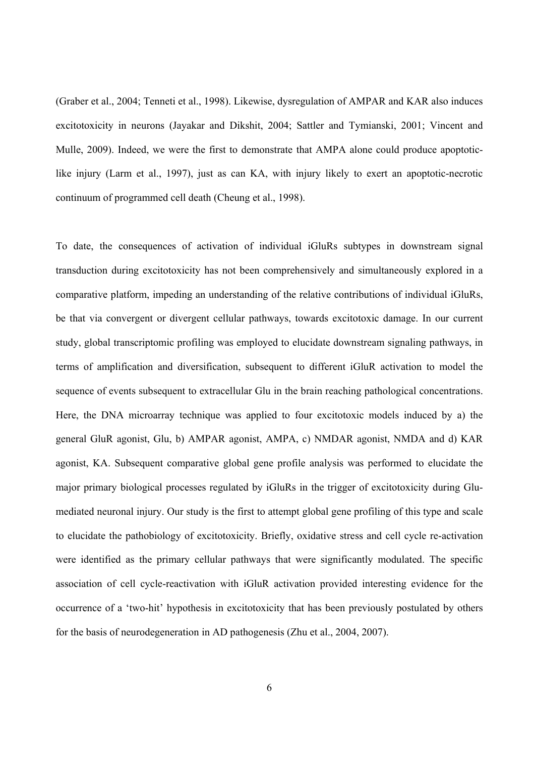(Graber et al., 2004; Tenneti et al., 1998). Likewise, dysregulation of AMPAR and KAR also induces excitotoxicity in neurons (Jayakar and Dikshit, 2004; Sattler and Tymianski, 2001; Vincent and Mulle, 2009). Indeed, we were the first to demonstrate that AMPA alone could produce apoptotic-like injury (Larm et al., 1997), just as can KA, with injury likely to exert an apoptotic-necrotic continuum of programmed cell death (Cheung et al., 1998).

To date, the consequences of activation of individual iGluRs subtypes in downstream signal transduction during excitotoxicity has not been comprehensively and simultaneously explored in a comparative platform, impeding an understanding of the relative contributions of individual iGluRs, be that via convergent or divergent cellular pathways, towards excitotoxic damage. In our current study, global transcriptomic profiling was employed to elucidate downstream signaling pathways, in terms of amplification and diversification, subsequent to different iGluR activation to model the sequence of events subsequent to extracellular Glu in the brain reaching pathological concentrations. Here, the DNA microarray technique was applied to four excitotoxic models induced by a) the general GluR agonist, Glu, b) AMPAR agonist, AMPA, c) NMDAR agonist, NMDA and d) KAR agonist, KA. Subsequent comparative global gene profile analysis was performed to elucidate the major primary biological processes regulated by iGluRs in the trigger of excitotoxicity during Glu-mediated neuronal injury. Our study is the first to attempt global gene profiling of this type and scale to elucidate the pathobiology of excitotoxicity. Briefly, oxidative stress and cell cycle re-activation were identified as the primary cellular pathways that were significantly modulated. The specific association of cell cycle-reactivation with iGluR activation provided interesting evidence for the occurrence of a 'two-hit' hypothesis in excitotoxicity that has been previously postulated by others for the basis of neurodegeneration in AD pathogenesis (Zhu et al., 2004, 2007).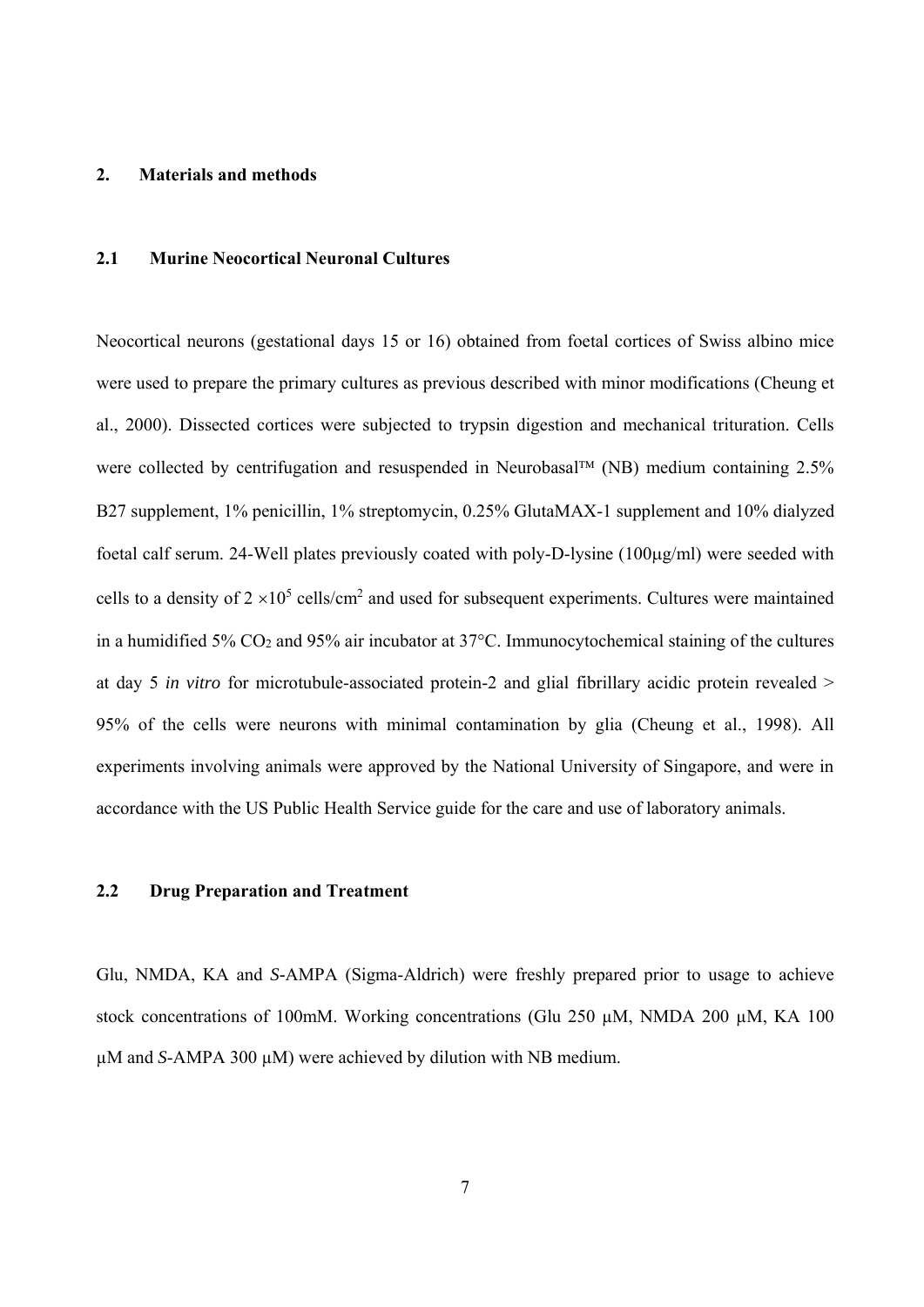## 2. Materials and methods

### 2.1 Murine Neocortical Neuronal Cultures

Neocortical neurons (gestational days 15 or 16) obtained from foetal cortices of Swiss albino mice were used to prepare the primary cultures as previous described with minor modifications (Cheung et al., 2000). Dissected cortices were subjected to trypsin digestion and mechanical trituration. Cells were collected by centrifugation and resuspended in Neurobasal™ (NB) medium containing 2.5% B27 supplement, 1% penicillin, 1% streptomycin, 0.25% GlutaMAX-1 supplement and 10% dialyzed foetal calf serum. 24-Well plates previously coated with poly-D-lysine (100μg/ml) were seeded with cells to a density of $2 \times 10^5$ cells/cm$^2$ and used for subsequent experiments. Cultures were maintained in a humidified 5% $CO_2$ and 95% air incubator at 37°C. Immunocytochemical staining of the cultures at day 5 *in vitro* for microtubule-associated protein-2 and glial fibrillary acidic protein revealed > 95% of the cells were neurons with minimal contamination by glia (Cheung et al., 1998). All experiments involving animals were approved by the National University of Singapore, and were in accordance with the US Public Health Service guide for the care and use of laboratory animals.

### 2.2 Drug Preparation and Treatment

Glu, NMDA, KA and *S*-AMPA (Sigma-Aldrich) were freshly prepared prior to usage to achieve stock concentrations of 100mM. Working concentrations (Glu 250 μM, NMDA 200 μM, KA 100 μM and *S*-AMPA 300 μM) were achieved by dilution with NB medium.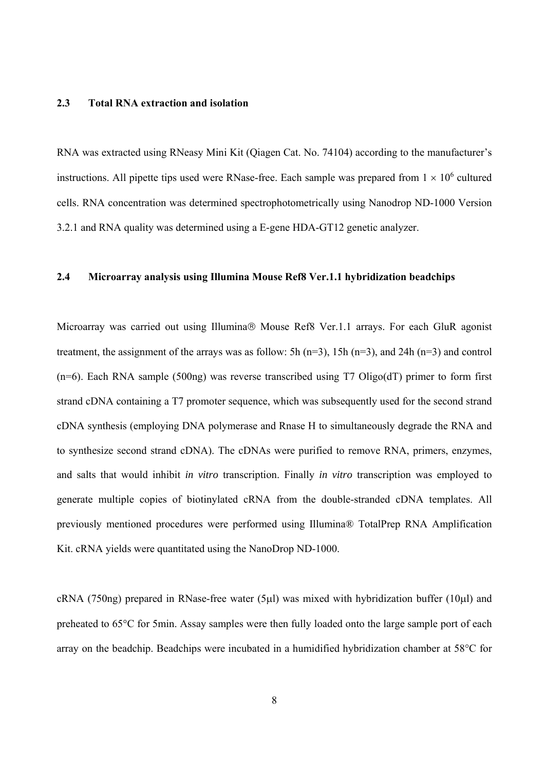### 2.3 Total RNA extraction and isolation

RNA was extracted using RNeasy Mini Kit (Qiagen Cat. No. 74104) according to the manufacturer's instructions. All pipette tips used were RNase-free. Each sample was prepared from $1 \times 10^6$ cultured cells. RNA concentration was determined spectrophotometrically using Nanodrop ND-1000 Version 3.2.1 and RNA quality was determined using a E-gene HDA-GT12 genetic analyzer.

### 2.4 Microarray analysis using Illumina Mouse Ref8 Ver.1.1 hybridization beadchips

Microarray was carried out using Illumina® Mouse Ref8 Ver.1.1 arrays. For each GluR agonist treatment, the assignment of the arrays was as follow: 5h (n=3), 15h (n=3), and 24h (n=3) and control (n=6). Each RNA sample (500ng) was reverse transcribed using T7 Oligo(dT) primer to form first strand cDNA containing a T7 promoter sequence, which was subsequently used for the second strand cDNA synthesis (employing DNA polymerase and Rnase H to simultaneously degrade the RNA and to synthesize second strand cDNA). The cDNAs were purified to remove RNA, primers, enzymes, and salts that would inhibit *in vitro* transcription. Finally *in vitro* transcription was employed to generate multiple copies of biotinylated cRNA from the double-stranded cDNA templates. All previously mentioned procedures were performed using Illumina® TotalPrep RNA Amplification Kit. cRNA yields were quantitated using the NanoDrop ND-1000.

cRNA (750ng) prepared in RNase-free water (5μl) was mixed with hybridization buffer (10μl) and preheated to 65°C for 5min. Assay samples were then fully loaded onto the large sample port of each array on the beadchip. Beadchips were incubated in a humidified hybridization chamber at 58°C for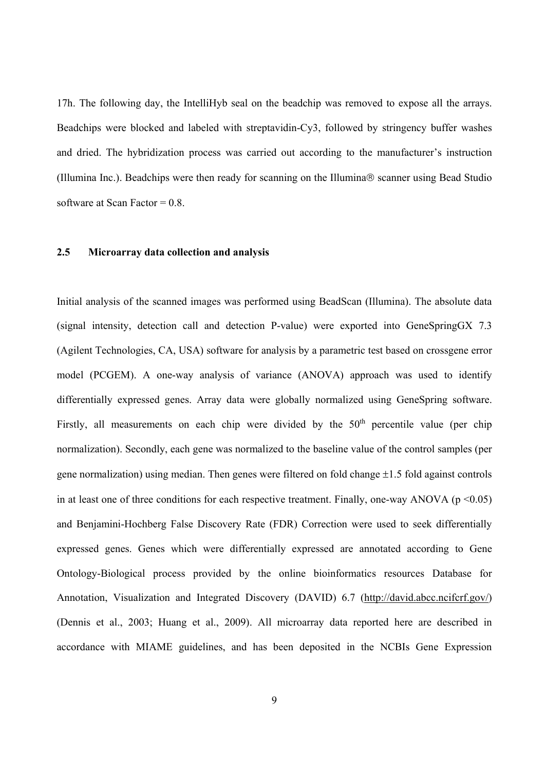17h. The following day, the IntelliHyb seal on the beadchip was removed to expose all the arrays. Beadchips were blocked and labeled with streptavidin-Cy3, followed by stringency buffer washes and dried. The hybridization process was carried out according to the manufacturer's instruction (Illumina Inc.). Beadchips were then ready for scanning on the Illumina® scanner using Bead Studio software at Scan Factor = 0.8.

## 2.5 Microarray data collection and analysis

Initial analysis of the scanned images was performed using BeadScan (Illumina). The absolute data (signal intensity, detection call and detection P-value) were exported into GeneSpringGX 7.3 (Agilent Technologies, CA, USA) software for analysis by a parametric test based on crossgene error model (PCGEM). A one-way analysis of variance (ANOVA) approach was used to identify differentially expressed genes. Array data were globally normalized using GeneSpring software. Firstly, all measurements on each chip were divided by the $50^{th}$ percentile value (per chip normalization). Secondly, each gene was normalized to the baseline value of the control samples (per gene normalization) using median. Then genes were filtered on fold change ±1.5 fold against controls in at least one of three conditions for each respective treatment. Finally, one-way ANOVA ($p < 0.05$) and Benjamini-Hochberg False Discovery Rate (FDR) Correction were used to seek differentially expressed genes. Genes which were differentially expressed are annotated according to Gene Ontology-Biological process provided by the online bioinformatics resources Database for Annotation, Visualization and Integrated Discovery (DAVID) 6.7 (http://david.abcc.ncifcrf.gov/) (Dennis et al., 2003; Huang et al., 2009). All microarray data reported here are described in accordance with MIAME guidelines, and has been deposited in the NCBIs Gene Expression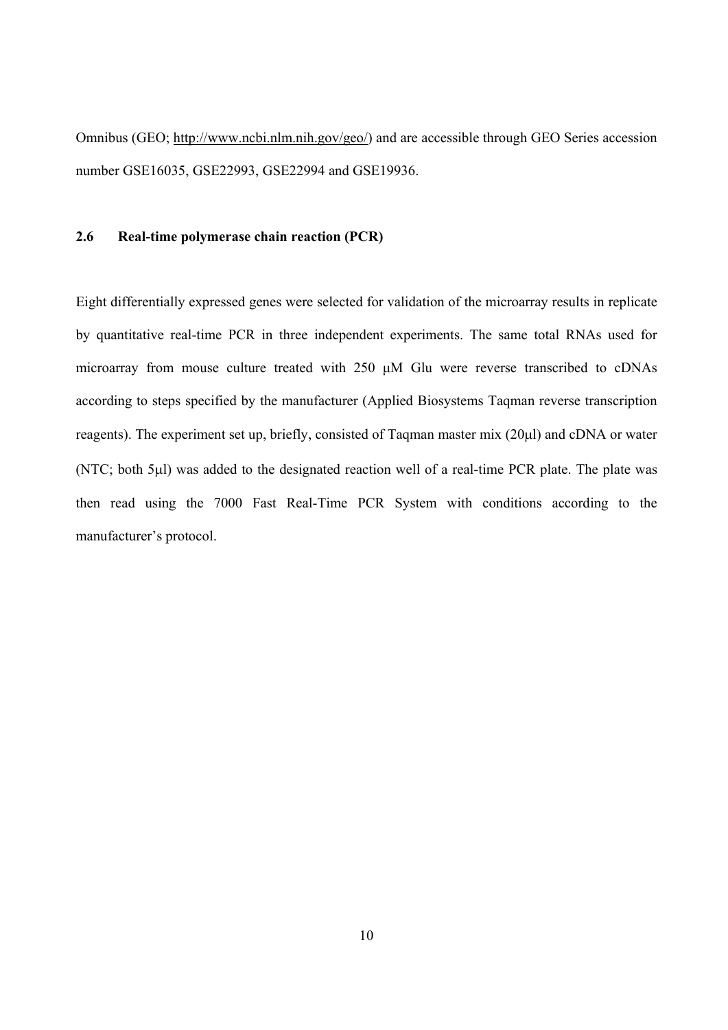Omnibus (GEO; http://www.ncbi.nlm.nih.gov/geo/) and are accessible through GEO Series accession number GSE16035, GSE22993, GSE22994 and GSE19936.

### 2.6 Real-time polymerase chain reaction (PCR)

Eight differentially expressed genes were selected for validation of the microarray results in replicate by quantitative real-time PCR in three independent experiments. The same total RNAs used for microarray from mouse culture treated with 250 μM Glu were reverse transcribed to cDNAs according to steps specified by the manufacturer (Applied Biosystems Taqman reverse transcription reagents). The experiment set up, briefly, consisted of Taqman master mix (20μl) and cDNA or water (NTC; both 5μl) was added to the designated reaction well of a real-time PCR plate. The plate was then read using the 7000 Fast Real-Time PCR System with conditions according to the manufacturer's protocol.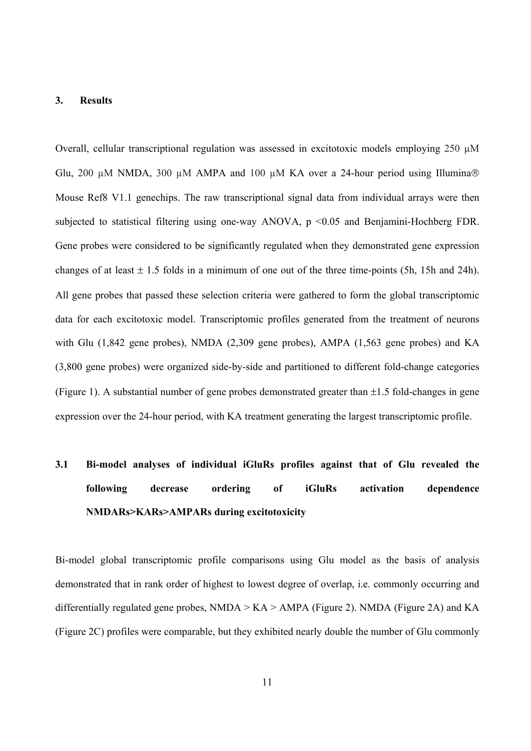## 3. Results

Overall, cellular transcriptional regulation was assessed in excitotoxic models employing 250 μM Glu, 200 μM NMDA, 300 μM AMPA and 100 μM KA over a 24-hour period using Illumina® Mouse Ref8 V1.1 genechips. The raw transcriptional signal data from individual arrays were then subjected to statistical filtering using one-way ANOVA, $p < 0.05$ and Benjamini-Hochberg FDR. Gene probes were considered to be significantly regulated when they demonstrated gene expression changes of at least ± 1.5 folds in a minimum of one out of the three time-points (5h, 15h and 24h). All gene probes that passed these selection criteria were gathered to form the global transcriptomic data for each excitotoxic model. Transcriptomic profiles generated from the treatment of neurons with Glu (1,842 gene probes), NMDA (2,309 gene probes), AMPA (1,563 gene probes) and KA (3,800 gene probes) were organized side-by-side and partitioned to different fold-change categories (Figure 1). A substantial number of gene probes demonstrated greater than ±1.5 fold-changes in gene expression over the 24-hour period, with KA treatment generating the largest transcriptomic profile.

### 3.1 Bi-model analyses of individual iGluRs profiles against that of Glu revealed the following decrease ordering of iGluRs activation dependence NMDARs>KARs>AMPARs during excitotoxicity

Bi-model global transcriptomic profile comparisons using Glu model as the basis of analysis demonstrated that in rank order of highest to lowest degree of overlap, i.e. commonly occurring and differentially regulated gene probes, NMDA > KA > AMPA (Figure 2). NMDA (Figure 2A) and KA (Figure 2C) profiles were comparable, but they exhibited nearly double the number of Glu commonly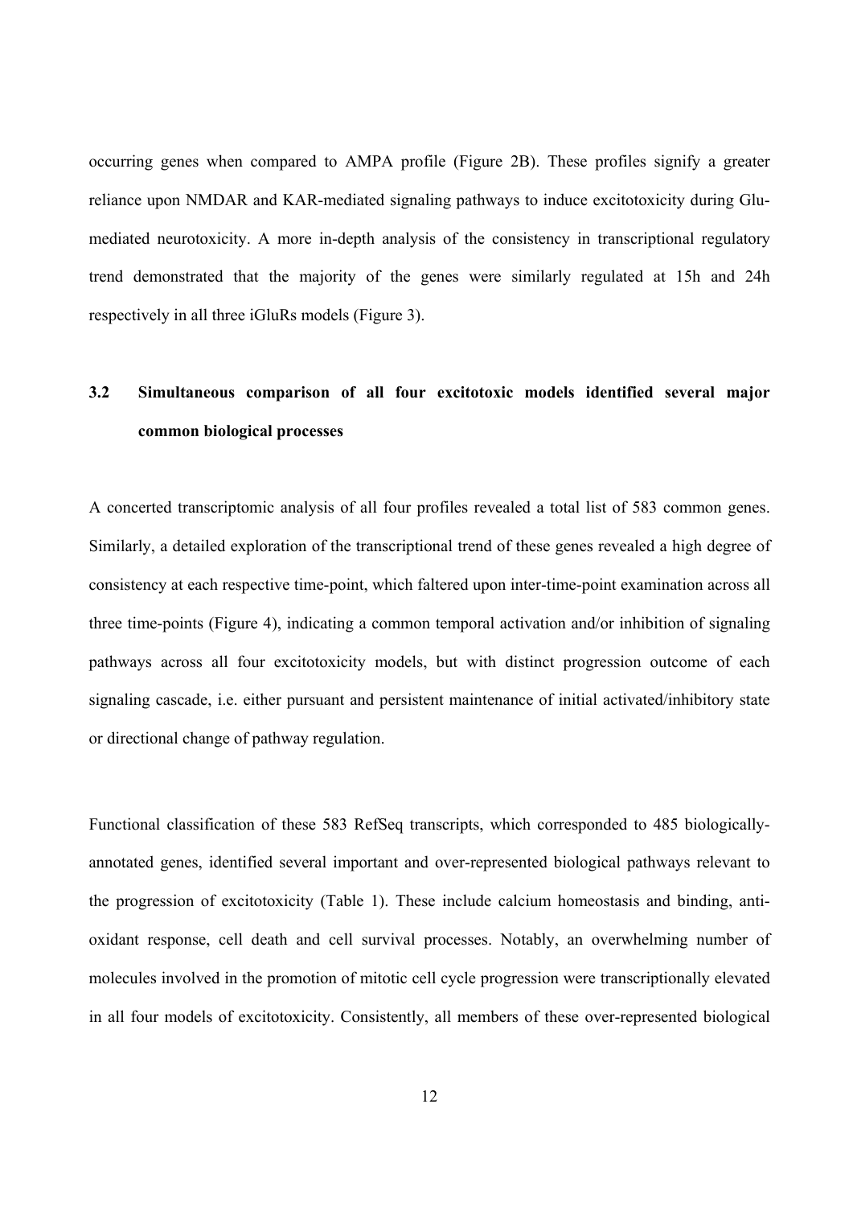occurring genes when compared to AMPA profile (Figure 2B). These profiles signify a greater reliance upon NMDAR and KAR-mediated signaling pathways to induce excitotoxicity during Glu-mediated neurotoxicity. A more in-depth analysis of the consistency in transcriptional regulatory trend demonstrated that the majority of the genes were similarly regulated at 15h and 24h respectively in all three iGluRs models (Figure 3).

## 3.2 Simultaneous comparison of all four excitotoxic models identified several major common biological processes

A concerted transcriptomic analysis of all four profiles revealed a total list of 583 common genes. Similarly, a detailed exploration of the transcriptional trend of these genes revealed a high degree of consistency at each respective time-point, which faltered upon inter-time-point examination across all three time-points (Figure 4), indicating a common temporal activation and/or inhibition of signaling pathways across all four excitotoxicity models, but with distinct progression outcome of each signaling cascade, i.e. either pursuant and persistent maintenance of initial activated/inhibitory state or directional change of pathway regulation.

Functional classification of these 583 RefSeq transcripts, which corresponded to 485 biologically-annotated genes, identified several important and over-represented biological pathways relevant to the progression of excitotoxicity (Table 1). These include calcium homeostasis and binding, anti-oxidant response, cell death and cell survival processes. Notably, an overwhelming number of molecules involved in the promotion of mitotic cell cycle progression were transcriptionally elevated in all four models of excitotoxicity. Consistently, all members of these over-represented biological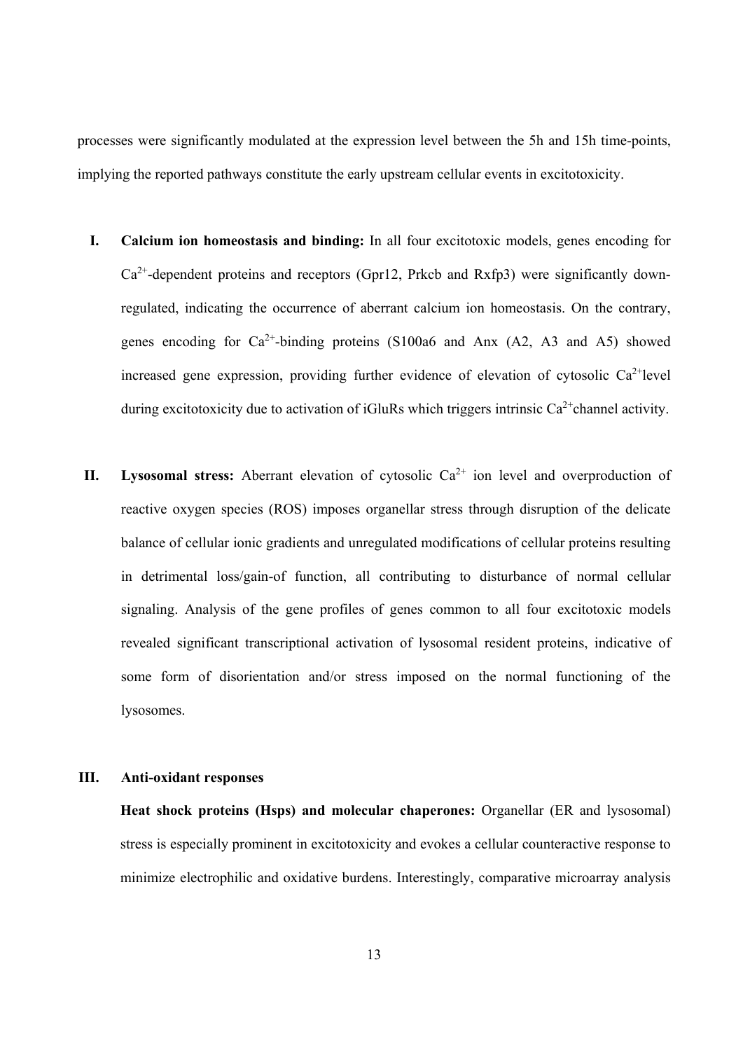processes were significantly modulated at the expression level between the 5h and 15h time-points, implying the reported pathways constitute the early upstream cellular events in excitotoxicity.

I. **Calcium ion homeostasis and binding:** In all four excitotoxic models, genes encoding for $Ca^{2+}$-dependent proteins and receptors (Gpr12, Prkcb and Rxfp3) were significantly down-regulated, indicating the occurrence of aberrant calcium ion homeostasis. On the contrary, genes encoding for $Ca^{2+}$-binding proteins (S100a6 and Anx (A2, A3 and A5) showed increased gene expression, providing further evidence of elevation of cytosolic $Ca^{2+}$level during excitotoxicity due to activation of iGluRs which triggers intrinsic $Ca^{2+}$channel activity.

II. **Lysosomal stress:** Aberrant elevation of cytosolic $Ca^{2+}$ ion level and overproduction of reactive oxygen species (ROS) imposes organellar stress through disruption of the delicate balance of cellular ionic gradients and unregulated modifications of cellular proteins resulting in detrimental loss/gain-of function, all contributing to disturbance of normal cellular signaling. Analysis of the gene profiles of genes common to all four excitotoxic models revealed significant transcriptional activation of lysosomal resident proteins, indicative of some form of disorientation and/or stress imposed on the normal functioning of the lysosomes.

III. **Anti-oxidant responses**

**Heat shock proteins (Hsps) and molecular chaperones:** Organellar (ER and lysosomal) stress is especially prominent in excitotoxicity and evokes a cellular counteractive response to minimize electrophilic and oxidative burdens. Interestingly, comparative microarray analysis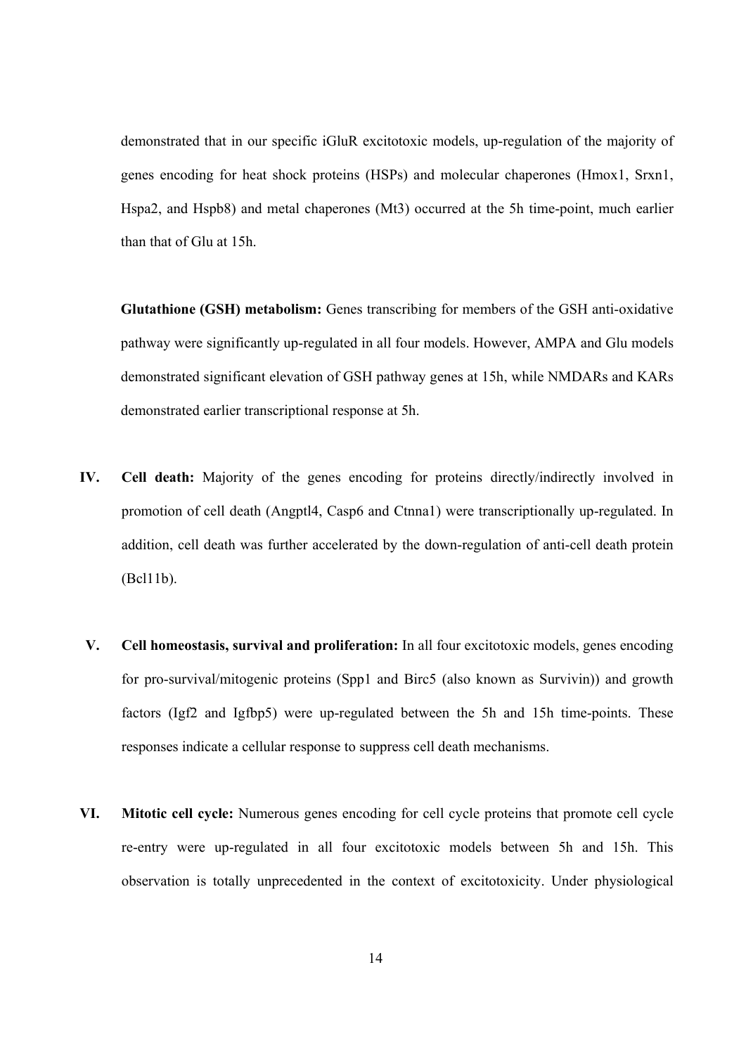demonstrated that in our specific iGluR excitotoxic models, up-regulation of the majority of genes encoding for heat shock proteins (HSPs) and molecular chaperones (Hmox1, Srxn1, Hspa2, and Hspb8) and metal chaperones (Mt3) occurred at the 5h time-point, much earlier than that of Glu at 15h.

**Glutathione (GSH) metabolism:** Genes transcribing for members of the GSH anti-oxidative pathway were significantly up-regulated in all four models. However, AMPA and Glu models demonstrated significant elevation of GSH pathway genes at 15h, while NMDARs and KARs demonstrated earlier transcriptional response at 5h.

IV. **Cell death:** Majority of the genes encoding for proteins directly/indirectly involved in promotion of cell death (Angptl4, Casp6 and Ctnna1) were transcriptionally up-regulated. In addition, cell death was further accelerated by the down-regulation of anti-cell death protein (Bcl11b).

V. **Cell homeostasis, survival and proliferation:** In all four excitotoxic models, genes encoding for pro-survival/mitogenic proteins (Spp1 and Birc5 (also known as Survivin)) and growth factors (Igf2 and Igfbp5) were up-regulated between the 5h and 15h time-points. These responses indicate a cellular response to suppress cell death mechanisms.

VI. **Mitotic cell cycle:** Numerous genes encoding for cell cycle proteins that promote cell cycle re-entry were up-regulated in all four excitotoxic models between 5h and 15h. This observation is totally unprecedented in the context of excitotoxicity. Under physiological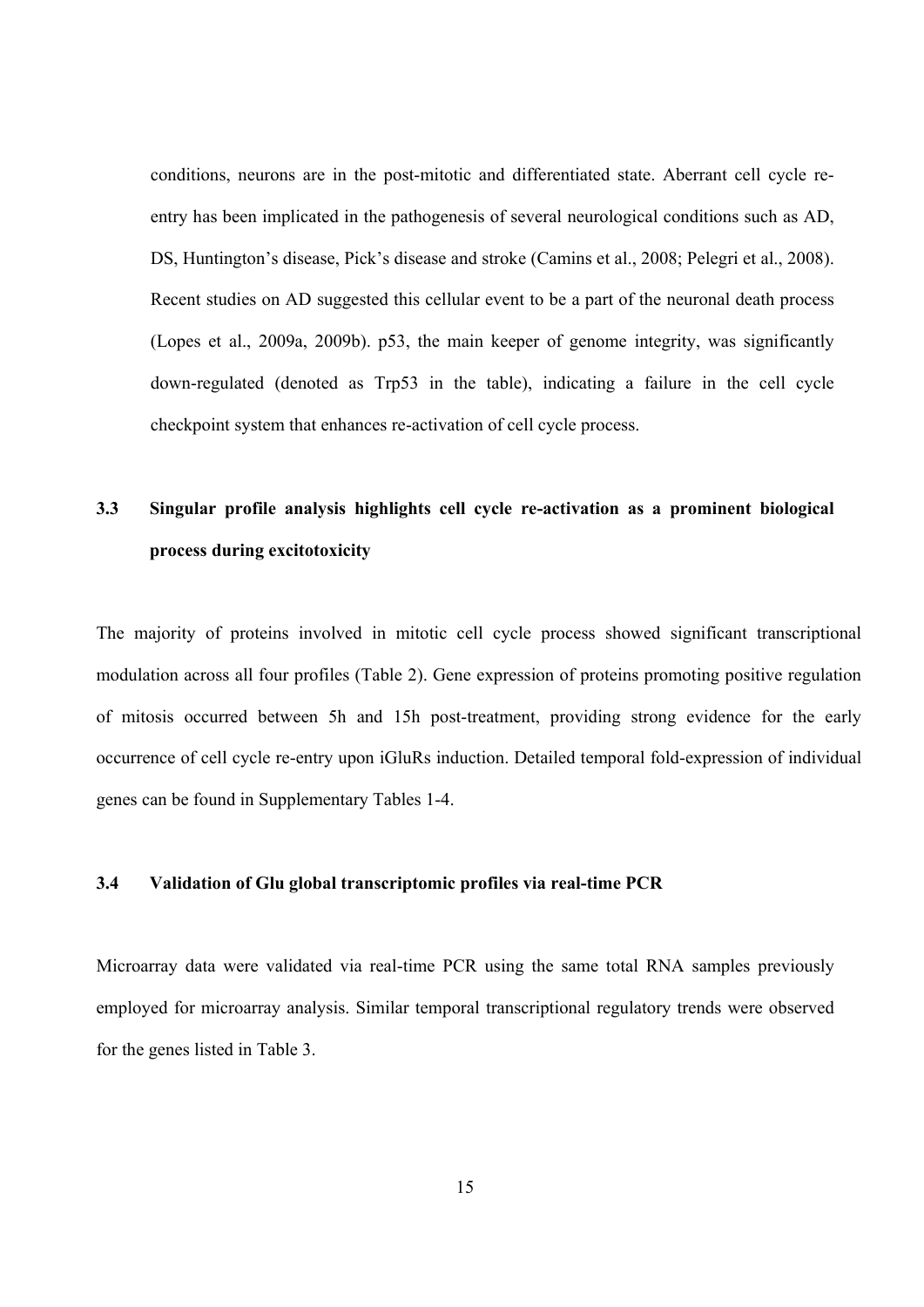conditions, neurons are in the post-mitotic and differentiated state. Aberrant cell cycle re-entry has been implicated in the pathogenesis of several neurological conditions such as AD, DS, Huntington's disease, Pick's disease and stroke (Camins et al., 2008; Pelegri et al., 2008). Recent studies on AD suggested this cellular event to be a part of the neuronal death process (Lopes et al., 2009a, 2009b). p53, the main keeper of genome integrity, was significantly down-regulated (denoted as Trp53 in the table), indicating a failure in the cell cycle checkpoint system that enhances re-activation of cell cycle process.

## 3.3 Singular profile analysis highlights cell cycle re-activation as a prominent biological process during excitotoxicity

The majority of proteins involved in mitotic cell cycle process showed significant transcriptional modulation across all four profiles (Table 2). Gene expression of proteins promoting positive regulation of mitosis occurred between 5h and 15h post-treatment, providing strong evidence for the early occurrence of cell cycle re-entry upon iGluRs induction. Detailed temporal fold-expression of individual genes can be found in Supplementary Tables 1-4.

### 3.4 Validation of Glu global transcriptomic profiles via real-time PCR

Microarray data were validated via real-time PCR using the same total RNA samples previously employed for microarray analysis. Similar temporal transcriptional regulatory trends were observed for the genes listed in Table 3.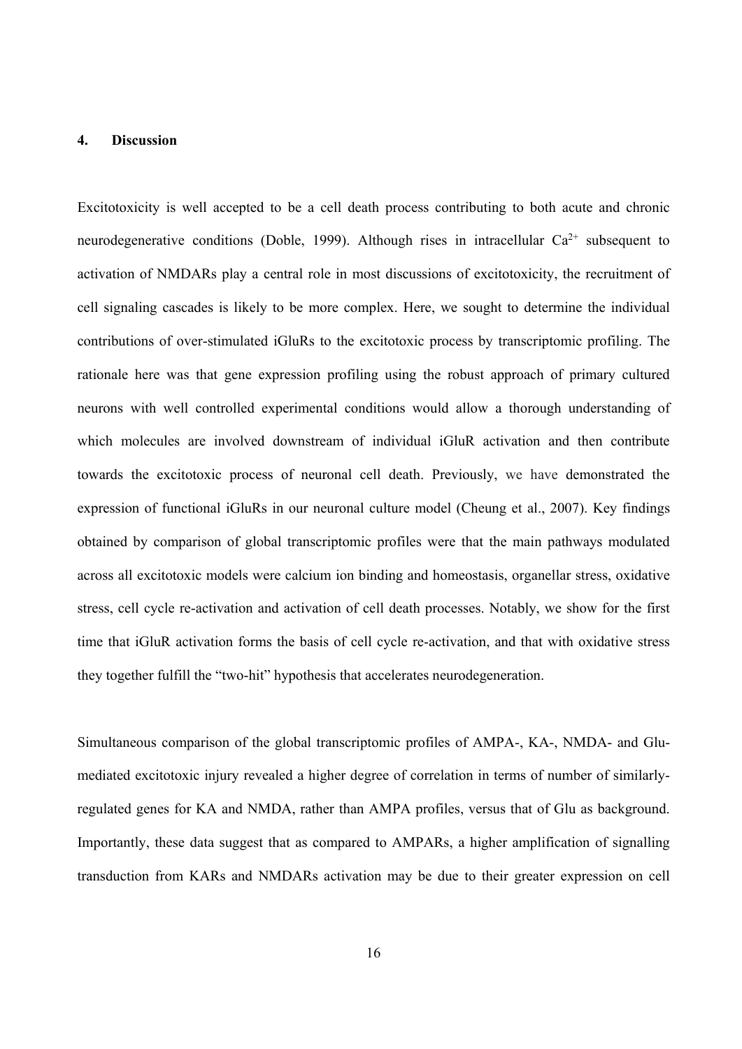## 4. Discussion

Excitotoxicity is well accepted to be a cell death process contributing to both acute and chronic neurodegenerative conditions (Doble, 1999). Although rises in intracellular $Ca^{2+}$ subsequent to activation of NMDARs play a central role in most discussions of excitotoxicity, the recruitment of cell signaling cascades is likely to be more complex. Here, we sought to determine the individual contributions of over-stimulated iGluRs to the excitotoxic process by transcriptomic profiling. The rationale here was that gene expression profiling using the robust approach of primary cultured neurons with well controlled experimental conditions would allow a thorough understanding of which molecules are involved downstream of individual iGluR activation and then contribute towards the excitotoxic process of neuronal cell death. Previously, we have demonstrated the expression of functional iGluRs in our neuronal culture model (Cheung et al., 2007). Key findings obtained by comparison of global transcriptomic profiles were that the main pathways modulated across all excitotoxic models were calcium ion binding and homeostasis, organellar stress, oxidative stress, cell cycle re-activation and activation of cell death processes. Notably, we show for the first time that iGluR activation forms the basis of cell cycle re-activation, and that with oxidative stress they together fulfill the "two-hit" hypothesis that accelerates neurodegeneration.

Simultaneous comparison of the global transcriptomic profiles of AMPA-, KA-, NMDA- and Glu-mediated excitotoxic injury revealed a higher degree of correlation in terms of number of similarly-regulated genes for KA and NMDA, rather than AMPA profiles, versus that of Glu as background. Importantly, these data suggest that as compared to AMPARs, a higher amplification of signalling transduction from KARs and NMDARs activation may be due to their greater expression on cell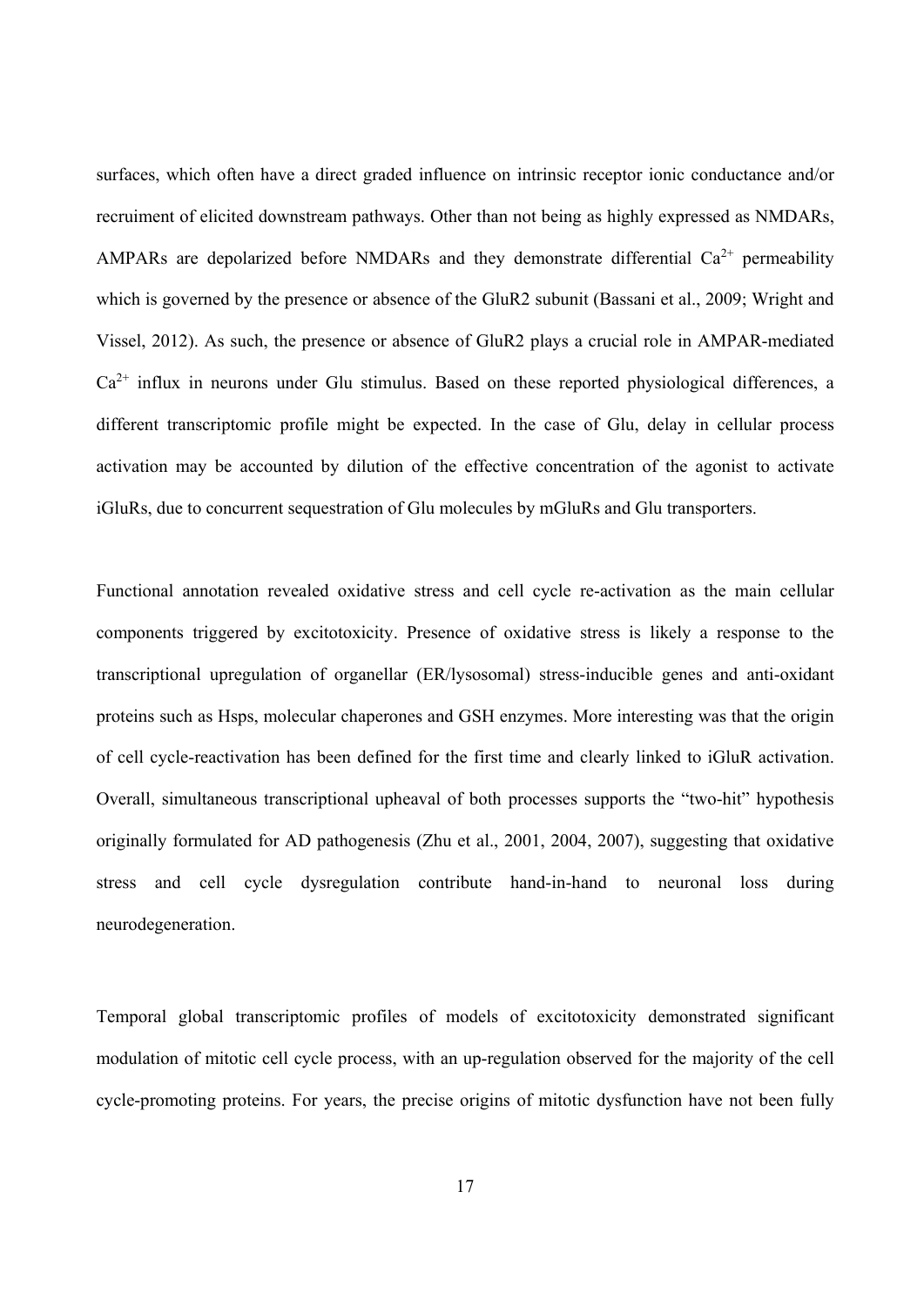surfaces, which often have a direct graded influence on intrinsic receptor ionic conductance and/or recruiment of elicited downstream pathways. Other than not being as highly expressed as NMDARs, AMPARs are depolarized before NMDARs and they demonstrate differential $Ca^{2+}$ permeability which is governed by the presence or absence of the GluR2 subunit (Bassani et al., 2009; Wright and Vissel, 2012). As such, the presence or absence of GluR2 plays a crucial role in AMPAR-mediated $Ca^{2+}$ influx in neurons under Glu stimulus. Based on these reported physiological differences, a different transcriptomic profile might be expected. In the case of Glu, delay in cellular process activation may be accounted by dilution of the effective concentration of the agonist to activate iGluRs, due to concurrent sequestration of Glu molecules by mGluRs and Glu transporters.

Functional annotation revealed oxidative stress and cell cycle re-activation as the main cellular components triggered by excitotoxicity. Presence of oxidative stress is likely a response to the transcriptional upregulation of organellar (ER/lysosomal) stress-inducible genes and anti-oxidant proteins such as Hsps, molecular chaperones and GSH enzymes. More interesting was that the origin of cell cycle-reactivation has been defined for the first time and clearly linked to iGluR activation. Overall, simultaneous transcriptional upheaval of both processes supports the "two-hit" hypothesis originally formulated for AD pathogenesis (Zhu et al., 2001, 2004, 2007), suggesting that oxidative stress and cell cycle dysregulation contribute hand-in-hand to neuronal loss during neurodegeneration.

Temporal global transcriptomic profiles of models of excitotoxicity demonstrated significant modulation of mitotic cell cycle process, with an up-regulation observed for the majority of the cell cycle-promoting proteins. For years, the precise origins of mitotic dysfunction have not been fully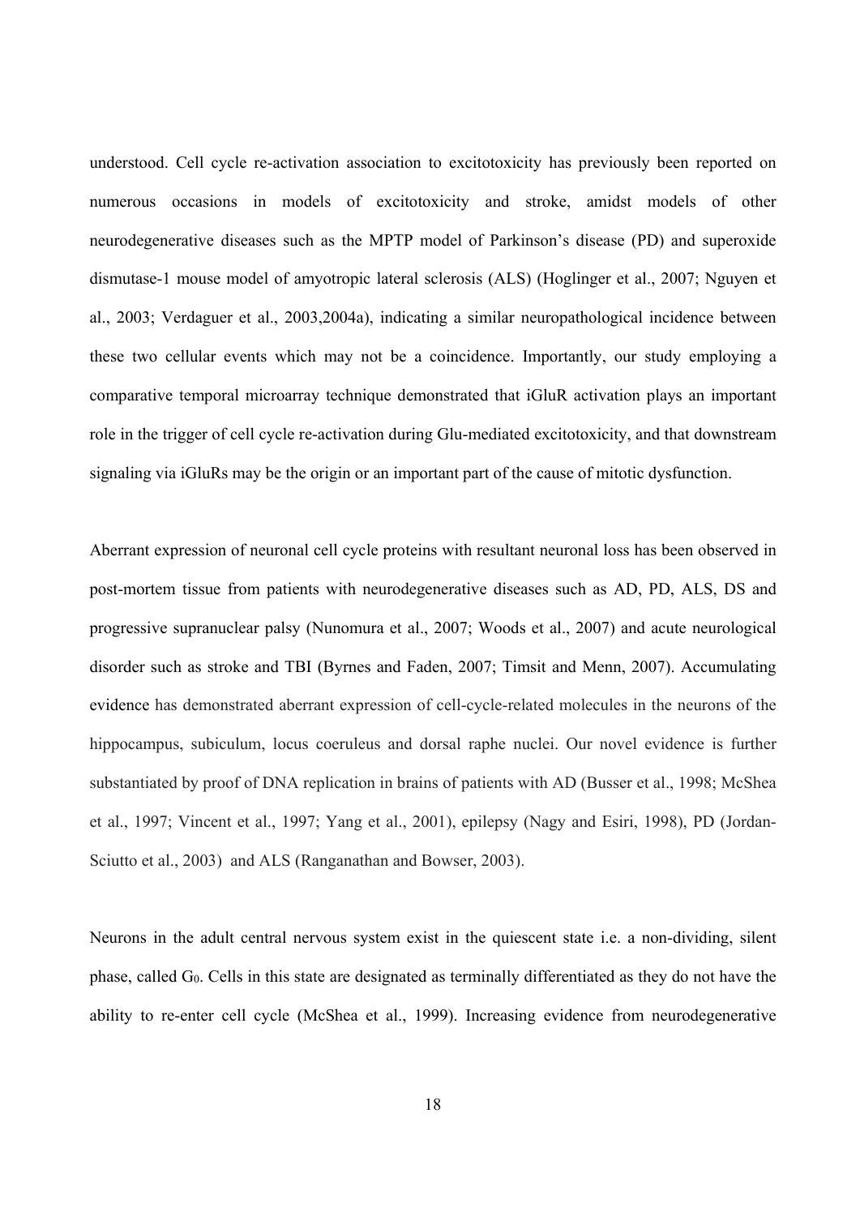understood. Cell cycle re-activation association to excitotoxicity has previously been reported on numerous occasions in models of excitotoxicity and stroke, amidst models of other neurodegenerative diseases such as the MPTP model of Parkinson's disease (PD) and superoxide dismutase-1 mouse model of amyotropic lateral sclerosis (ALS) (Hoglinger et al., 2007; Nguyen et al., 2003; Verdaguer et al., 2003,2004a), indicating a similar neuropathological incidence between these two cellular events which may not be a coincidence. Importantly, our study employing a comparative temporal microarray technique demonstrated that iGluR activation plays an important role in the trigger of cell cycle re-activation during Glu-mediated excitotoxicity, and that downstream signaling via iGluRs may be the origin or an important part of the cause of mitotic dysfunction.

Aberrant expression of neuronal cell cycle proteins with resultant neuronal loss has been observed in post-mortem tissue from patients with neurodegenerative diseases such as AD, PD, ALS, DS and progressive supranuclear palsy (Nunomura et al., 2007; Woods et al., 2007) and acute neurological disorder such as stroke and TBI (Byrnes and Faden, 2007; Timsit and Menn, 2007). Accumulating evidence has demonstrated aberrant expression of cell-cycle-related molecules in the neurons of the hippocampus, subiculum, locus coeruleus and dorsal raphe nuclei. Our novel evidence is further substantiated by proof of DNA replication in brains of patients with AD (Busser et al., 1998; McShea et al., 1997; Vincent et al., 1997; Yang et al., 2001), epilepsy (Nagy and Esiri, 1998), PD (Jordan-Sciutto et al., 2003) and ALS (Ranganathan and Bowser, 2003).

Neurons in the adult central nervous system exist in the quiescent state i.e. a non-dividing, silent phase, called $G_0$. Cells in this state are designated as terminally differentiated as they do not have the ability to re-enter cell cycle (McShea et al., 1999). Increasing evidence from neurodegenerative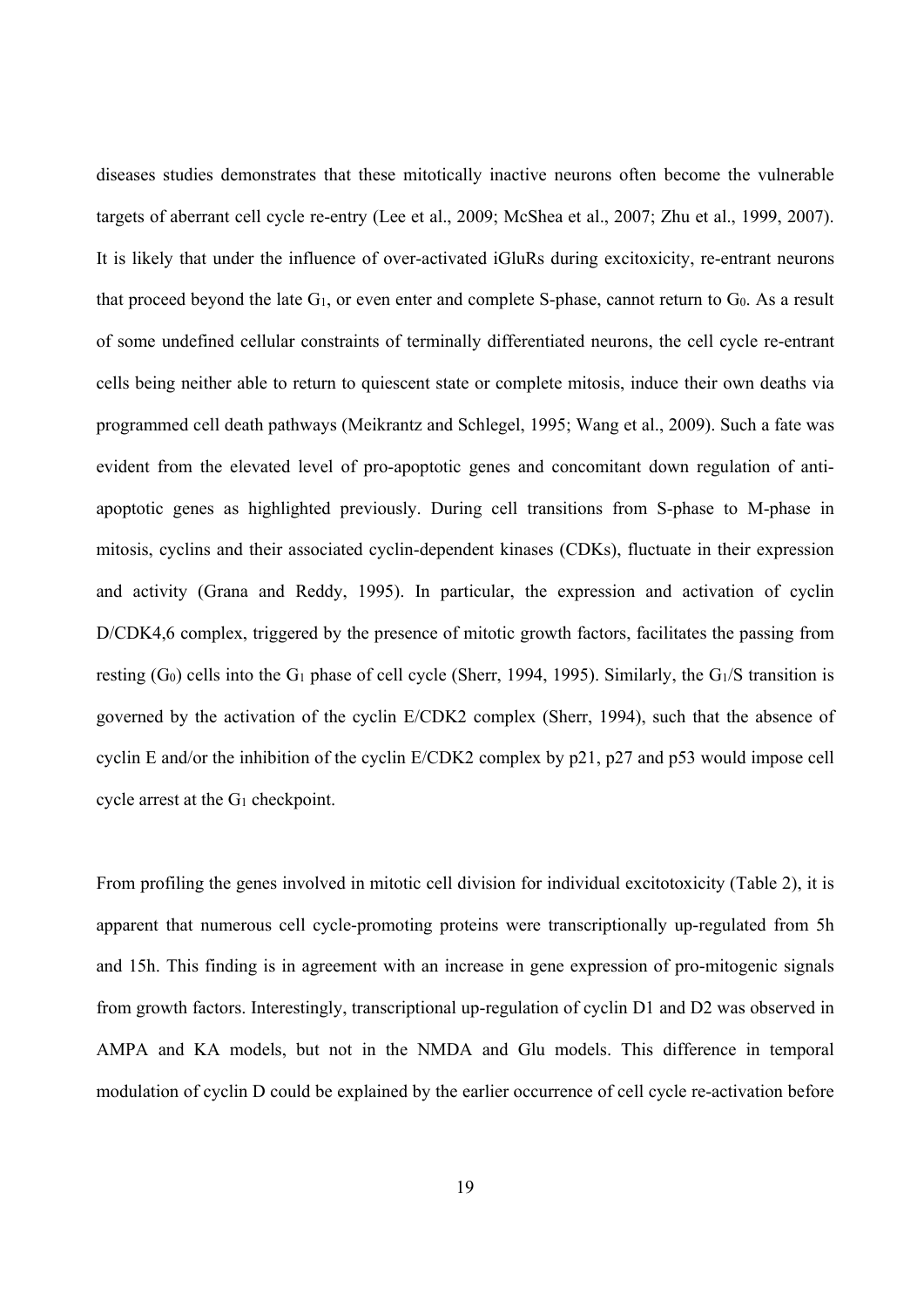diseases studies demonstrates that these mitotically inactive neurons often become the vulnerable targets of aberrant cell cycle re-entry (Lee et al., 2009; McShea et al., 2007; Zhu et al., 1999, 2007). It is likely that under the influence of over-activated iGluRs during excitoxicity, re-entrant neurons that proceed beyond the late $G_1$, or even enter and complete S-phase, cannot return to $G_0$. As a result of some undefined cellular constraints of terminally differentiated neurons, the cell cycle re-entrant cells being neither able to return to quiescent state or complete mitosis, induce their own deaths via programmed cell death pathways (Meikrantz and Schlegel, 1995; Wang et al., 2009). Such a fate was evident from the elevated level of pro-apoptotic genes and concomitant down regulation of anti-apoptotic genes as highlighted previously. During cell transitions from S-phase to M-phase in mitosis, cyclins and their associated cyclin-dependent kinases (CDKs), fluctuate in their expression and activity (Grana and Reddy, 1995). In particular, the expression and activation of cyclin D/CDK4,6 complex, triggered by the presence of mitotic growth factors, facilitates the passing from resting ($G_0$) cells into the $G_1$ phase of cell cycle (Sherr, 1994, 1995). Similarly, the $G_1$/S transition is governed by the activation of the cyclin E/CDK2 complex (Sherr, 1994), such that the absence of cyclin E and/or the inhibition of the cyclin E/CDK2 complex by p21, p27 and p53 would impose cell cycle arrest at the $G_1$ checkpoint.

From profiling the genes involved in mitotic cell division for individual excitotoxicity (Table 2), it is apparent that numerous cell cycle-promoting proteins were transcriptionally up-regulated from 5h and 15h. This finding is in agreement with an increase in gene expression of pro-mitogenic signals from growth factors. Interestingly, transcriptional up-regulation of cyclin D1 and D2 was observed in AMPA and KA models, but not in the NMDA and Glu models. This difference in temporal modulation of cyclin D could be explained by the earlier occurrence of cell cycle re-activation before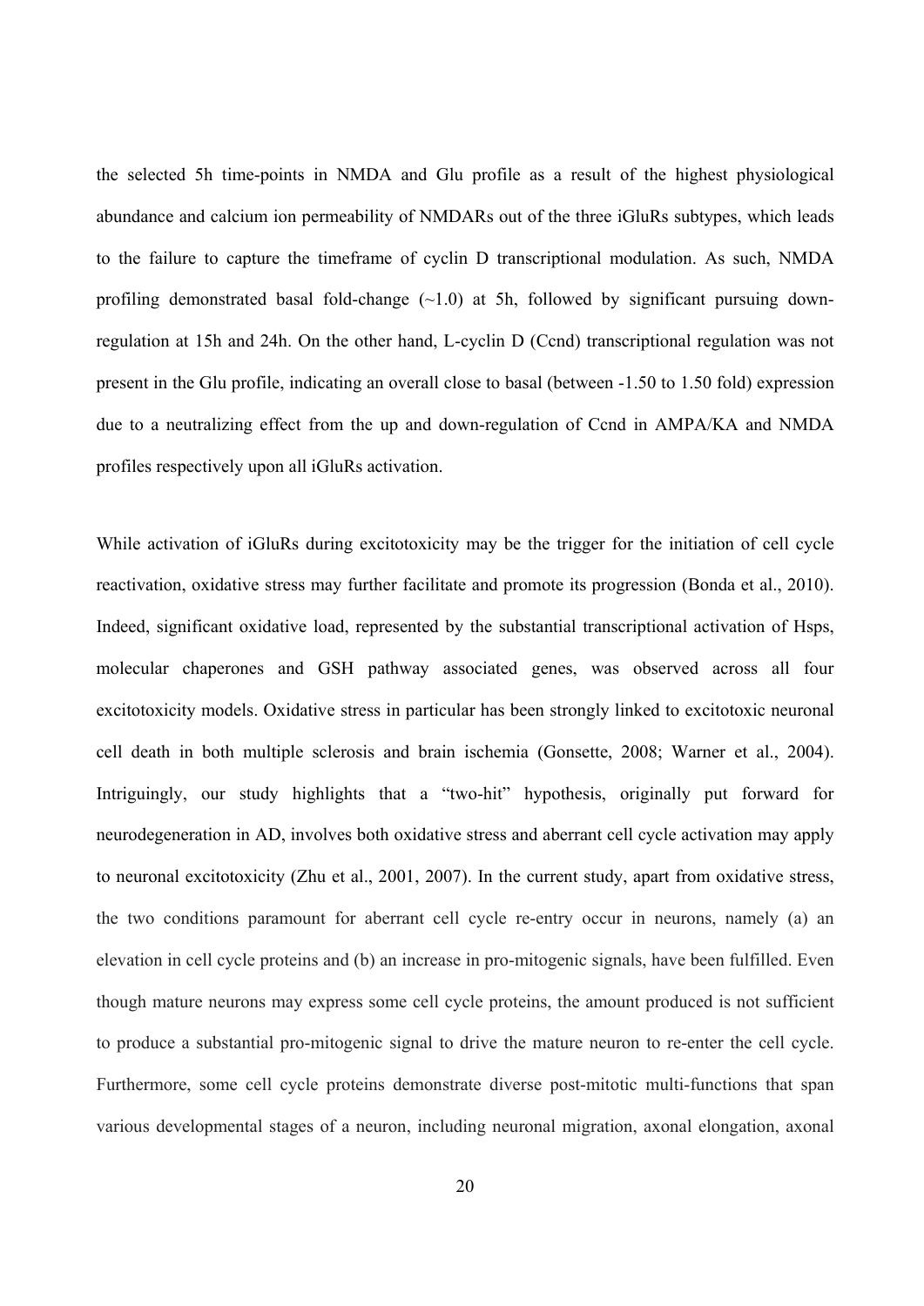the selected 5h time-points in NMDA and Glu profile as a result of the highest physiological abundance and calcium ion permeability of NMDARs out of the three iGluRs subtypes, which leads to the failure to capture the timeframe of cyclin D transcriptional modulation. As such, NMDA profiling demonstrated basal fold-change (~1.0) at 5h, followed by significant pursuing down-regulation at 15h and 24h. On the other hand, L-cyclin D (Ccnd) transcriptional regulation was not present in the Glu profile, indicating an overall close to basal (between -1.50 to 1.50 fold) expression due to a neutralizing effect from the up and down-regulation of Ccnd in AMPA/KA and NMDA profiles respectively upon all iGluRs activation.

While activation of iGluRs during excitotoxicity may be the trigger for the initiation of cell cycle reactivation, oxidative stress may further facilitate and promote its progression (Bonda et al., 2010). Indeed, significant oxidative load, represented by the substantial transcriptional activation of Hsps, molecular chaperones and GSH pathway associated genes, was observed across all four excitotoxicity models. Oxidative stress in particular has been strongly linked to excitotoxic neuronal cell death in both multiple sclerosis and brain ischemia (Gonsette, 2008; Warner et al., 2004). Intriguingly, our study highlights that a "two-hit" hypothesis, originally put forward for neurodegeneration in AD, involves both oxidative stress and aberrant cell cycle activation may apply to neuronal excitotoxicity (Zhu et al., 2001, 2007). In the current study, apart from oxidative stress, the two conditions paramount for aberrant cell cycle re-entry occur in neurons, namely (a) an elevation in cell cycle proteins and (b) an increase in pro-mitogenic signals, have been fulfilled. Even though mature neurons may express some cell cycle proteins, the amount produced is not sufficient to produce a substantial pro-mitogenic signal to drive the mature neuron to re-enter the cell cycle. Furthermore, some cell cycle proteins demonstrate diverse post-mitotic multi-functions that span various developmental stages of a neuron, including neuronal migration, axonal elongation, axonal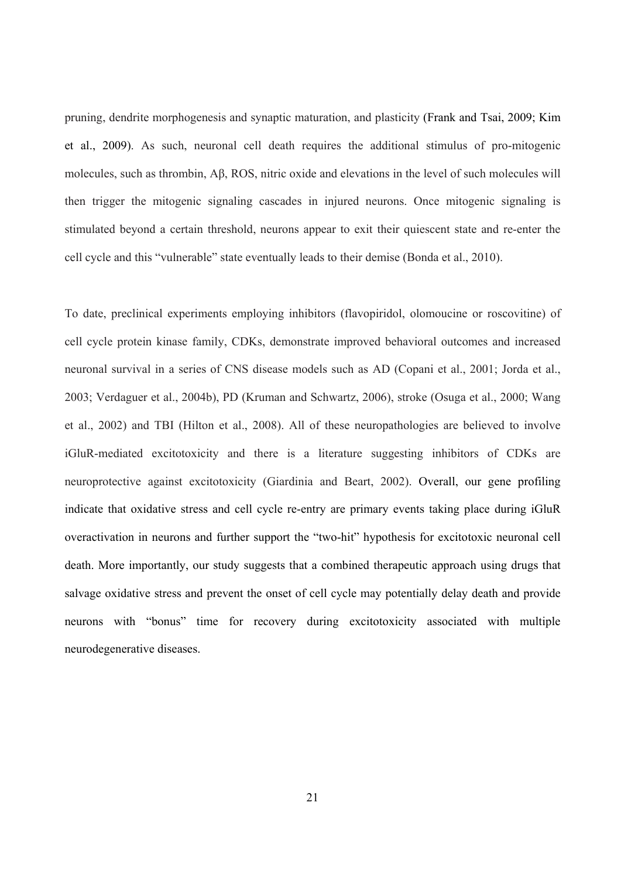pruning, dendrite morphogenesis and synaptic maturation, and plasticity (Frank and Tsai, 2009; Kim et al., 2009). As such, neuronal cell death requires the additional stimulus of pro-mitogenic molecules, such as thrombin, Aβ, ROS, nitric oxide and elevations in the level of such molecules will then trigger the mitogenic signaling cascades in injured neurons. Once mitogenic signaling is stimulated beyond a certain threshold, neurons appear to exit their quiescent state and re-enter the cell cycle and this "vulnerable" state eventually leads to their demise (Bonda et al., 2010).

To date, preclinical experiments employing inhibitors (flavopiridol, olomoucine or roscovitine) of cell cycle protein kinase family, CDKs, demonstrate improved behavioral outcomes and increased neuronal survival in a series of CNS disease models such as AD (Copani et al., 2001; Jorda et al., 2003; Verdaguer et al., 2004b), PD (Kruman and Schwartz, 2006), stroke (Osuga et al., 2000; Wang et al., 2002) and TBI (Hilton et al., 2008). All of these neuropathologies are believed to involve iGluR-mediated excitotoxicity and there is a literature suggesting inhibitors of CDKs are neuroprotective against excitotoxicity (Giardinia and Beart, 2002). Overall, our gene profiling indicate that oxidative stress and cell cycle re-entry are primary events taking place during iGluR overactivation in neurons and further support the "two-hit" hypothesis for excitotoxic neuronal cell death. More importantly, our study suggests that a combined therapeutic approach using drugs that salvage oxidative stress and prevent the onset of cell cycle may potentially delay death and provide neurons with "bonus" time for recovery during excitotoxicity associated with multiple neurodegenerative diseases.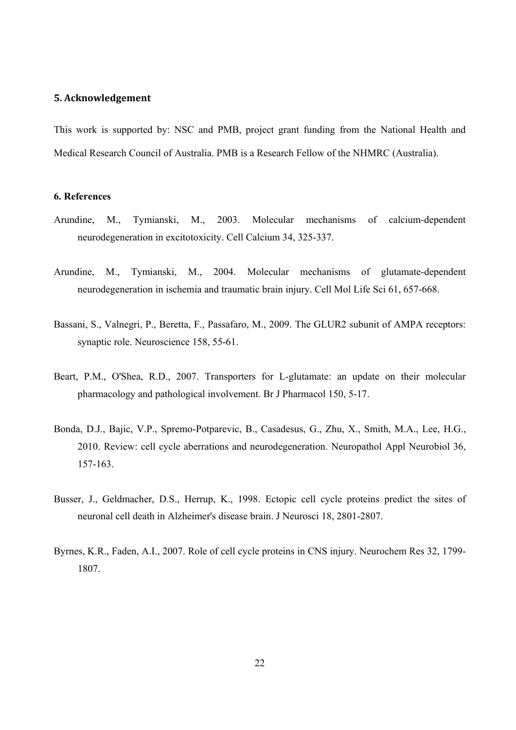## 5. Acknowledgement

This work is supported by: NSC and PMB, project grant funding from the National Health and Medical Research Council of Australia. PMB is a Research Fellow of the NHMRC (Australia).

## 6. References

Arundine, M., Tymianski, M., 2003. Molecular mechanisms of calcium-dependent neurodegeneration in excitotoxicity. Cell Calcium 34, 325-337.

Arundine, M., Tymianski, M., 2004. Molecular mechanisms of glutamate-dependent neurodegeneration in ischemia and traumatic brain injury. Cell Mol Life Sci 61, 657-668.

Bassani, S., Valnegri, P., Beretta, F., Passafaro, M., 2009. The GLUR2 subunit of AMPA receptors: synaptic role. Neuroscience 158, 55-61.

Beart, P.M., O'Shea, R.D., 2007. Transporters for L-glutamate: an update on their molecular pharmacology and pathological involvement. Br J Pharmacol 150, 5-17.

Bonda, D.J., Bajic, V.P., Spremo-Potparevic, B., Casadesus, G., Zhu, X., Smith, M.A., Lee, H.G., 2010. Review: cell cycle aberrations and neurodegeneration. Neuropathol Appl Neurobiol 36, 157-163.

Busser, J., Geldmacher, D.S., Herrup, K., 1998. Ectopic cell cycle proteins predict the sites of neuronal cell death in Alzheimer's disease brain. J Neurosci 18, 2801-2807.

Byrnes, K.R., Faden, A.I., 2007. Role of cell cycle proteins in CNS injury. Neurochem Res 32, 1799-1807.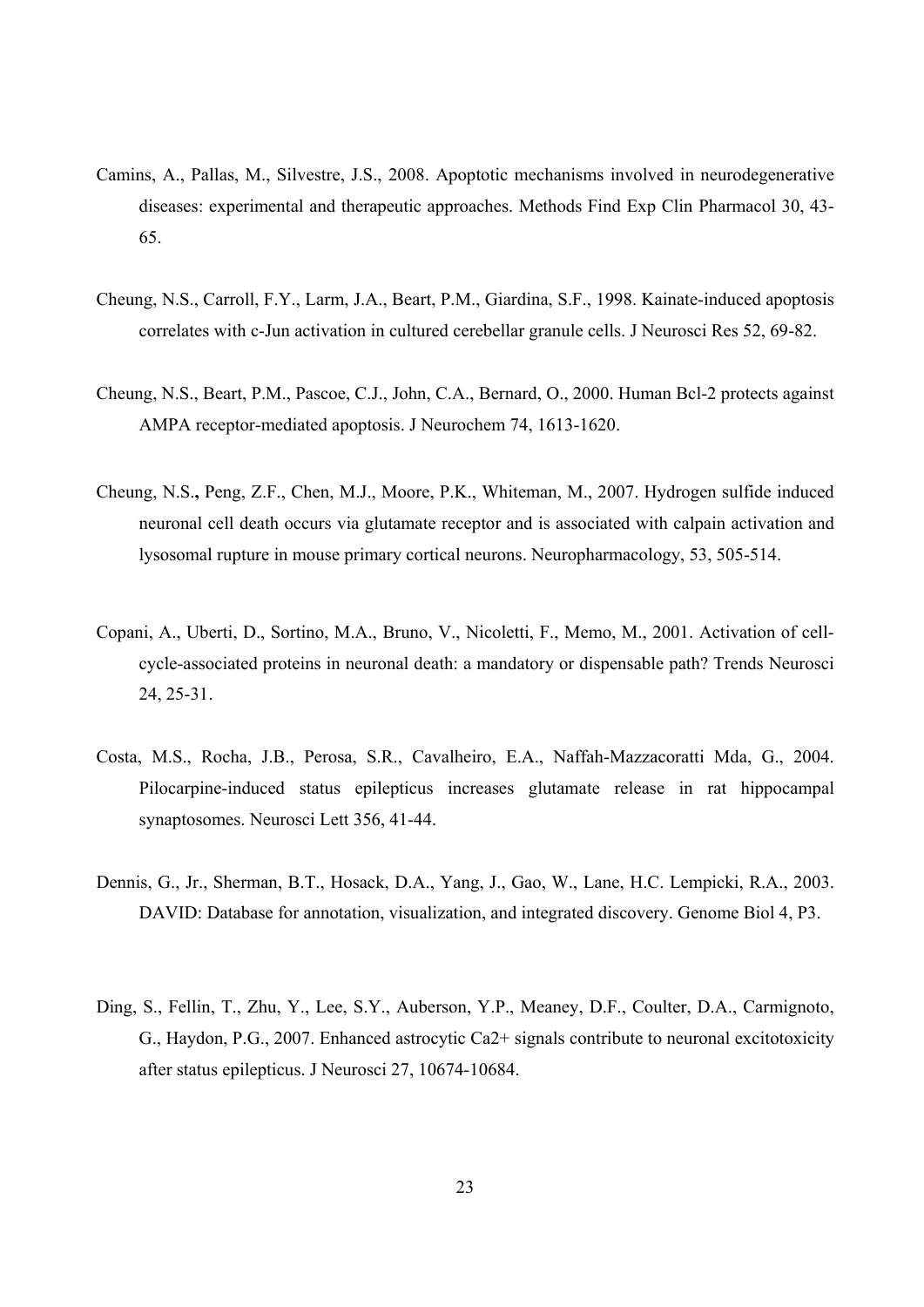Camins, A., Pallas, M., Silvestre, J.S., 2008. Apoptotic mechanisms involved in neurodegenerative diseases: experimental and therapeutic approaches. Methods Find Exp Clin Pharmacol 30, 43-65.

Cheung, N.S., Carroll, F.Y., Larm, J.A., Beart, P.M., Giardina, S.F., 1998. Kainate-induced apoptosis correlates with c-Jun activation in cultured cerebellar granule cells. J Neurosci Res 52, 69-82.

Cheung, N.S., Beart, P.M., Pascoe, C.J., John, C.A., Bernard, O., 2000. Human Bcl-2 protects against AMPA receptor-mediated apoptosis. J Neurochem 74, 1613-1620.

Cheung, N.S.**,** Peng, Z.F., Chen, M.J., Moore, P.K., Whiteman, M., 2007. Hydrogen sulfide induced neuronal cell death occurs via glutamate receptor and is associated with calpain activation and lysosomal rupture in mouse primary cortical neurons. Neuropharmacology, 53, 505-514.

Copani, A., Uberti, D., Sortino, M.A., Bruno, V., Nicoletti, F., Memo, M., 2001. Activation of cell-cycle-associated proteins in neuronal death: a mandatory or dispensable path? Trends Neurosci 24, 25-31.

Costa, M.S., Rocha, J.B., Perosa, S.R., Cavalheiro, E.A., Naffah-Mazzacoratti Mda, G., 2004. Pilocarpine-induced status epilepticus increases glutamate release in rat hippocampal synaptosomes. Neurosci Lett 356, 41-44.

Dennis, G., Jr., Sherman, B.T., Hosack, D.A., Yang, J., Gao, W., Lane, H.C. Lempicki, R.A., 2003. DAVID: Database for annotation, visualization, and integrated discovery. Genome Biol 4, P3.

Ding, S., Fellin, T., Zhu, Y., Lee, S.Y., Auberson, Y.P., Meaney, D.F., Coulter, D.A., Carmignoto, G., Haydon, P.G., 2007. Enhanced astrocytic Ca2+ signals contribute to neuronal excitotoxicity after status epilepticus. J Neurosci 27, 10674-10684.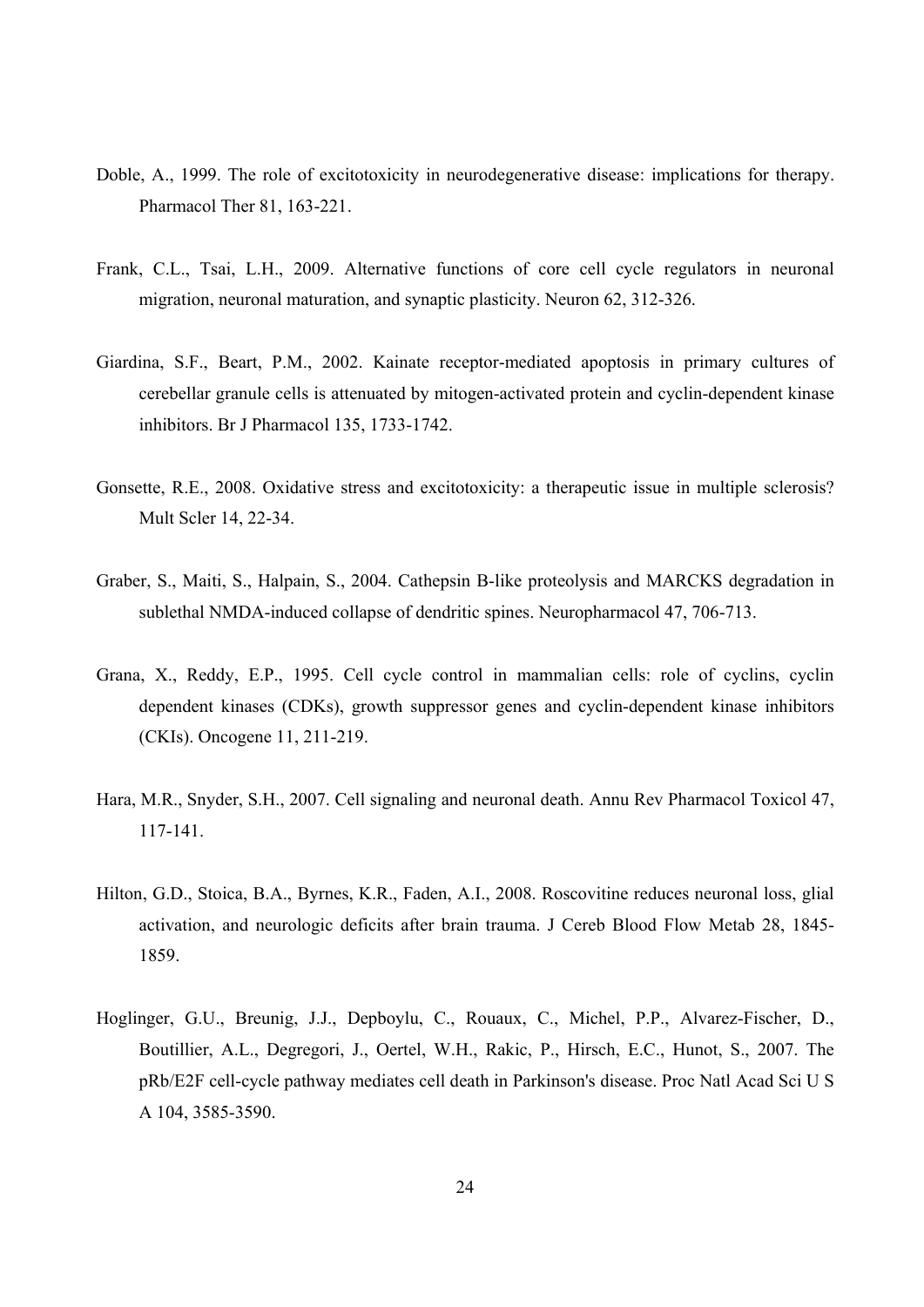Doble, A., 1999. The role of excitotoxicity in neurodegenerative disease: implications for therapy. Pharmacol Ther 81, 163-221.

Frank, C.L., Tsai, L.H., 2009. Alternative functions of core cell cycle regulators in neuronal migration, neuronal maturation, and synaptic plasticity. Neuron 62, 312-326.

Giardina, S.F., Beart, P.M., 2002. Kainate receptor-mediated apoptosis in primary cultures of cerebellar granule cells is attenuated by mitogen-activated protein and cyclin-dependent kinase inhibitors. Br J Pharmacol 135, 1733-1742.

Gonsette, R.E., 2008. Oxidative stress and excitotoxicity: a therapeutic issue in multiple sclerosis? Mult Scler 14, 22-34.

Graber, S., Maiti, S., Halpain, S., 2004. Cathepsin B-like proteolysis and MARCKS degradation in sublethal NMDA-induced collapse of dendritic spines. Neuropharmacol 47, 706-713.

Grana, X., Reddy, E.P., 1995. Cell cycle control in mammalian cells: role of cyclins, cyclin dependent kinases (CDKs), growth suppressor genes and cyclin-dependent kinase inhibitors (CKIs). Oncogene 11, 211-219.

Hara, M.R., Snyder, S.H., 2007. Cell signaling and neuronal death. Annu Rev Pharmacol Toxicol 47, 117-141.

Hilton, G.D., Stoica, B.A., Byrnes, K.R., Faden, A.I., 2008. Roscovitine reduces neuronal loss, glial activation, and neurologic deficits after brain trauma. J Cereb Blood Flow Metab 28, 1845-1859.

Hoglinger, G.U., Breunig, J.J., Depboylu, C., Rouaux, C., Michel, P.P., Alvarez-Fischer, D., Boutillier, A.L., Degregori, J., Oertel, W.H., Rakic, P., Hirsch, E.C., Hunot, S., 2007. The pRb/E2F cell-cycle pathway mediates cell death in Parkinson's disease. Proc Natl Acad Sci U S A 104, 3585-3590.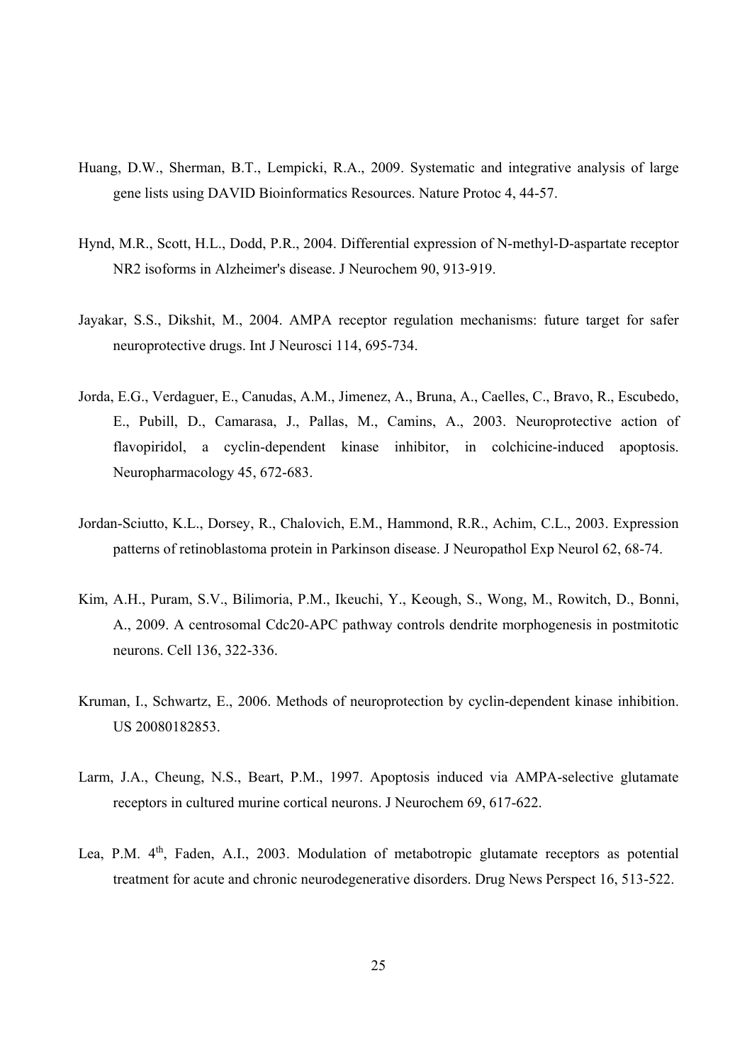Huang, D.W., Sherman, B.T., Lempicki, R.A., 2009. Systematic and integrative analysis of large gene lists using DAVID Bioinformatics Resources. Nature Protoc 4, 44-57.

Hynd, M.R., Scott, H.L., Dodd, P.R., 2004. Differential expression of N-methyl-D-aspartate receptor NR2 isoforms in Alzheimer's disease. J Neurochem 90, 913-919.

Jayakar, S.S., Dikshit, M., 2004. AMPA receptor regulation mechanisms: future target for safer neuroprotective drugs. Int J Neurosci 114, 695-734.

Jorda, E.G., Verdaguer, E., Canudas, A.M., Jimenez, A., Bruna, A., Caelles, C., Bravo, R., Escubedo, E., Pubill, D., Camarasa, J., Pallas, M., Camins, A., 2003. Neuroprotective action of flavopiridol, a cyclin-dependent kinase inhibitor, in colchicine-induced apoptosis. Neuropharmacology 45, 672-683.

Jordan-Sciutto, K.L., Dorsey, R., Chalovich, E.M., Hammond, R.R., Achim, C.L., 2003. Expression patterns of retinoblastoma protein in Parkinson disease. J Neuropathol Exp Neurol 62, 68-74.

Kim, A.H., Puram, S.V., Bilimoria, P.M., Ikeuchi, Y., Keough, S., Wong, M., Rowitch, D., Bonni, A., 2009. A centrosomal Cdc20-APC pathway controls dendrite morphogenesis in postmitotic neurons. Cell 136, 322-336.

Kruman, I., Schwartz, E., 2006. Methods of neuroprotection by cyclin-dependent kinase inhibition. US 20080182853.

Larm, J.A., Cheung, N.S., Beart, P.M., 1997. Apoptosis induced via AMPA-selective glutamate receptors in cultured murine cortical neurons. J Neurochem 69, 617-622.

Lea, P.M. 4th, Faden, A.I., 2003. Modulation of metabotropic glutamate receptors as potential treatment for acute and chronic neurodegenerative disorders. Drug News Perspect 16, 513-522.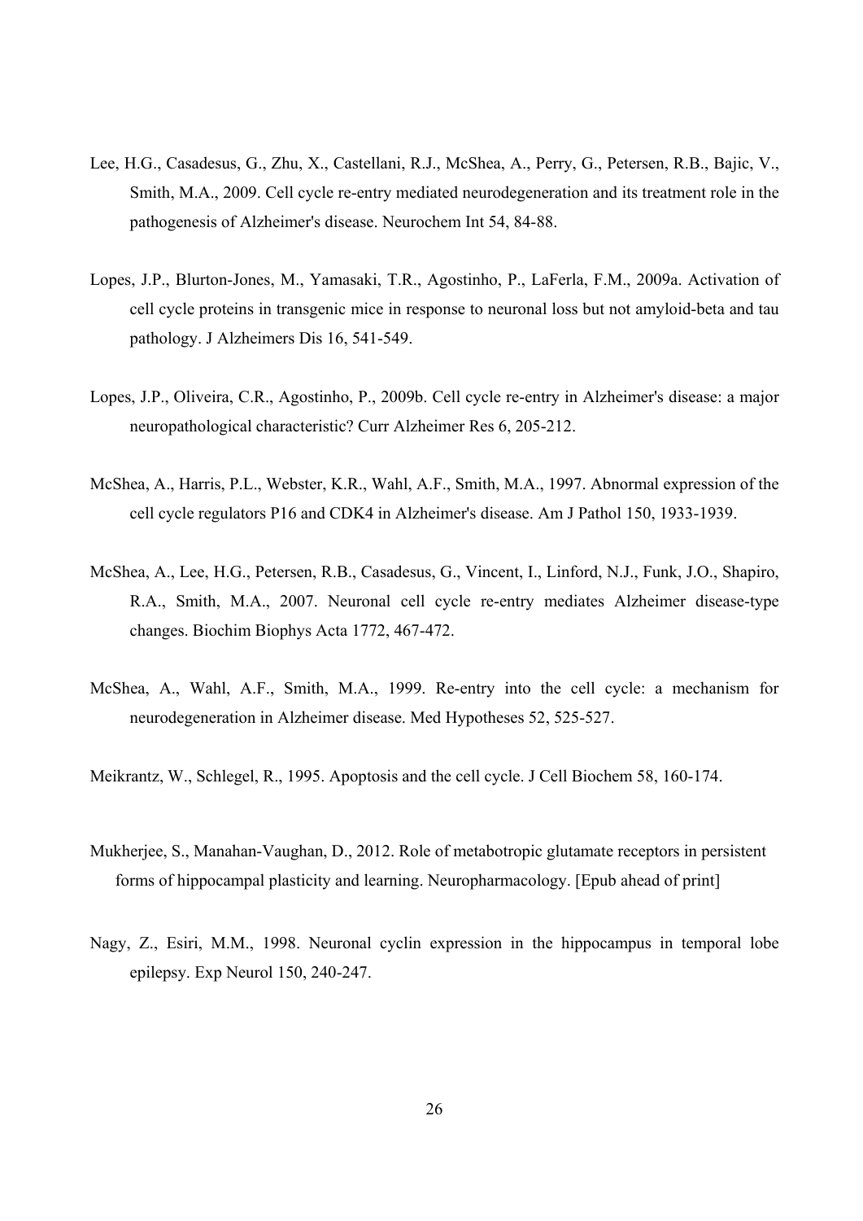Lee, H.G., Casadesus, G., Zhu, X., Castellani, R.J., McShea, A., Perry, G., Petersen, R.B., Bajic, V., Smith, M.A., 2009. Cell cycle re-entry mediated neurodegeneration and its treatment role in the pathogenesis of Alzheimer's disease. Neurochem Int 54, 84-88.

Lopes, J.P., Blurton-Jones, M., Yamasaki, T.R., Agostinho, P., LaFerla, F.M., 2009a. Activation of cell cycle proteins in transgenic mice in response to neuronal loss but not amyloid-beta and tau pathology. J Alzheimers Dis 16, 541-549.

Lopes, J.P., Oliveira, C.R., Agostinho, P., 2009b. Cell cycle re-entry in Alzheimer's disease: a major neuropathological characteristic? Curr Alzheimer Res 6, 205-212.

McShea, A., Harris, P.L., Webster, K.R., Wahl, A.F., Smith, M.A., 1997. Abnormal expression of the cell cycle regulators P16 and CDK4 in Alzheimer's disease. Am J Pathol 150, 1933-1939.

McShea, A., Lee, H.G., Petersen, R.B., Casadesus, G., Vincent, I., Linford, N.J., Funk, J.O., Shapiro, R.A., Smith, M.A., 2007. Neuronal cell cycle re-entry mediates Alzheimer disease-type changes. Biochim Biophys Acta 1772, 467-472.

McShea, A., Wahl, A.F., Smith, M.A., 1999. Re-entry into the cell cycle: a mechanism for neurodegeneration in Alzheimer disease. Med Hypotheses 52, 525-527.

Meikrantz, W., Schlegel, R., 1995. Apoptosis and the cell cycle. J Cell Biochem 58, 160-174.

Mukherjee, S., Manahan-Vaughan, D., 2012. Role of metabotropic glutamate receptors in persistent forms of hippocampal plasticity and learning. Neuropharmacology. [Epub ahead of print]

Nagy, Z., Esiri, M.M., 1998. Neuronal cyclin expression in the hippocampus in temporal lobe epilepsy. Exp Neurol 150, 240-247.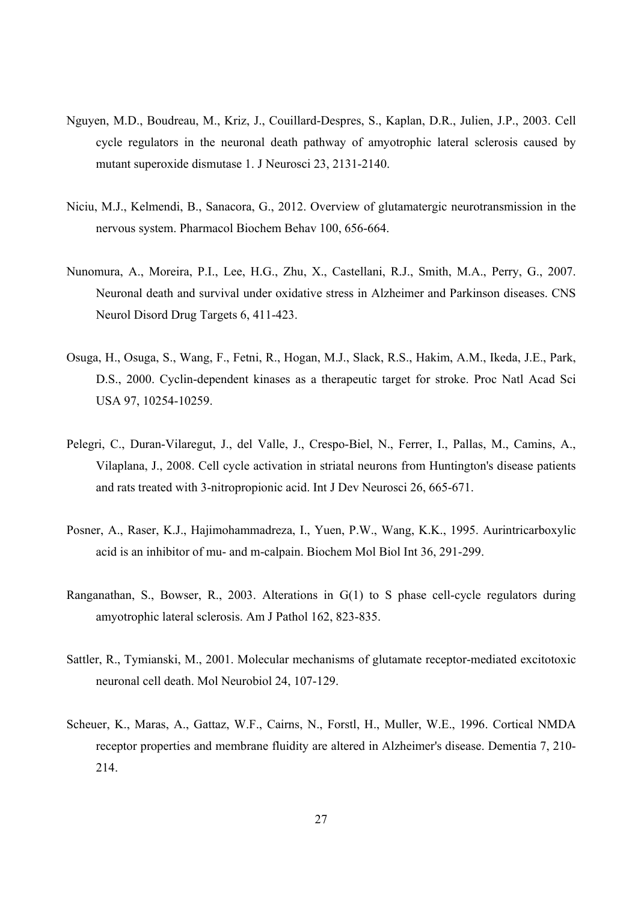Nguyen, M.D., Boudreau, M., Kriz, J., Couillard-Despres, S., Kaplan, D.R., Julien, J.P., 2003. Cell cycle regulators in the neuronal death pathway of amyotrophic lateral sclerosis caused by mutant superoxide dismutase 1. J Neurosci 23, 2131-2140.

Niciu, M.J., Kelmendi, B., Sanacora, G., 2012. Overview of glutamatergic neurotransmission in the nervous system. Pharmacol Biochem Behav 100, 656-664.

Nunomura, A., Moreira, P.I., Lee, H.G., Zhu, X., Castellani, R.J., Smith, M.A., Perry, G., 2007. Neuronal death and survival under oxidative stress in Alzheimer and Parkinson diseases. CNS Neurol Disord Drug Targets 6, 411-423.

Osuga, H., Osuga, S., Wang, F., Fetni, R., Hogan, M.J., Slack, R.S., Hakim, A.M., Ikeda, J.E., Park, D.S., 2000. Cyclin-dependent kinases as a therapeutic target for stroke. Proc Natl Acad Sci USA 97, 10254-10259.

Pelegri, C., Duran-Vilaregut, J., del Valle, J., Crespo-Biel, N., Ferrer, I., Pallas, M., Camins, A., Vilaplana, J., 2008. Cell cycle activation in striatal neurons from Huntington's disease patients and rats treated with 3-nitropropionic acid. Int J Dev Neurosci 26, 665-671.

Posner, A., Raser, K.J., Hajimohammadreza, I., Yuen, P.W., Wang, K.K., 1995. Aurintricarboxylic acid is an inhibitor of mu- and m-calpain. Biochem Mol Biol Int 36, 291-299.

Ranganathan, S., Bowser, R., 2003. Alterations in G(1) to S phase cell-cycle regulators during amyotrophic lateral sclerosis. Am J Pathol 162, 823-835.

Sattler, R., Tymianski, M., 2001. Molecular mechanisms of glutamate receptor-mediated excitotoxic neuronal cell death. Mol Neurobiol 24, 107-129.

Scheuer, K., Maras, A., Gattaz, W.F., Cairns, N., Forstl, H., Muller, W.E., 1996. Cortical NMDA receptor properties and membrane fluidity are altered in Alzheimer's disease. Dementia 7, 210-214.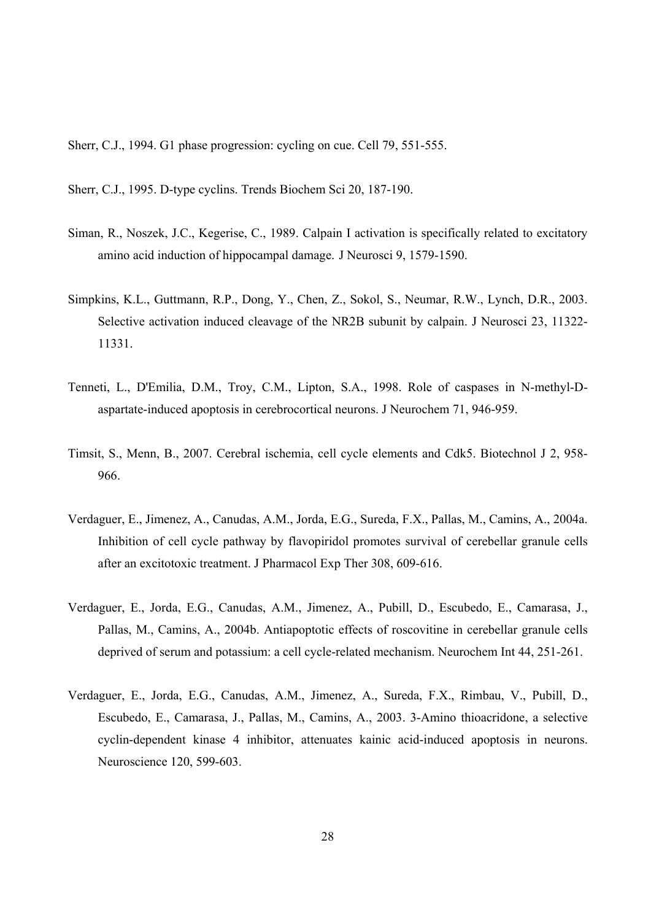Sherr, C.J., 1994. G1 phase progression: cycling on cue. Cell 79, 551-555.

Sherr, C.J., 1995. D-type cyclins. Trends Biochem Sci 20, 187-190.

Siman, R., Noszek, J.C., Kegerise, C., 1989. Calpain I activation is specifically related to excitatory amino acid induction of hippocampal damage. J Neurosci 9, 1579-1590.

Simpkins, K.L., Guttmann, R.P., Dong, Y., Chen, Z., Sokol, S., Neumar, R.W., Lynch, D.R., 2003. Selective activation induced cleavage of the NR2B subunit by calpain. J Neurosci 23, 11322-11331.

Tenneti, L., D'Emilia, D.M., Troy, C.M., Lipton, S.A., 1998. Role of caspases in N-methyl-D-aspartate-induced apoptosis in cerebrocortical neurons. J Neurochem 71, 946-959.

Timsit, S., Menn, B., 2007. Cerebral ischemia, cell cycle elements and Cdk5. Biotechnol J 2, 958-966.

Verdaguer, E., Jimenez, A., Canudas, A.M., Jorda, E.G., Sureda, F.X., Pallas, M., Camins, A., 2004a. Inhibition of cell cycle pathway by flavopiridol promotes survival of cerebellar granule cells after an excitotoxic treatment. J Pharmacol Exp Ther 308, 609-616.

Verdaguer, E., Jorda, E.G., Canudas, A.M., Jimenez, A., Pubill, D., Escubedo, E., Camarasa, J., Pallas, M., Camins, A., 2004b. Antiapoptotic effects of roscovitine in cerebellar granule cells deprived of serum and potassium: a cell cycle-related mechanism. Neurochem Int 44, 251-261.

Verdaguer, E., Jorda, E.G., Canudas, A.M., Jimenez, A., Sureda, F.X., Rimbau, V., Pubill, D., Escubedo, E., Camarasa, J., Pallas, M., Camins, A., 2003. 3-Amino thioacridone, a selective cyclin-dependent kinase 4 inhibitor, attenuates kainic acid-induced apoptosis in neurons. Neuroscience 120, 599-603.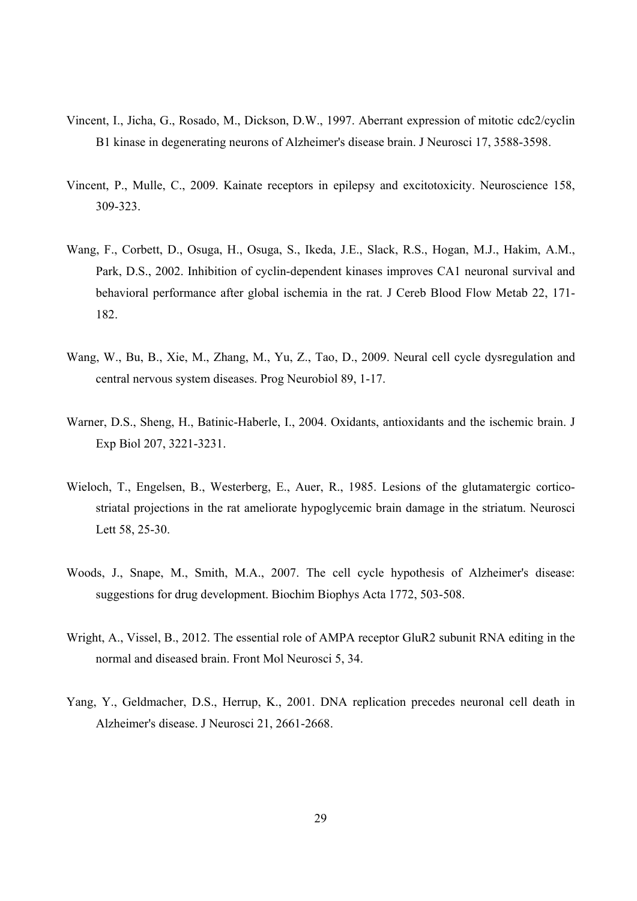Vincent, I., Jicha, G., Rosado, M., Dickson, D.W., 1997. Aberrant expression of mitotic cdc2/cyclin B1 kinase in degenerating neurons of Alzheimer's disease brain. J Neurosci 17, 3588-3598.

Vincent, P., Mulle, C., 2009. Kainate receptors in epilepsy and excitotoxicity. Neuroscience 158, 309-323.

Wang, F., Corbett, D., Osuga, H., Osuga, S., Ikeda, J.E., Slack, R.S., Hogan, M.J., Hakim, A.M., Park, D.S., 2002. Inhibition of cyclin-dependent kinases improves CA1 neuronal survival and behavioral performance after global ischemia in the rat. J Cereb Blood Flow Metab 22, 171-182.

Wang, W., Bu, B., Xie, M., Zhang, M., Yu, Z., Tao, D., 2009. Neural cell cycle dysregulation and central nervous system diseases. Prog Neurobiol 89, 1-17.

Warner, D.S., Sheng, H., Batinic-Haberle, I., 2004. Oxidants, antioxidants and the ischemic brain. J Exp Biol 207, 3221-3231.

Wieloch, T., Engelsen, B., Westerberg, E., Auer, R., 1985. Lesions of the glutamatergic cortico-striatal projections in the rat ameliorate hypoglycemic brain damage in the striatum. Neurosci Lett 58, 25-30.

Woods, J., Snape, M., Smith, M.A., 2007. The cell cycle hypothesis of Alzheimer's disease: suggestions for drug development. Biochim Biophys Acta 1772, 503-508.

Wright, A., Vissel, B., 2012. The essential role of AMPA receptor GluR2 subunit RNA editing in the normal and diseased brain. Front Mol Neurosci 5, 34.

Yang, Y., Geldmacher, D.S., Herrup, K., 2001. DNA replication precedes neuronal cell death in Alzheimer's disease. J Neurosci 21, 2661-2668.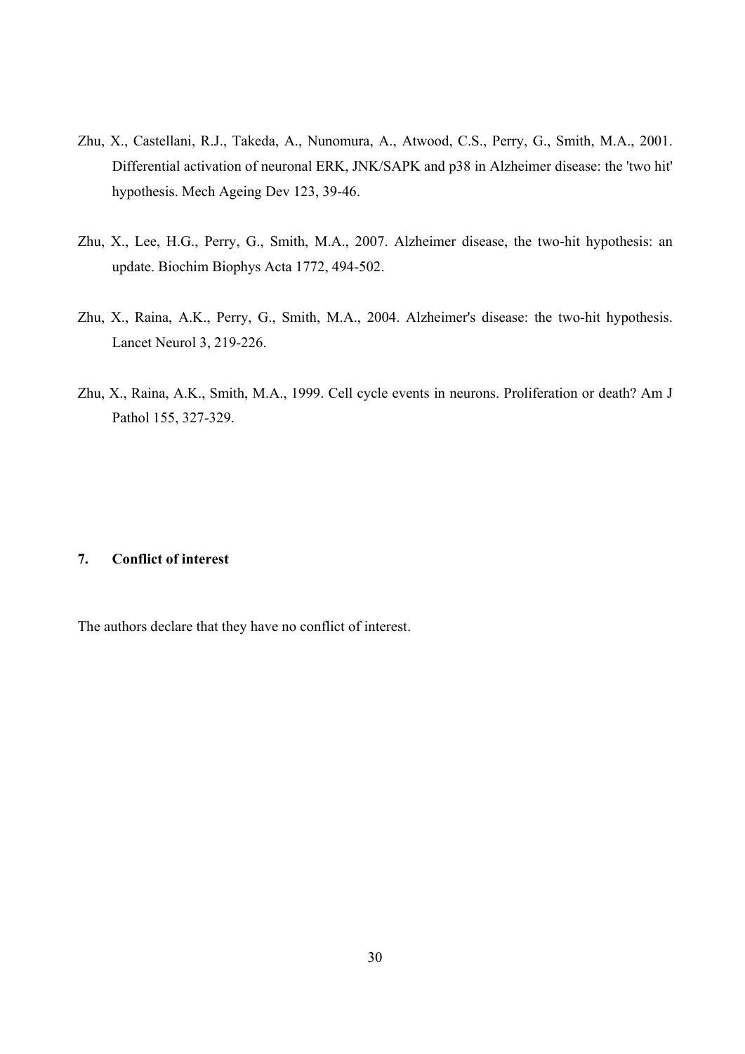Zhu, X., Castellani, R.J., Takeda, A., Nunomura, A., Atwood, C.S., Perry, G., Smith, M.A., 2001. Differential activation of neuronal ERK, JNK/SAPK and p38 in Alzheimer disease: the 'two hit' hypothesis. Mech Ageing Dev 123, 39-46.

Zhu, X., Lee, H.G., Perry, G., Smith, M.A., 2007. Alzheimer disease, the two-hit hypothesis: an update. Biochim Biophys Acta 1772, 494-502.

Zhu, X., Raina, A.K., Perry, G., Smith, M.A., 2004. Alzheimer's disease: the two-hit hypothesis. Lancet Neurol 3, 219-226.

Zhu, X., Raina, A.K., Smith, M.A., 1999. Cell cycle events in neurons. Proliferation or death? Am J Pathol 155, 327-329.

## 7. Conflict of interest

The authors declare that they have no conflict of interest.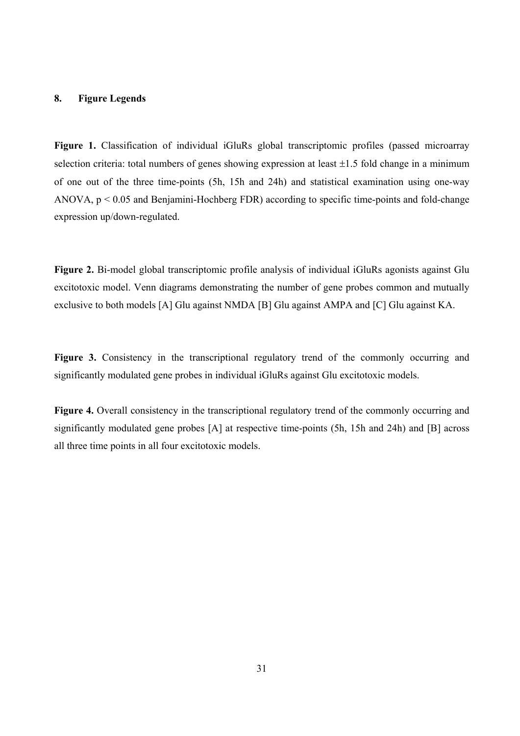## 8. Figure Legends

**Figure 1.** Classification of individual iGluRs global transcriptomic profiles (passed microarray selection criteria: total numbers of genes showing expression at least ±1.5 fold change in a minimum of one out of the three time-points (5h, 15h and 24h) and statistical examination using one-way ANOVA, $p < 0.05$ and Benjamini-Hochberg FDR) according to specific time-points and fold-change expression up/down-regulated.

**Figure 2.** Bi-model global transcriptomic profile analysis of individual iGluRs agonists against Glu excitotoxic model. Venn diagrams demonstrating the number of gene probes common and mutually exclusive to both models [A] Glu against NMDA [B] Glu against AMPA and [C] Glu against KA.

**Figure 3.** Consistency in the transcriptional regulatory trend of the commonly occurring and significantly modulated gene probes in individual iGluRs against Glu excitotoxic models.

**Figure 4.** Overall consistency in the transcriptional regulatory trend of the commonly occurring and significantly modulated gene probes [A] at respective time-points (5h, 15h and 24h) and [B] across all three time points in all four excitotoxic models.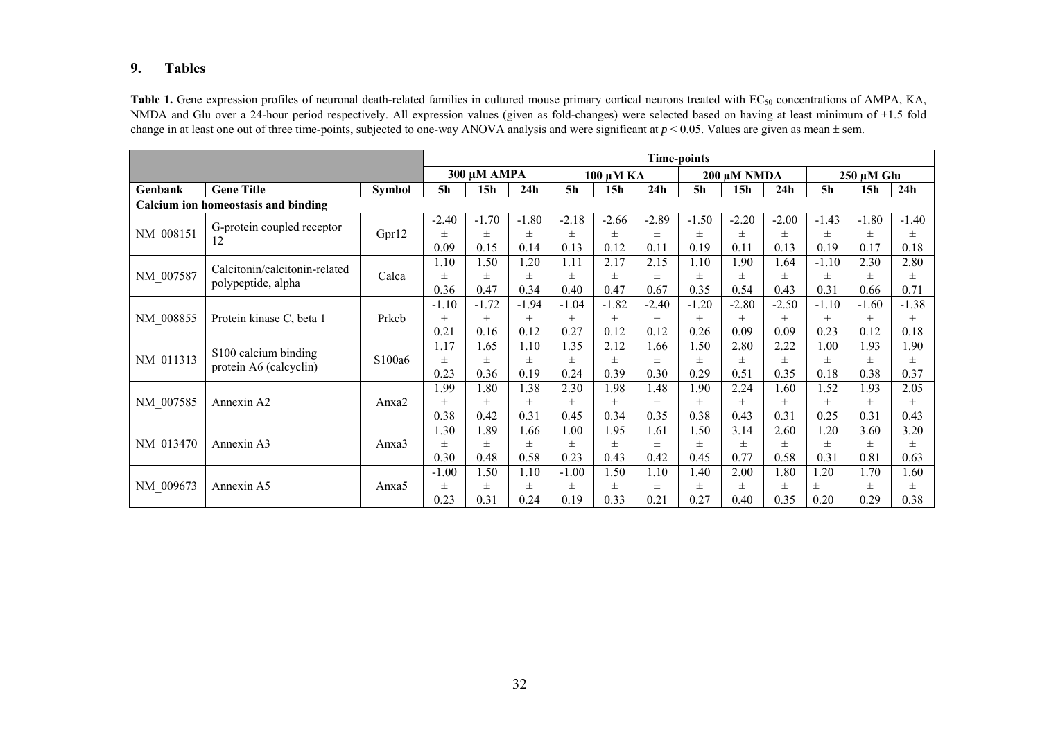## 9. Tables

**Table 1.** Gene expression profiles of neuronal death-related families in cultured mouse primary cortical neurons treated with $EC_{50}$ concentrations of AMPA, KA, NMDA and Glu over a 24-hour period respectively. All expression values (given as fold-changes) were selected based on having at least minimum of ±1.5 fold change in at least one out of three time-points, subjected to one-way ANOVA analysis and were significant at $p < 0.05$. Values are given as mean ± sem.

| | | | Time-points | | | | | | | | | | | |
|---|---|---|---|---|---|---|---|---|---|---|---|---|---|---|
| | | | 300 μM AMPA | | | 100 μM KA | | | 200 μM NMDA | | | 250 μM Glu | | |
| Genbank | Gene Title | Symbol | 5h | 15h | 24h | 5h | 15h | 24h | 5h | 15h | 24h | 5h | 15h | 24h |
| **Calcium ion homeostasis and binding** | | | | | | | | | | | | | | |
| NM_008151 | G-protein coupled receptor 12 | Gpr12 | -2.40 ± 0.09 | -1.70 ± 0.15 | -1.80 ± 0.14 | -2.18 ± 0.13 | -2.66 ± 0.12 | -2.89 ± 0.11 | -1.50 ± 0.19 | -2.20 ± 0.11 | -2.00 ± 0.13 | -1.43 ± 0.19 | -1.80 ± 0.17 | -1.40 ± 0.18 |
| NM_007587 | Calcitonin/calcitonin-related polypeptide, alpha | Calca | 1.10 ± 0.36 | 1.50 ± 0.47 | 1.20 ± 0.34 | 1.11 ± 0.40 | 2.17 ± 0.47 | 2.15 ± 0.67 | 1.10 ± 0.35 | 1.90 ± 0.54 | 1.64 ± 0.43 | -1.10 ± 0.31 | 2.30 ± 0.66 | 2.80 ± 0.71 |
| NM_008855 | Protein kinase C, beta 1 | Prkcb | -1.10 ± 0.21 | -1.72 ± 0.16 | -1.94 ± 0.12 | -1.04 ± 0.27 | -1.82 ± 0.12 | -2.40 ± 0.12 | -1.20 ± 0.26 | -2.80 ± 0.09 | -2.50 ± 0.09 | -1.10 ± 0.23 | -1.60 ± 0.12 | -1.38 ± 0.18 |
| NM_011313 | S100 calcium binding protein A6 (calcyclin) | S100a6 | 1.17 ± 0.23 | 1.65 ± 0.36 | 1.10 ± 0.19 | 1.35 ± 0.24 | 2.12 ± 0.39 | 1.66 ± 0.30 | 1.50 ± 0.29 | 2.80 ± 0.51 | 2.22 ± 0.35 | 1.00 ± 0.18 | 1.93 ± 0.38 | 1.90 ± 0.37 |
| NM_007585 | Annexin A2 | Anxa2 | 1.99 ± 0.38 | 1.80 ± 0.42 | 1.38 ± 0.31 | 2.30 ± 0.45 | 1.98 ± 0.34 | 1.48 ± 0.35 | 1.90 ± 0.38 | 2.24 ± 0.43 | 1.60 ± 0.31 | 1.52 ± 0.25 | 1.93 ± 0.31 | 2.05 ± 0.43 |
| NM_013470 | Annexin A3 | Anxa3 | 1.30 ± 0.30 | 1.89 ± 0.48 | 1.66 ± 0.58 | 1.00 ± 0.23 | 1.95 ± 0.43 | 1.61 ± 0.42 | 1.50 ± 0.45 | 3.14 ± 0.77 | 2.60 ± 0.58 | 1.20 ± 0.31 | 3.60 ± 0.81 | 3.20 ± 0.63 |
| NM_009673 | Annexin A5 | Anxa5 | -1.00 ± 0.23 | 1.50 ± 0.31 | 1.10 ± 0.24 | -1.00 ± 0.19 | 1.50 ± 0.33 | 1.10 ± 0.21 | 1.40 ± 0.27 | 2.00 ± 0.40 | 1.80 ± 0.35 | 1.20 ± 0.20 | 1.70 ± 0.29 | 1.60 ± 0.38 |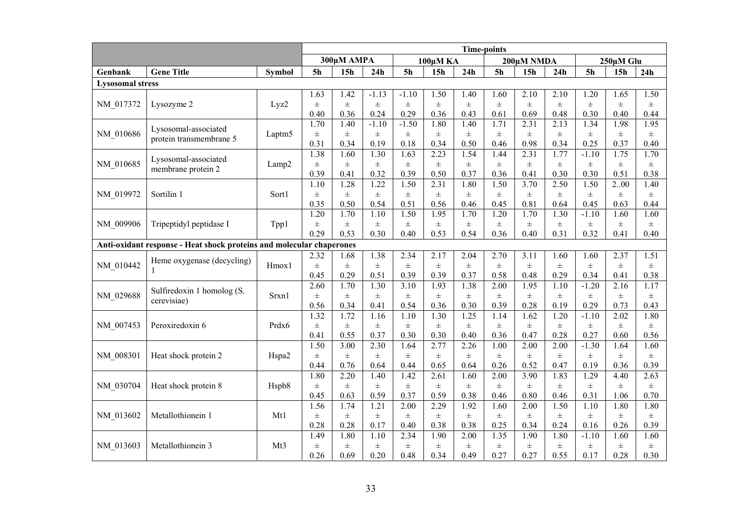| | | | Time-points | | | | | | | | | | | |
|---|---|---|---|---|---|---|---|---|---|---|---|---|---|---|
| | | | 300μM AMPA | | | 100μM KA | | | 200μM NMDA | | | 250μM Glu | | |
| Genbank | Gene Title | Symbol | 5h | 15h | 24h | 5h | 15h | 24h | 5h | 15h | 24h | 5h | 15h | 24h |
| **Lysosomal stress** | | | | | | | | | | | | | | |
| NM_017372 | Lysozyme 2 | Lyz2 | 1.63 ± 0.40 | 1.42 ± 0.36 | -1.13 ± 0.24 | -1.10 ± 0.29 | 1.50 ± 0.36 | 1.40 ± 0.43 | 1.60 ± 0.61 | 2.10 ± 0.69 | 2.10 ± 0.48 | 1.20 ± 0.30 | 1.65 ± 0.40 | 1.50 ± 0.44 |
| NM_010686 | Lysosomal-associated protein transmembrane 5 | Laptm5 | 1.70 ± 0.31 | 1.40 ± 0.34 | -1.10 ± 0.19 | -1.50 ± 0.18 | 1.80 ± 0.34 | 1.40 ± 0.50 | 1.71 ± 0.46 | 2.31 ± 0.98 | 2.13 ± 0.34 | 1.34 ± 0.25 | 1.98 ± 0.37 | 1.95 ± 0.40 |
| NM_010685 | Lysosomal-associated membrane protein 2 | Lamp2 | 1.38 ± 0.39 | 1.60 ± 0.41 | 1.30 ± 0.32 | 1.63 ± 0.39 | 2.23 ± 0.50 | 1.54 ± 0.37 | 1.44 ± 0.36 | 2.31 ± 0.41 | 1.77 ± 0.30 | -1.10 ± 0.30 | 1.75 ± 0.51 | 1.70 ± 0.38 |
| NM_019972 | Sortilin 1 | Sort1 | 1.10 ± 0.35 | 1.28 ± 0.50 | 1.22 ± 0.54 | 1.50 ± 0.51 | 2.31 ± 0.56 | 1.80 ± 0.46 | 1.50 ± 0.45 | 3.70 ± 0.81 | 2.50 ± 0.64 | 1.50 ± 0.45 | 2..00 ± 0.63 | 1.40 ± 0.44 |
| NM_009906 | Tripeptidyl peptidase I | Tpp1 | 1.20 ± 0.29 | 1.70 ± 0.53 | 1.10 ± 0.30 | 1.50 ± 0.40 | 1.95 ± 0.53 | 1.70 ± 0.54 | 1.20 ± 0.36 | 1.70 ± 0.40 | 1.30 ± 0.31 | -1.10 ± 0.32 | 1.60 ± 0.41 | 1.60 ± 0.40 |
| **Anti-oxidant response - Heat shock proteins and molecular chaperones** | | | | | | | | | | | | | | |
| NM_010442 | Heme oxygenase (decycling) 1 | Hmox1 | 2.32 ± 0.45 | 1.68 ± 0.29 | 1.38 ± 0.51 | 2.34 ± 0.39 | 2.17 ± 0.39 | 2.04 ± 0.37 | 2.70 ± 0.58 | 3.11 ± 0.48 | 1.60 ± 0.29 | 1.60 ± 0.34 | 2.37 ± 0.41 | 1.51 ± 0.38 |
| NM_029688 | Sulfiredoxin 1 homolog (S. cerevisiae) | Srxn1 | 2.60 ± 0.56 | 1.70 ± 0.34 | 1.30 ± 0.41 | 3.10 ± 0.54 | 1.93 ± 0.36 | 1.38 ± 0.30 | 2.00 ± 0.39 | 1.95 ± 0.28 | 1.10 ± 0.19 | -1.20 ± 0.29 | 2.16 ± 0.73 | 1.17 ± 0.43 |
| NM_007453 | Peroxiredoxin 6 | Prdx6 | 1.32 ± 0.41 | 1.72 ± 0.55 | 1.16 ± 0.37 | 1.10 ± 0.30 | 1.30 ± 0.30 | 1.25 ± 0.40 | 1.14 ± 0.36 | 1.62 ± 0.47 | 1.20 ± 0.28 | -1.10 ± 0.27 | 2.02 ± 0.60 | 1.80 ± 0.56 |
| NM_008301 | Heat shock protein 2 | Hspa2 | 1.50 ± 0.44 | 3.00 ± 0.76 | 2.30 ± 0.64 | 1.64 ± 0.44 | 2.77 ± 0.65 | 2.26 ± 0.64 | 1.00 ± 0.26 | 2.00 ± 0.52 | 2.00 ± 0.47 | -1.30 ± 0.19 | 1.64 ± 0.36 | 1.60 ± 0.39 |
| NM_030704 | Heat shock protein 8 | Hspb8 | 1.80 ± 0.45 | 2.20 ± 0.63 | 1.40 ± 0.59 | 1.42 ± 0.37 | 2.61 ± 0.59 | 1.60 ± 0.38 | 2.00 ± 0.46 | 3.90 ± 0.80 | 1.83 ± 0.46 | 1.29 ± 0.31 | 4.40 ± 1.06 | 2.63 ± 0.70 |
| NM_013602 | Metallothionein 1 | Mt1 | 1.56 ± 0.28 | 1.74 ± 0.28 | 1.21 ± 0.17 | 2.00 ± 0.40 | 2.29 ± 0.38 | 1.92 ± 0.38 | 1.60 ± 0.25 | 2.00 ± 0.34 | 1.50 ± 0.24 | 1.10 ± 0.16 | 1.80 ± 0.26 | 1.80 ± 0.39 |
| NM_013603 | Metallothionein 3 | Mt3 | 1.49 ± 0.26 | 1.80 ± 0.69 | 1.10 ± 0.20 | 2.34 ± 0.48 | 1.90 ± 0.34 | 2.00 ± 0.49 | 1.35 ± 0.27 | 1.90 ± 0.27 | 1.80 ± 0.55 | -1.10 ± 0.17 | 1.60 ± 0.28 | 1.60 ± 0.30 |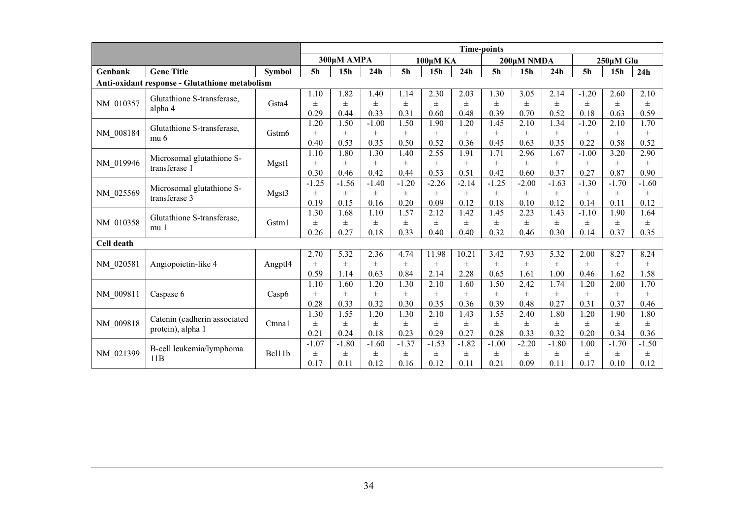| | | | Time-points | | | | | | | | | | | |
|---|---|---|---|---|---|---|---|---|---|---|---|---|---|---|
| | | | 300µM AMPA | | | 100µM KA | | | 200µM NMDA | | | 250µM Glu | | |
| Genbank | Gene Title | Symbol | 5h | 15h | 24h | 5h | 15h | 24h | 5h | 15h | 24h | 5h | 15h | 24h |
| **Anti-oxidant response - Glutathione metabolism** | | | | | | | | | | | | | | |
| NM_010357 | Glutathione S-transferase, alpha 4 | Gsta4 | 1.10 ± 0.29 | 1.82 ± 0.44 | 1.40 ± 0.33 | 1.14 ± 0.31 | 2.30 ± 0.60 | 2.03 ± 0.48 | 1.30 ± 0.39 | 3.05 ± 0.70 | 2.14 ± 0.52 | -1.20 ± 0.18 | 2.60 ± 0.63 | 2.10 ± 0.59 |
| NM_008184 | Glutathione S-transferase, mu 6 | Gstm6 | 1.20 ± 0.40 | 1.50 ± 0.53 | -1.00 ± 0.35 | 1.50 ± 0.50 | 1.90 ± 0.52 | 1.20 ± 0.36 | 1.45 ± 0.45 | 2.10 ± 0.63 | 1.34 ± 0.35 | -1.20 ± 0.22 | 2.10 ± 0.58 | 1.70 ± 0.52 |
| NM_019946 | Microsomal glutathione S-transferase 1 | Mgst1 | 1.10 ± 0.30 | 1.80 ± 0.46 | 1.30 ± 0.42 | 1.40 ± 0.44 | 2.55 ± 0.53 | 1.91 ± 0.51 | 1.71 ± 0.42 | 2.96 ± 0.60 | 1.67 ± 0.37 | -1.00 ± 0.27 | 3.20 ± 0.87 | 2.90 ± 0.90 |
| NM_025569 | Microsomal glutathione S-transferase 3 | Mgst3 | -1.25 ± 0.19 | -1.56 ± 0.15 | -1.40 ± 0.16 | -1.20 ± 0.20 | -2.26 ± 0.09 | -2.14 ± 0.12 | -1.25 ± 0.18 | -2.00 ± 0.10 | -1.63 ± 0.12 | -1.30 ± 0.14 | -1.70 ± 0.11 | -1.60 ± 0.12 |
| NM_010358 | Glutathione S-transferase, mu 1 | Gstm1 | 1.30 ± 0.26 | 1.68 ± 0.27 | 1.10 ± 0.18 | 1.57 ± 0.33 | 2.12 ± 0.40 | 1.42 ± 0.40 | 1.45 ± 0.32 | 2.23 ± 0.46 | 1.43 ± 0.30 | -1.10 ± 0.14 | 1.90 ± 0.37 | 1.64 ± 0.35 |
| **Cell death** | | | | | | | | | | | | | | |
| NM_020581 | Angiopoietin-like 4 | Angptl4 | 2.70 ± 0.59 | 5.32 ± 1.14 | 2.36 ± 0.63 | 4.74 ± 0.84 | 11.98 ± 2.14 | 10.21 ± 2.28 | 3.42 ± 0.65 | 7.93 ± 1.61 | 5.32 ± 1.00 | 2.00 ± 0.46 | 8.27 ± 1.62 | 8.24 ± 1.58 |
| NM_009811 | Caspase 6 | Casp6 | 1.10 ± 0.28 | 1.60 ± 0.33 | 1.20 ± 0.32 | 1.30 ± 0.30 | 2.10 ± 0.35 | 1.60 ± 0.36 | 1.50 ± 0.39 | 2.42 ± 0.48 | 1.74 ± 0.27 | 1.20 ± 0.31 | 2.00 ± 0.37 | 1.70 ± 0.46 |
| NM_009818 | Catenin (cadherin associated protein), alpha 1 | Ctnna1 | 1.30 ± 0.21 | 1.55 ± 0.24 | 1.20 ± 0.18 | 1.30 ± 0.23 | 2.10 ± 0.29 | 1.43 ± 0.27 | 1.55 ± 0.28 | 2.40 ± 0.33 | 1.80 ± 0.32 | 1.20 ± 0.20 | 1.90 ± 0.34 | 1.80 ± 0.36 |
| NM_021399 | B-cell leukemia/lymphoma 11B | Bcl11b | -1.07 ± 0.17 | -1.80 ± 0.11 | -1.60 ± 0.12 | -1.37 ± 0.16 | -1.53 ± 0.12 | -1.82 ± 0.11 | -1.00 ± 0.21 | -2.20 ± 0.09 | -1.80 ± 0.11 | 1.00 ± 0.17 | -1.70 ± 0.10 | -1.50 ± 0.12 |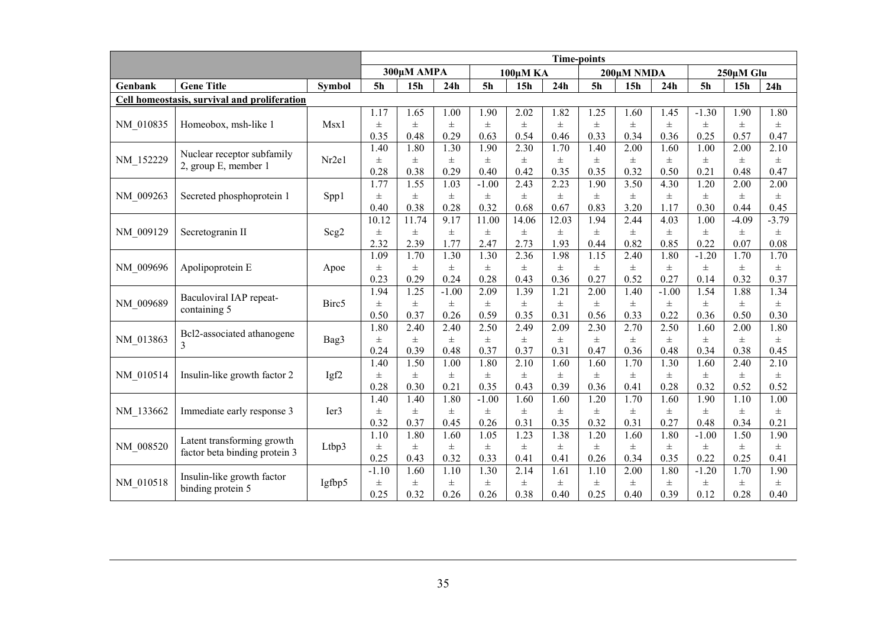| | | | Time-points | | | | | | | | | | | |
|---|---|---|---|---|---|---|---|---|---|---|---|---|---|---|
| | | | 300µM AMPA | | | 100µM KA | | | 200µM NMDA | | | 250µM Glu | | |
| Genbank | Gene Title | Symbol | 5h | 15h | 24h | 5h | 15h | 24h | 5h | 15h | 24h | 5h | 15h | 24h |
| **Cell homeostasis, survival and proliferation** | | | | | | | | | | | | | | |
| NM_010835 | Homeobox, msh-like 1 | Msx1 | 1.17 ± 0.35 | 1.65 ± 0.48 | 1.00 ± 0.29 | 1.90 ± 0.63 | 2.02 ± 0.54 | 1.82 ± 0.46 | 1.25 ± 0.33 | 1.60 ± 0.34 | 1.45 ± 0.36 | -1.30 ± 0.25 | 1.90 ± 0.57 | 1.80 ± 0.47 |
| NM_152229 | Nuclear receptor subfamily 2, group E, member 1 | Nr2e1 | 1.40 ± 0.28 | 1.80 ± 0.38 | 1.30 ± 0.29 | 1.90 ± 0.40 | 2.30 ± 0.42 | 1.70 ± 0.35 | 1.40 ± 0.35 | 2.00 ± 0.32 | 1.60 ± 0.50 | 1.00 ± 0.21 | 2.00 ± 0.48 | 2.10 ± 0.47 |
| NM_009263 | Secreted phosphoprotein 1 | Spp1 | 1.77 ± 0.40 | 1.55 ± 0.38 | 1.03 ± 0.28 | -1.00 ± 0.32 | 2.43 ± 0.68 | 2.23 ± 0.67 | 1.90 ± 0.83 | 3.50 ± 3.20 | 4.30 ± 1.17 | 1.20 ± 0.30 | 2.00 ± 0.44 | 2.00 ± 0.45 |
| NM_009129 | Secretogranin II | Scg2 | 10.12 ± 2.32 | 11.74 ± 2.39 | 9.17 ± 1.77 | 11.00 ± 2.47 | 14.06 ± 2.73 | 12.03 ± 1.93 | 1.94 ± 0.44 | 2.44 ± 0.82 | 4.03 ± 0.85 | 1.00 ± 0.22 | -4.09 ± 0.07 | -3.79 ± 0.08 |
| NM_009696 | Apolipoprotein E | Apoe | 1.09 ± 0.23 | 1.70 ± 0.29 | 1.30 ± 0.24 | 1.30 ± 0.28 | 2.36 ± 0.43 | 1.98 ± 0.36 | 1.15 ± 0.27 | 2.40 ± 0.52 | 1.80 ± 0.27 | -1.20 ± 0.14 | 1.70 ± 0.32 | 1.70 ± 0.37 |
| NM_009689 | Baculoviral IAP repeat-containing 5 | Birc5 | 1.94 ± 0.50 | 1.25 ± 0.37 | -1.00 ± 0.26 | 2.09 ± 0.59 | 1.39 ± 0.35 | 1.21 ± 0.31 | 2.00 ± 0.56 | 1.40 ± 0.33 | -1.00 ± 0.22 | 1.54 ± 0.36 | 1.88 ± 0.50 | 1.34 ± 0.30 |
| NM_013863 | Bcl2-associated athanogene 3 | Bag3 | 1.80 ± 0.24 | 2.40 ± 0.39 | 2.40 ± 0.48 | 2.50 ± 0.37 | 2.49 ± 0.37 | 2.09 ± 0.31 | 2.30 ± 0.47 | 2.70 ± 0.36 | 2.50 ± 0.48 | 1.60 ± 0.34 | 2.00 ± 0.38 | 1.80 ± 0.45 |
| NM_010514 | Insulin-like growth factor 2 | Igf2 | 1.40 ± 0.28 | 1.50 ± 0.30 | 1.00 ± 0.21 | 1.80 ± 0.35 | 2.10 ± 0.43 | 1.60 ± 0.39 | 1.60 ± 0.36 | 1.70 ± 0.41 | 1.30 ± 0.28 | 1.60 ± 0.32 | 2.40 ± 0.52 | 2.10 ± 0.52 |
| NM_133662 | Immediate early response 3 | Ier3 | 1.40 ± 0.32 | 1.40 ± 0.37 | 1.80 ± 0.45 | -1.00 ± 0.26 | 1.60 ± 0.31 | 1.60 ± 0.35 | 1.20 ± 0.32 | 1.70 ± 0.31 | 1.60 ± 0.27 | 1.90 ± 0.48 | 1.10 ± 0.34 | 1.00 ± 0.21 |
| NM_008520 | Latent transforming growth factor beta binding protein 3 | Ltbp3 | 1.10 ± 0.25 | 1.80 ± 0.43 | 1.60 ± 0.32 | 1.05 ± 0.33 | 1.23 ± 0.41 | 1.38 ± 0.41 | 1.20 ± 0.26 | 1.60 ± 0.34 | 1.80 ± 0.35 | -1.00 ± 0.22 | 1.50 ± 0.25 | 1.90 ± 0.41 |
| NM_010518 | Insulin-like growth factor binding protein 5 | Igfbp5 | -1.10 ± 0.25 | 1.60 ± 0.32 | 1.10 ± 0.26 | 1.30 ± 0.26 | 2.14 ± 0.38 | 1.61 ± 0.40 | 1.10 ± 0.25 | 2.00 ± 0.40 | 1.80 ± 0.39 | -1.20 ± 0.12 | 1.70 ± 0.28 | 1.90 ± 0.40 |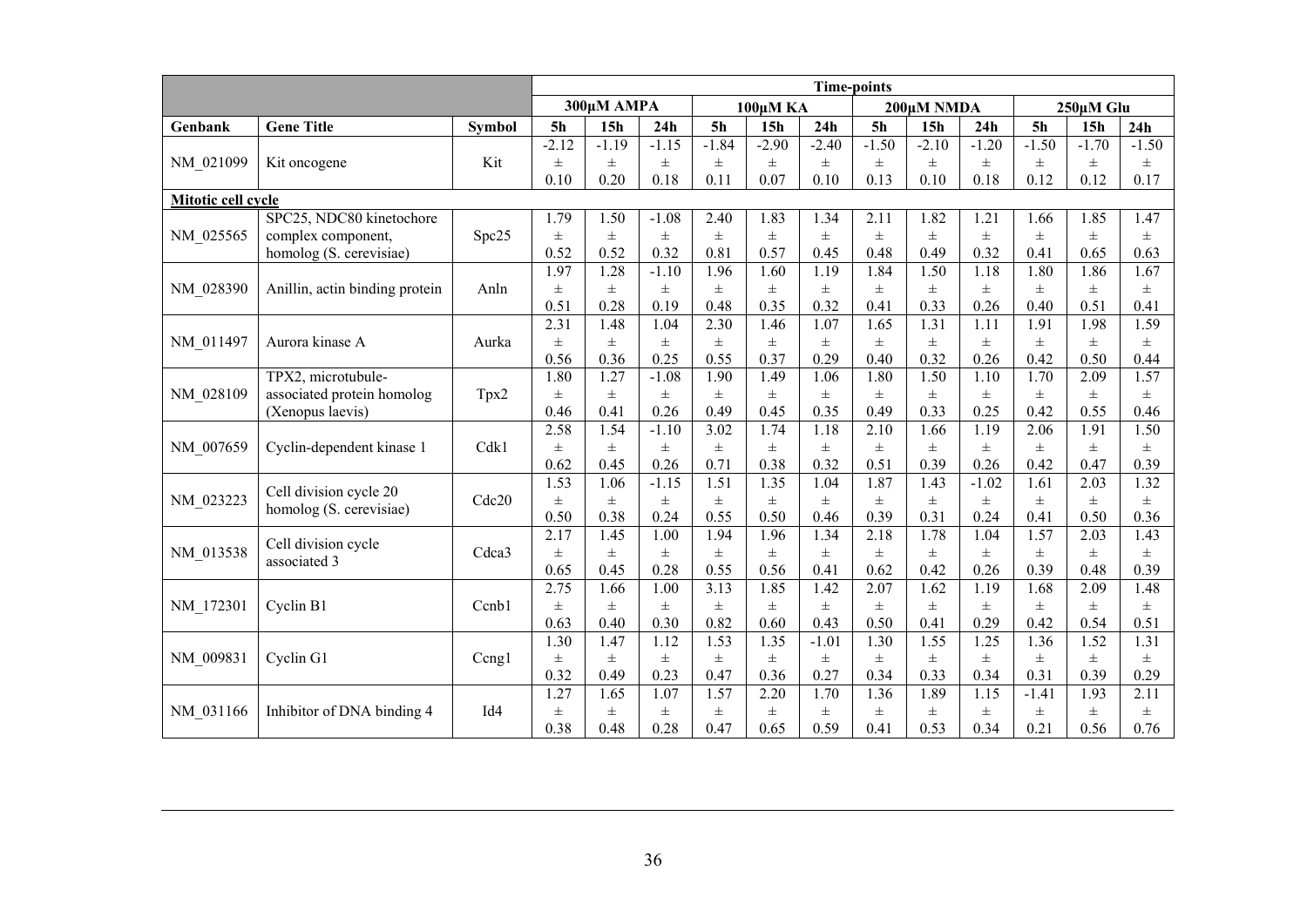| | | | Time-points | | | | | | | | | | | |
|---|---|---|---|---|---|---|---|---|---|---|---|---|---|---|
| | | | 300µM AMPA | | | 100µM KA | | | 200µM NMDA | | | 250µM Glu | | |
| Genbank | Gene Title | Symbol | 5h | 15h | 24h | 5h | 15h | 24h | 5h | 15h | 24h | 5h | 15h | 24h |
| NM_021099 | Kit oncogene | Kit | -2.12 ± 0.10 | -1.19 ± 0.20 | -1.15 ± 0.18 | -1.84 ± 0.11 | -2.90 ± 0.07 | -2.40 ± 0.10 | -1.50 ± 0.13 | -2.10 ± 0.10 | -1.20 ± 0.18 | -1.50 ± 0.12 | -1.70 ± 0.12 | -1.50 ± 0.17 |
| **Mitotic cell cycle** | | | | | | | | | | | | | | |
| NM_025565 | SPC25, NDC80 kinetochore complex component, homolog (S. cerevisiae) | Spc25 | 1.79 ± 0.52 | 1.50 ± 0.52 | -1.08 ± 0.32 | 2.40 ± 0.81 | 1.83 ± 0.57 | 1.34 ± 0.45 | 2.11 ± 0.48 | 1.82 ± 0.49 | 1.21 ± 0.32 | 1.66 ± 0.41 | 1.85 ± 0.65 | 1.47 ± 0.63 |
| NM_028390 | Anillin, actin binding protein | Anln | 1.97 ± 0.51 | 1.28 ± 0.28 | -1.10 ± 0.19 | 1.96 ± 0.48 | 1.60 ± 0.35 | 1.19 ± 0.32 | 1.84 ± 0.41 | 1.50 ± 0.33 | 1.18 ± 0.26 | 1.80 ± 0.40 | 1.86 ± 0.51 | 1.67 ± 0.41 |
| NM_011497 | Aurora kinase A | Aurka | 2.31 ± 0.56 | 1.48 ± 0.36 | 1.04 ± 0.25 | 2.30 ± 0.55 | 1.46 ± 0.37 | 1.07 ± 0.29 | 1.65 ± 0.40 | 1.31 ± 0.32 | 1.11 ± 0.26 | 1.91 ± 0.42 | 1.98 ± 0.50 | 1.59 ± 0.44 |
| NM_028109 | TPX2, microtubule-associated protein homolog (Xenopus laevis) | Tpx2 | 1.80 ± 0.46 | 1.27 ± 0.41 | -1.08 ± 0.26 | 1.90 ± 0.49 | 1.49 ± 0.45 | 1.06 ± 0.35 | 1.80 ± 0.49 | 1.50 ± 0.33 | 1.10 ± 0.25 | 1.70 ± 0.42 | 2.09 ± 0.55 | 1.57 ± 0.46 |
| NM_007659 | Cyclin-dependent kinase 1 | Cdk1 | 2.58 ± 0.62 | 1.54 ± 0.45 | -1.10 ± 0.26 | 3.02 ± 0.71 | 1.74 ± 0.38 | 1.18 ± 0.32 | 2.10 ± 0.51 | 1.66 ± 0.39 | 1.19 ± 0.26 | 2.06 ± 0.42 | 1.91 ± 0.47 | 1.50 ± 0.39 |
| NM_023223 | Cell division cycle 20 homolog (S. cerevisiae) | Cdc20 | 1.53 ± 0.50 | 1.06 ± 0.38 | -1.15 ± 0.24 | 1.51 ± 0.55 | 1.35 ± 0.50 | 1.04 ± 0.46 | 1.87 ± 0.39 | 1.43 ± 0.31 | -1.02 ± 0.24 | 1.61 ± 0.41 | 2.03 ± 0.50 | 1.32 ± 0.36 |
| NM_013538 | Cell division cycle associated 3 | Cdca3 | 2.17 ± 0.65 | 1.45 ± 0.45 | 1.00 ± 0.28 | 1.94 ± 0.55 | 1.96 ± 0.56 | 1.34 ± 0.41 | 2.18 ± 0.62 | 1.78 ± 0.42 | 1.04 ± 0.26 | 1.57 ± 0.39 | 2.03 ± 0.48 | 1.43 ± 0.39 |
| NM_172301 | Cyclin B1 | Ccnb1 | 2.75 ± 0.63 | 1.66 ± 0.40 | 1.00 ± 0.30 | 3.13 ± 0.82 | 1.85 ± 0.60 | 1.42 ± 0.43 | 2.07 ± 0.50 | 1.62 ± 0.41 | 1.19 ± 0.29 | 1.68 ± 0.42 | 2.09 ± 0.54 | 1.48 ± 0.51 |
| NM_009831 | Cyclin G1 | Ccng1 | 1.30 ± 0.32 | 1.47 ± 0.49 | 1.12 ± 0.23 | 1.53 ± 0.47 | 1.35 ± 0.36 | -1.01 ± 0.27 | 1.30 ± 0.34 | 1.55 ± 0.33 | 1.25 ± 0.34 | 1.36 ± 0.31 | 1.52 ± 0.39 | 1.31 ± 0.29 |
| NM_031166 | Inhibitor of DNA binding 4 | Id4 | 1.27 ± 0.38 | 1.65 ± 0.48 | 1.07 ± 0.28 | 1.57 ± 0.47 | 2.20 ± 0.65 | 1.70 ± 0.59 | 1.36 ± 0.41 | 1.89 ± 0.53 | 1.15 ± 0.34 | -1.41 ± 0.21 | 1.93 ± 0.56 | 2.11 ± 0.76 |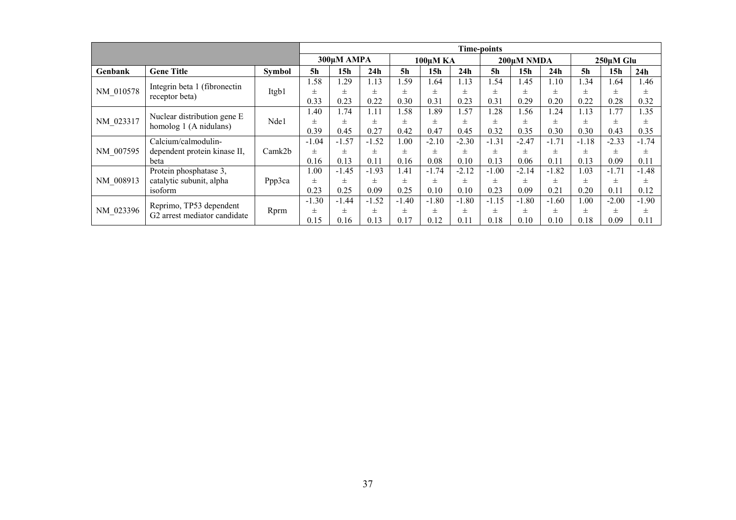| | | | Time-points | | | | | | | | | | | |
|---|---|---|---|---|---|---|---|---|---|---|---|---|---|---|
| | | | 300μM AMPA | | | 100μM KA | | | 200μM NMDA | | | 250μM Glu | | |
| Genbank | Gene Title | Symbol | 5h | 15h | 24h | 5h | 15h | 24h | 5h | 15h | 24h | 5h | 15h | 24h |
| NM_010578 | Integrin beta 1 (fibronectin receptor beta) | Itgb1 | 1.58 ± 0.33 | 1.29 ± 0.23 | 1.13 ± 0.22 | 1.59 ± 0.30 | 1.64 ± 0.31 | 1.13 ± 0.23 | 1.54 ± 0.31 | 1.45 ± 0.29 | 1.10 ± 0.20 | 1.34 ± 0.22 | 1.64 ± 0.28 | 1.46 ± 0.32 |
| NM_023317 | Nuclear distribution gene E homolog 1 (A nidulans) | Nde1 | 1.40 ± 0.39 | 1.74 ± 0.45 | 1.11 ± 0.27 | 1.58 ± 0.42 | 1.89 ± 0.47 | 1.57 ± 0.45 | 1.28 ± 0.32 | 1.56 ± 0.35 | 1.24 ± 0.30 | 1.13 ± 0.30 | 1.77 ± 0.43 | 1.35 ± 0.35 |
| NM_007595 | Calcium/calmodulin-dependent protein kinase II, beta | Camk2b | -1.04 ± 0.16 | -1.57 ± 0.13 | -1.52 ± 0.11 | 1.00 ± 0.16 | -2.10 ± 0.08 | -2.30 ± 0.10 | -1.31 ± 0.13 | -2.47 ± 0.06 | -1.71 ± 0.11 | -1.18 ± 0.13 | -2.33 ± 0.09 | -1.74 ± 0.11 |
| NM_008913 | Protein phosphatase 3, catalytic subunit, alpha isoform | Ppp3ca | 1.00 ± 0.23 | -1.45 ± 0.25 | -1.93 ± 0.09 | 1.41 ± 0.25 | -1.74 ± 0.10 | -2.12 ± 0.10 | -1.00 ± 0.23 | -2.14 ± 0.09 | -1.82 ± 0.21 | 1.03 ± 0.20 | -1.71 ± 0.11 | -1.48 ± 0.12 |
| NM_023396 | Reprimo, TP53 dependent G2 arrest mediator candidate | Rprm | -1.30 ± 0.15 | -1.44 ± 0.16 | -1.52 ± 0.13 | -1.40 ± 0.17 | -1.80 ± 0.12 | -1.80 ± 0.11 | -1.15 ± 0.18 | -1.80 ± 0.10 | -1.60 ± 0.10 | 1.00 ± 0.18 | -2.00 ± 0.09 | -1.90 ± 0.11 |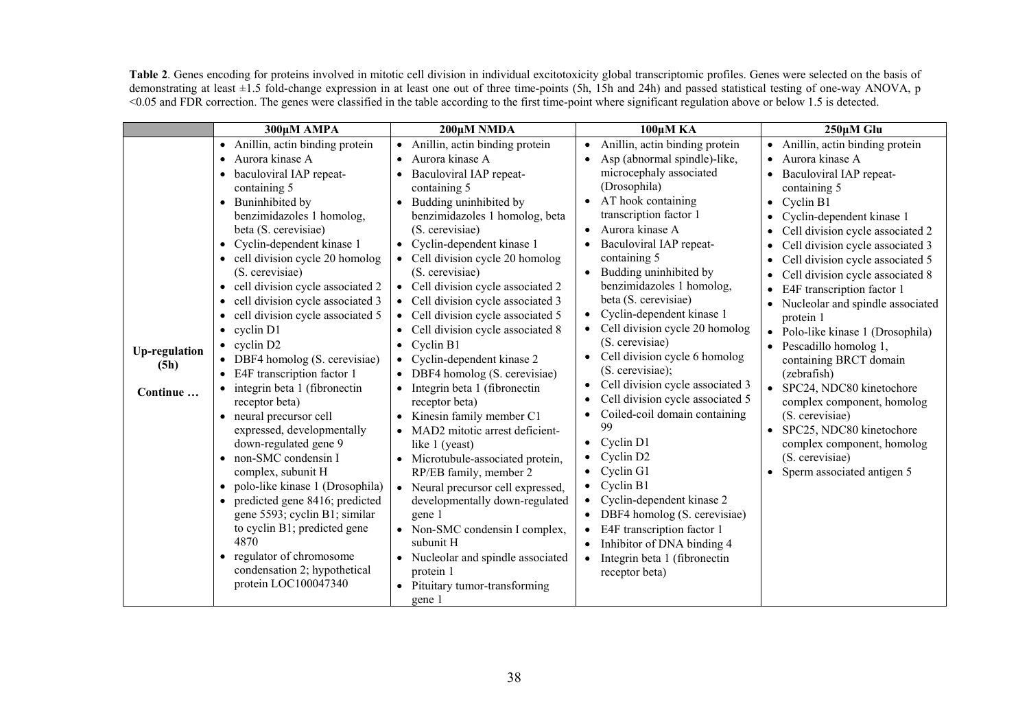**Table 2**. Genes encoding for proteins involved in mitotic cell division in individual excitotoxicity global transcriptomic profiles. Genes were selected on the basis of demonstrating at least ±1.5 fold-change expression in at least one out of three time-points (5h, 15h and 24h) and passed statistical testing of one-way ANOVA, p <0.05 and FDR correction. The genes were classified in the table according to the first time-point where significant regulation above or below 1.5 is detected.

| | 300µM AMPA | 200µM NMDA | 100µM KA | 250µM Glu |
|---|---|---|---|---|
| **Up-regulation (5h)**<br><br>**Continue …** | • Anillin, actin binding protein<br>• Aurora kinase A<br>• baculoviral IAP repeat-containing 5<br>• Buninhibited by benzimidazoles 1 homolog, beta (S. cerevisiae)<br>• Cyclin-dependent kinase 1<br>• cell division cycle 20 homolog (S. cerevisiae)<br>• cell division cycle associated 2<br>• cell division cycle associated 3<br>• cell division cycle associated 5<br>• cyclin D1<br>• cyclin D2<br>• DBF4 homolog (S. cerevisiae)<br>• E4F transcription factor 1<br>• integrin beta 1 (fibronectin receptor beta)<br>• neural precursor cell expressed, developmentally down-regulated gene 9<br>• non-SMC condensin I complex, subunit H<br>• polo-like kinase 1 (Drosophila)<br>• predicted gene 8416; predicted gene 5593; cyclin B1; similar to cyclin B1; predicted gene 4870<br>• regulator of chromosome condensation 2; hypothetical protein LOC100047340 | • Anillin, actin binding protein<br>• Aurora kinase A<br>• Baculoviral IAP repeat-containing 5<br>• Budding uninhibited by benzimidazoles 1 homolog, beta (S. cerevisiae)<br>• Cyclin-dependent kinase 1<br>• Cell division cycle 20 homolog (S. cerevisiae)<br>• Cell division cycle associated 2<br>• Cell division cycle associated 3<br>• Cell division cycle associated 5<br>• Cell division cycle associated 8<br>• Cyclin B1<br>• Cyclin-dependent kinase 2<br>• DBF4 homolog (S. cerevisiae)<br>• Integrin beta 1 (fibronectin receptor beta)<br>• Kinesin family member C1<br>• MAD2 mitotic arrest deficient-like 1 (yeast)<br>• Microtubule-associated protein, RP/EB family, member 2<br>• Neural precursor cell expressed, developmentally down-regulated gene 1<br>• Non-SMC condensin I complex, subunit H<br>• Nucleolar and spindle associated protein 1<br>• Pituitary tumor-transforming gene 1 | • Anillin, actin binding protein<br>• Asp (abnormal spindle)-like, microcephaly associated (Drosophila)<br>• AT hook containing transcription factor 1<br>• Aurora kinase A<br>• Baculoviral IAP repeat-containing 5<br>• Budding uninhibited by benzimidazoles 1 homolog, beta (S. cerevisiae)<br>• Cyclin-dependent kinase 1<br>• Cell division cycle 20 homolog (S. cerevisiae)<br>• Cell division cycle 6 homolog (S. cerevisiae);<br>• Cell division cycle associated 3<br>• Cell division cycle associated 5<br>• Coiled-coil domain containing 99<br>• Cyclin D1<br>• Cyclin D2<br>• Cyclin G1<br>• Cyclin B1<br>• Cyclin-dependent kinase 2<br>• DBF4 homolog (S. cerevisiae)<br>• E4F transcription factor 1<br>• Inhibitor of DNA binding 4<br>• Integrin beta 1 (fibronectin receptor beta) | • Anillin, actin binding protein<br>• Aurora kinase A<br>• Baculoviral IAP repeat-containing 5<br>• Cyclin B1<br>• Cyclin-dependent kinase 1<br>• Cell division cycle associated 2<br>• Cell division cycle associated 3<br>• Cell division cycle associated 5<br>• Cell division cycle associated 8<br>• E4F transcription factor 1<br>• Nucleolar and spindle associated protein 1<br>• Polo-like kinase 1 (Drosophila)<br>• Pescadillo homolog 1, containing BRCT domain (zebrafish)<br>• SPC24, NDC80 kinetochore complex component, homolog (S. cerevisiae)<br>• SPC25, NDC80 kinetochore complex component, homolog (S. cerevisiae)<br>• Sperm associated antigen 5 |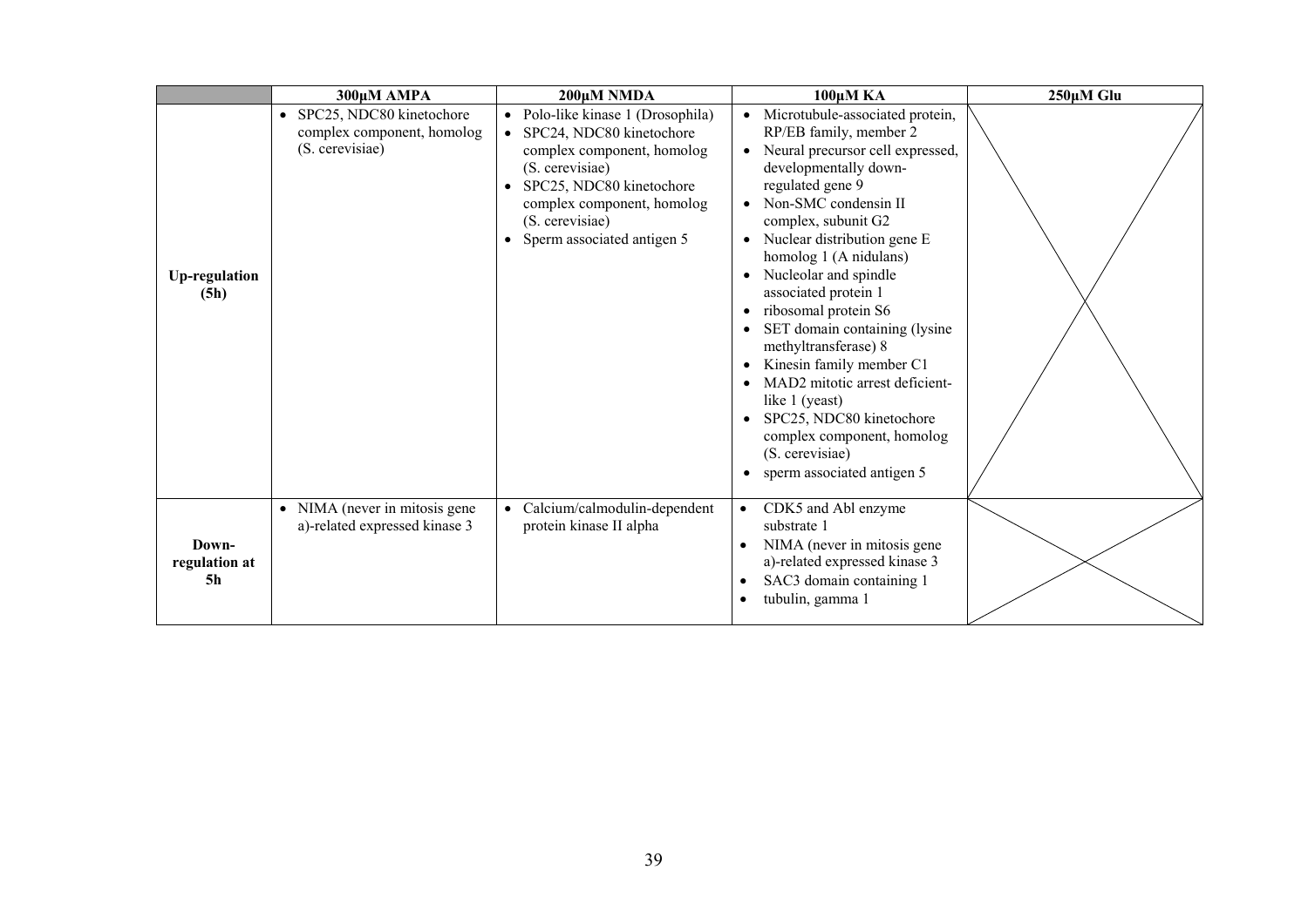| | 300µM AMPA | 200µM NMDA | 100µM KA | 250µM Glu |
|---|---|---|---|---|
| **Up-regulation (5h)** | • SPC25, NDC80 kinetochore complex component, homolog (S. cerevisiae) | • Polo-like kinase 1 (Drosophila)<br>• SPC24, NDC80 kinetochore complex component, homolog (S. cerevisiae)<br>• SPC25, NDC80 kinetochore complex component, homolog (S. cerevisiae)<br>• Sperm associated antigen 5 | • Microtubule-associated protein, RP/EB family, member 2<br>• Neural precursor cell expressed, developmentally down-regulated gene 9<br>• Non-SMC condensin II complex, subunit G2<br>• Nuclear distribution gene E homolog 1 (A nidulans)<br>• Nucleolar and spindle associated protein 1<br>• ribosomal protein S6<br>• SET domain containing (lysine methyltransferase) 8<br>• Kinesin family member C1<br>• MAD2 mitotic arrest deficient-like 1 (yeast)<br>• SPC25, NDC80 kinetochore complex component, homolog (S. cerevisiae)<br>• sperm associated antigen 5 | |
| **Down-regulation at 5h** | • NIMA (never in mitosis gene a)-related expressed kinase 3 | • Calcium/calmodulin-dependent protein kinase II alpha | • CDK5 and Abl enzyme substrate 1<br>• NIMA (never in mitosis gene a)-related expressed kinase 3<br>• SAC3 domain containing 1<br>• tubulin, gamma 1 | |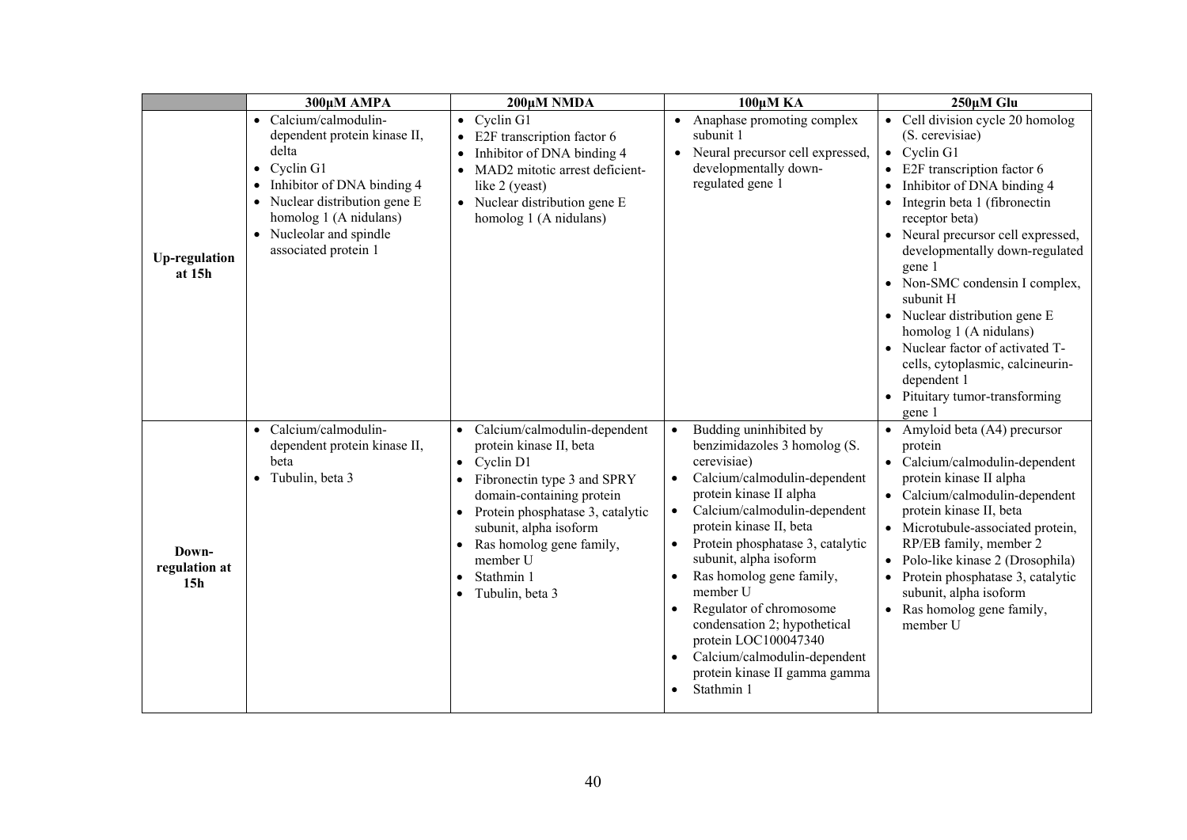| | 300μM AMPA | 200μM NMDA | 100μM KA | 250μM Glu |
|---|---|---|---|---|
| **Up-regulation at 15h** | • Calcium/calmodulin-dependent protein kinase II, delta<br>• Cyclin G1<br>• Inhibitor of DNA binding 4<br>• Nuclear distribution gene E homolog 1 (A nidulans)<br>• Nucleolar and spindle associated protein 1 | • Cyclin G1<br>• E2F transcription factor 6<br>• Inhibitor of DNA binding 4<br>• MAD2 mitotic arrest deficient-like 2 (yeast)<br>• Nuclear distribution gene E homolog 1 (A nidulans) | • Anaphase promoting complex subunit 1<br>• Neural precursor cell expressed, developmentally down-regulated gene 1 | • Cell division cycle 20 homolog (S. cerevisiae)<br>• Cyclin G1<br>• E2F transcription factor 6<br>• Inhibitor of DNA binding 4<br>• Integrin beta 1 (fibronectin receptor beta)<br>• Neural precursor cell expressed, developmentally down-regulated gene 1<br>• Non-SMC condensin I complex, subunit H<br>• Nuclear distribution gene E homolog 1 (A nidulans)<br>• Nuclear factor of activated T-cells, cytoplasmic, calcineurin-dependent 1<br>• Pituitary tumor-transforming gene 1 |
| **Down-regulation at 15h** | • Calcium/calmodulin-dependent protein kinase II, beta<br>• Tubulin, beta 3 | • Calcium/calmodulin-dependent protein kinase II, beta<br>• Cyclin D1<br>• Fibronectin type 3 and SPRY domain-containing protein<br>• Protein phosphatase 3, catalytic subunit, alpha isoform<br>• Ras homolog gene family, member U<br>• Stathmin 1<br>• Tubulin, beta 3 | • Budding uninhibited by benzimidazoles 3 homolog (S. cerevisiae)<br>• Calcium/calmodulin-dependent protein kinase II alpha<br>• Calcium/calmodulin-dependent protein kinase II, beta<br>• Protein phosphatase 3, catalytic subunit, alpha isoform<br>• Ras homolog gene family, member U<br>• Regulator of chromosome condensation 2; hypothetical protein LOC100047340<br>• Calcium/calmodulin-dependent protein kinase II gamma gamma<br>• Stathmin 1 | • Amyloid beta (A4) precursor protein<br>• Calcium/calmodulin-dependent protein kinase II alpha<br>• Calcium/calmodulin-dependent protein kinase II, beta<br>• Microtubule-associated protein, RP/EB family, member 2<br>• Polo-like kinase 2 (Drosophila)<br>• Protein phosphatase 3, catalytic subunit, alpha isoform<br>• Ras homolog gene family, member U |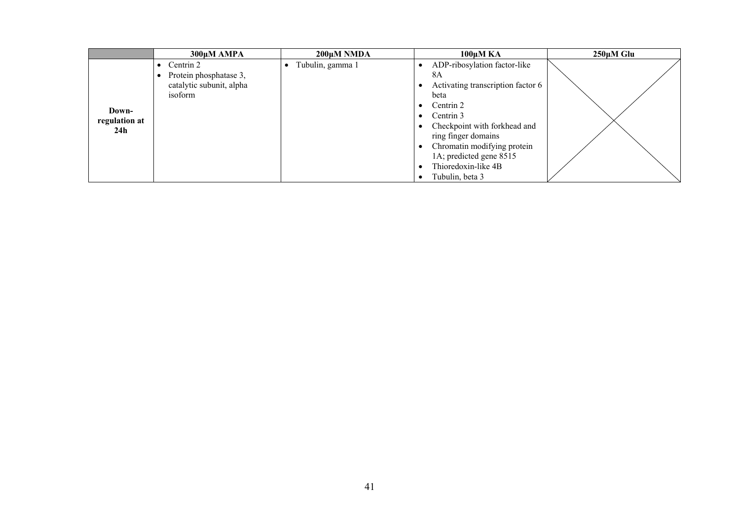| | 300µM AMPA | 200µM NMDA | 100µM KA | 250µM Glu |
|---|---|---|---|---|
| **Down-regulation at 24h** | • Centrin 2<br>• Protein phosphatase 3, catalytic subunit, alpha isoform | • Tubulin, gamma 1 | • ADP-ribosylation factor-like 8A<br>• Activating transcription factor 6 beta<br>• Centrin 2<br>• Centrin 3<br>• Checkpoint with forkhead and ring finger domains<br>• Chromatin modifying protein 1A; predicted gene 8515<br>• Thioredoxin-like 4B<br>• Tubulin, beta 3 | |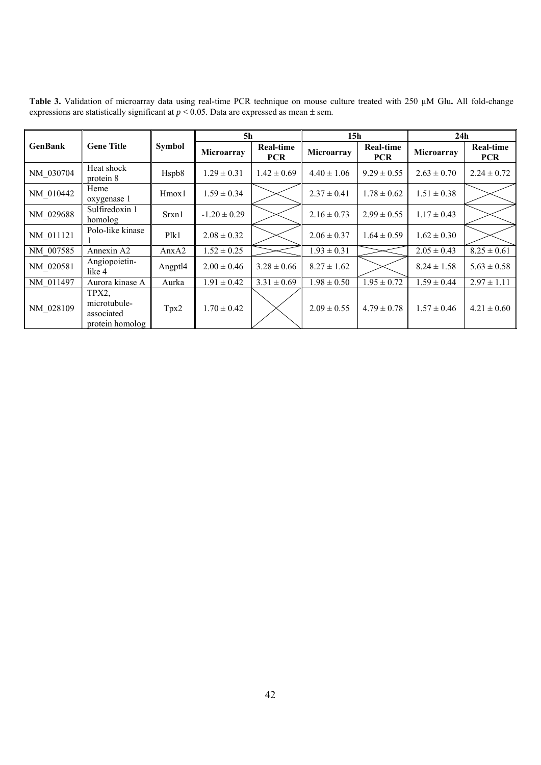**Table 3.** Validation of microarray data using real-time PCR technique on mouse culture treated with 250 µM Glu**.** All fold-change expressions are statistically significant at $p < 0.05$. Data are expressed as mean ± sem.

| GenBank | Gene Title | Symbol | 5h | | 15h | | 24h | |
|---|---|---|---|---|---|---|---|---|
| | | | Microarray | Real-time PCR | Microarray | Real-time PCR | Microarray | Real-time PCR |
| NM_030704 | Heat shock protein 8 | Hspb8 | 1.29 ± 0.31 | 1.42 ± 0.69 | 4.40 ± 1.06 | 9.29 ± 0.55 | 2.63 ± 0.70 | 2.24 ± 0.72 |
| NM_010442 | Heme oxygenase 1 | Hmox1 | 1.59 ± 0.34 | | 2.37 ± 0.41 | 1.78 ± 0.62 | 1.51 ± 0.38 | |
| NM_029688 | Sulfiredoxin 1 homolog | Srxn1 | -1.20 ± 0.29 | | 2.16 ± 0.73 | 2.99 ± 0.55 | 1.17 ± 0.43 | |
| NM_011121 | Polo-like kinase 1 | Plk1 | 2.08 ± 0.32 | | 2.06 ± 0.37 | 1.64 ± 0.59 | 1.62 ± 0.30 | |
| NM_007585 | Annexin A2 | AnxA2 | 1.52 ± 0.25 | | 1.93 ± 0.31 | | 2.05 ± 0.43 | 8.25 ± 0.61 |
| NM_020581 | Angiopoietin-like 4 | Angptl4 | 2.00 ± 0.46 | 3.28 ± 0.66 | 8.27 ± 1.62 | | 8.24 ± 1.58 | 5.63 ± 0.58 |
| NM_011497 | Aurora kinase A | Aurka | 1.91 ± 0.42 | 3.31 ± 0.69 | 1.98 ± 0.50 | 1.95 ± 0.72 | 1.59 ± 0.44 | 2.97 ± 1.11 |
| NM_028109 | TPX2, microtubule-associated protein homolog | Tpx2 | 1.70 ± 0.42 | | 2.09 ± 0.55 | 4.79 ± 0.78 | 1.57 ± 0.46 | 4.21 ± 0.60 |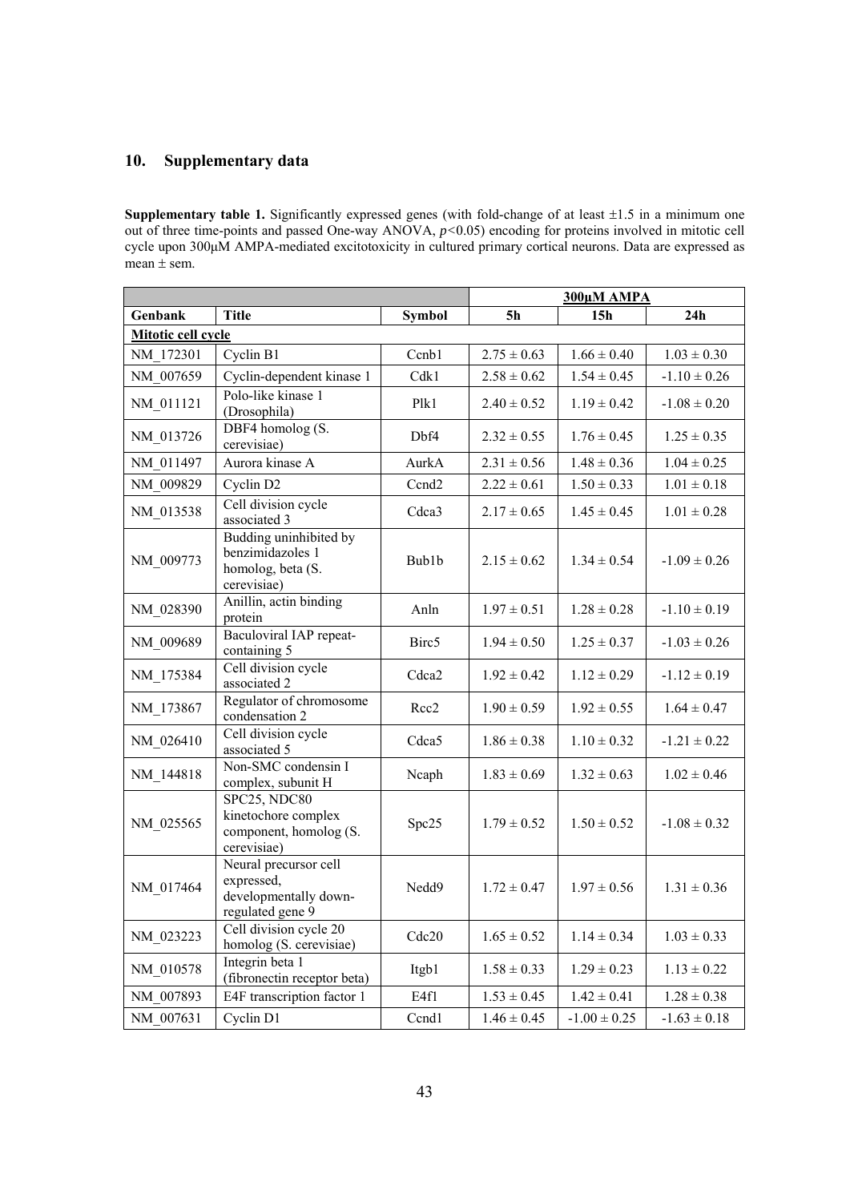## 10. Supplementary data

**Supplementary table 1.** Significantly expressed genes (with fold-change of at least ±1.5 in a minimum one out of three time-points and passed One-way ANOVA, $p<0.05$) encoding for proteins involved in mitotic cell cycle upon 300μM AMPA-mediated excitotoxicity in cultured primary cortical neurons. Data are expressed as mean ± sem.

| | | | 300μM AMPA | | |
|---|---|---|---|---|---|
| **Genbank** | **Title** | **Symbol** | **5h** | **15h** | **24h** |
| **Mitotic cell cycle** | | | | | |
| NM_172301 | Cyclin B1 | Ccnb1 | 2.75 ± 0.63 | 1.66 ± 0.40 | 1.03 ± 0.30 |
| NM_007659 | Cyclin-dependent kinase 1 | Cdk1 | 2.58 ± 0.62 | 1.54 ± 0.45 | -1.10 ± 0.26 |
| NM_011121 | Polo-like kinase 1 (Drosophila) | Plk1 | 2.40 ± 0.52 | 1.19 ± 0.42 | -1.08 ± 0.20 |
| NM_013726 | DBF4 homolog (S. cerevisiae) | Dbf4 | 2.32 ± 0.55 | 1.76 ± 0.45 | 1.25 ± 0.35 |
| NM_011497 | Aurora kinase A | AurkA | 2.31 ± 0.56 | 1.48 ± 0.36 | 1.04 ± 0.25 |
| NM_009829 | Cyclin D2 | Ccnd2 | 2.22 ± 0.61 | 1.50 ± 0.33 | 1.01 ± 0.18 |
| NM_013538 | Cell division cycle associated 3 | Cdca3 | 2.17 ± 0.65 | 1.45 ± 0.45 | 1.01 ± 0.28 |
| NM_009773 | Budding uninhibited by benzimidazoles 1 homolog, beta (S. cerevisiae) | Bub1b | 2.15 ± 0.62 | 1.34 ± 0.54 | -1.09 ± 0.26 |
| NM_028390 | Anillin, actin binding protein | Anln | 1.97 ± 0.51 | 1.28 ± 0.28 | -1.10 ± 0.19 |
| NM_009689 | Baculoviral IAP repeat-containing 5 | Birc5 | 1.94 ± 0.50 | 1.25 ± 0.37 | -1.03 ± 0.26 |
| NM_175384 | Cell division cycle associated 2 | Cdca2 | 1.92 ± 0.42 | 1.12 ± 0.29 | -1.12 ± 0.19 |
| NM_173867 | Regulator of chromosome condensation 2 | Rcc2 | 1.90 ± 0.59 | 1.92 ± 0.55 | 1.64 ± 0.47 |
| NM_026410 | Cell division cycle associated 5 | Cdca5 | 1.86 ± 0.38 | 1.10 ± 0.32 | -1.21 ± 0.22 |
| NM_144818 | Non-SMC condensin I complex, subunit H | Ncaph | 1.83 ± 0.69 | 1.32 ± 0.63 | 1.02 ± 0.46 |
| NM_025565 | SPC25, NDC80 kinetochore complex component, homolog (S. cerevisiae) | Spc25 | 1.79 ± 0.52 | 1.50 ± 0.52 | -1.08 ± 0.32 |
| NM_017464 | Neural precursor cell expressed, developmentally down-regulated gene 9 | Nedd9 | 1.72 ± 0.47 | 1.97 ± 0.56 | 1.31 ± 0.36 |
| NM_023223 | Cell division cycle 20 homolog (S. cerevisiae) | Cdc20 | 1.65 ± 0.52 | 1.14 ± 0.34 | 1.03 ± 0.33 |
| NM_010578 | Integrin beta 1 (fibronectin receptor beta) | Itgb1 | 1.58 ± 0.33 | 1.29 ± 0.23 | 1.13 ± 0.22 |
| NM_007893 | E4F transcription factor 1 | E4f1 | 1.53 ± 0.45 | 1.42 ± 0.41 | 1.28 ± 0.38 |
| NM_007631 | Cyclin D1 | Ccnd1 | 1.46 ± 0.45 | -1.00 ± 0.25 | -1.63 ± 0.18 |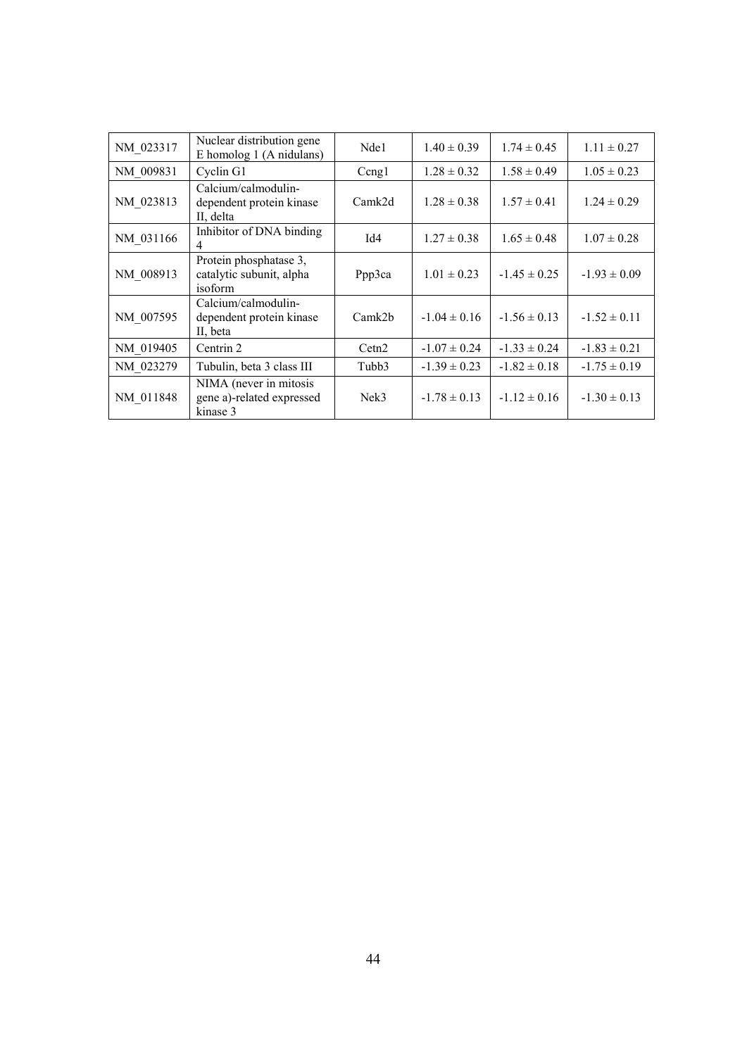| | | | | | |
|---|---|---|---|---|---|
| NM_023317 | Nuclear distribution gene E homolog 1 (A nidulans) | Nde1 | 1.40 ± 0.39 | 1.74 ± 0.45 | 1.11 ± 0.27 |
| NM_009831 | Cyclin G1 | Ccng1 | 1.28 ± 0.32 | 1.58 ± 0.49 | 1.05 ± 0.23 |
| NM_023813 | Calcium/calmodulin-dependent protein kinase II, delta | Camk2d | 1.28 ± 0.38 | 1.57 ± 0.41 | 1.24 ± 0.29 |
| NM_031166 | Inhibitor of DNA binding 4 | Id4 | 1.27 ± 0.38 | 1.65 ± 0.48 | 1.07 ± 0.28 |
| NM_008913 | Protein phosphatase 3, catalytic subunit, alpha isoform | Ppp3ca | 1.01 ± 0.23 | -1.45 ± 0.25 | -1.93 ± 0.09 |
| NM_007595 | Calcium/calmodulin-dependent protein kinase II, beta | Camk2b | -1.04 ± 0.16 | -1.56 ± 0.13 | -1.52 ± 0.11 |
| NM_019405 | Centrin 2 | Cetn2 | -1.07 ± 0.24 | -1.33 ± 0.24 | -1.83 ± 0.21 |
| NM_023279 | Tubulin, beta 3 class III | Tubb3 | -1.39 ± 0.23 | -1.82 ± 0.18 | -1.75 ± 0.19 |
| NM_011848 | NIMA (never in mitosis gene a)-related expressed kinase 3 | Nek3 | -1.78 ± 0.13 | -1.12 ± 0.16 | -1.30 ± 0.13 |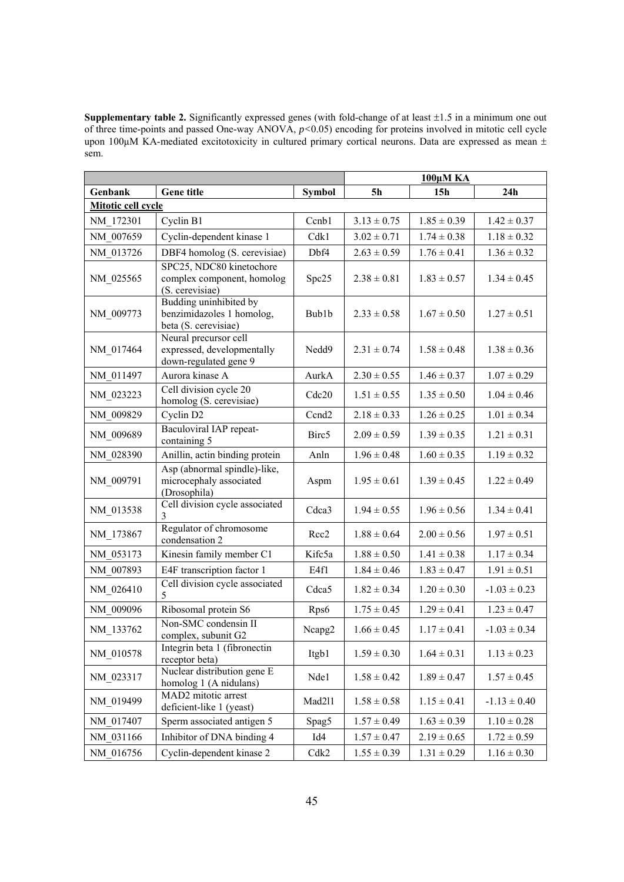**Supplementary table 2.** Significantly expressed genes (with fold-change of at least ±1.5 in a minimum one out of three time-points and passed One-way ANOVA, $p<0.05$) encoding for proteins involved in mitotic cell cycle upon 100µM KA-mediated excitotoxicity in cultured primary cortical neurons. Data are expressed as mean ± sem.

| | | | 100µM KA | | |
|---|---|---|---|---|---|
| **Genbank** | **Gene title** | **Symbol** | **5h** | **15h** | **24h** |
| **Mitotic cell cycle** | | | | | |
| NM_172301 | Cyclin B1 | Ccnb1 | 3.13 ± 0.75 | 1.85 ± 0.39 | 1.42 ± 0.37 |
| NM_007659 | Cyclin-dependent kinase 1 | Cdk1 | 3.02 ± 0.71 | 1.74 ± 0.38 | 1.18 ± 0.32 |
| NM_013726 | DBF4 homolog (S. cerevisiae) | Dbf4 | 2.63 ± 0.59 | 1.76 ± 0.41 | 1.36 ± 0.32 |
| NM_025565 | SPC25, NDC80 kinetochore complex component, homolog (S. cerevisiae) | Spc25 | 2.38 ± 0.81 | 1.83 ± 0.57 | 1.34 ± 0.45 |
| NM_009773 | Budding uninhibited by benzimidazoles 1 homolog, beta (S. cerevisiae) | Bub1b | 2.33 ± 0.58 | 1.67 ± 0.50 | 1.27 ± 0.51 |
| NM_017464 | Neural precursor cell expressed, developmentally down-regulated gene 9 | Nedd9 | 2.31 ± 0.74 | 1.58 ± 0.48 | 1.38 ± 0.36 |
| NM_011497 | Aurora kinase A | AurkA | 2.30 ± 0.55 | 1.46 ± 0.37 | 1.07 ± 0.29 |
| NM_023223 | Cell division cycle 20 homolog (S. cerevisiae) | Cdc20 | 1.51 ± 0.55 | 1.35 ± 0.50 | 1.04 ± 0.46 |
| NM_009829 | Cyclin D2 | Ccnd2 | 2.18 ± 0.33 | 1.26 ± 0.25 | 1.01 ± 0.34 |
| NM_009689 | Baculoviral IAP repeat-containing 5 | Birc5 | 2.09 ± 0.59 | 1.39 ± 0.35 | 1.21 ± 0.31 |
| NM_028390 | Anillin, actin binding protein | Anln | 1.96 ± 0.48 | 1.60 ± 0.35 | 1.19 ± 0.32 |
| NM_009791 | Asp (abnormal spindle)-like, microcephaly associated (Drosophila) | Aspm | 1.95 ± 0.61 | 1.39 ± 0.45 | 1.22 ± 0.49 |
| NM_013538 | Cell division cycle associated 3 | Cdca3 | 1.94 ± 0.55 | 1.96 ± 0.56 | 1.34 ± 0.41 |
| NM_173867 | Regulator of chromosome condensation 2 | Rcc2 | 1.88 ± 0.64 | 2.00 ± 0.56 | 1.97 ± 0.51 |
| NM_053173 | Kinesin family member C1 | Kifc5a | 1.88 ± 0.50 | 1.41 ± 0.38 | 1.17 ± 0.34 |
| NM_007893 | E4F transcription factor 1 | E4f1 | 1.84 ± 0.46 | 1.83 ± 0.47 | 1.91 ± 0.51 |
| NM_026410 | Cell division cycle associated 5 | Cdca5 | 1.82 ± 0.34 | 1.20 ± 0.30 | -1.03 ± 0.23 |
| NM_009096 | Ribosomal protein S6 | Rps6 | 1.75 ± 0.45 | 1.29 ± 0.41 | 1.23 ± 0.47 |
| NM_133762 | Non-SMC condensin II complex, subunit G2 | Ncapg2 | 1.66 ± 0.45 | 1.17 ± 0.41 | -1.03 ± 0.34 |
| NM_010578 | Integrin beta 1 (fibronectin receptor beta) | Itgb1 | 1.59 ± 0.30 | 1.64 ± 0.31 | 1.13 ± 0.23 |
| NM_023317 | Nuclear distribution gene E homolog 1 (A nidulans) | Nde1 | 1.58 ± 0.42 | 1.89 ± 0.47 | 1.57 ± 0.45 |
| NM_019499 | MAD2 mitotic arrest deficient-like 1 (yeast) | Mad2l1 | 1.58 ± 0.58 | 1.15 ± 0.41 | -1.13 ± 0.40 |
| NM_017407 | Sperm associated antigen 5 | Spag5 | 1.57 ± 0.49 | 1.63 ± 0.39 | 1.10 ± 0.28 |
| NM_031166 | Inhibitor of DNA binding 4 | Id4 | 1.57 ± 0.47 | 2.19 ± 0.65 | 1.72 ± 0.59 |
| NM_016756 | Cyclin-dependent kinase 2 | Cdk2 | 1.55 ± 0.39 | 1.31 ± 0.29 | 1.16 ± 0.30 |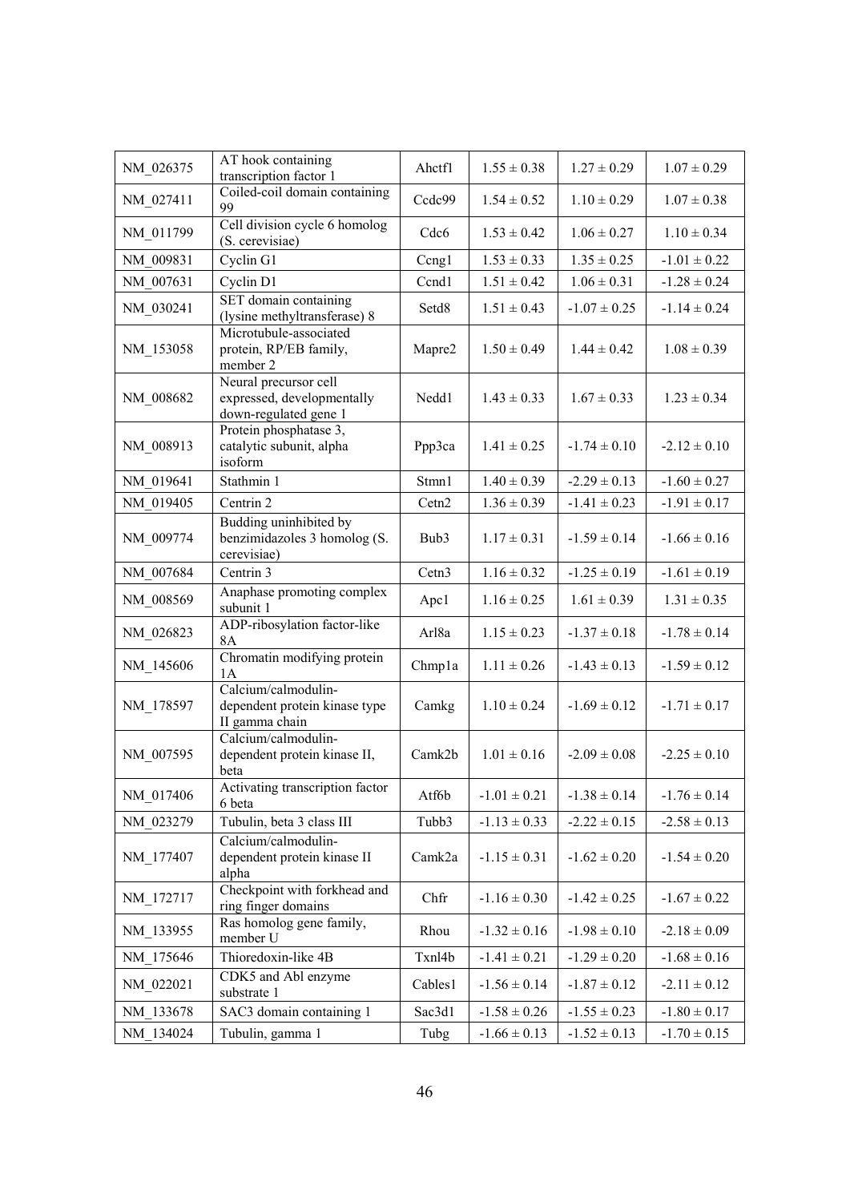| NM_026375 | AT hook containing transcription factor 1 | Ahctf1 | 1.55 ± 0.38 | 1.27 ± 0.29 | 1.07 ± 0.29 |
|---|---|---|---|---|---|
| NM_027411 | Coiled-coil domain containing 99 | Ccdc99 | 1.54 ± 0.52 | 1.10 ± 0.29 | 1.07 ± 0.38 |
| NM_011799 | Cell division cycle 6 homolog (S. cerevisiae) | Cdc6 | 1.53 ± 0.42 | 1.06 ± 0.27 | 1.10 ± 0.34 |
| NM_009831 | Cyclin G1 | Ccng1 | 1.53 ± 0.33 | 1.35 ± 0.25 | -1.01 ± 0.22 |
| NM_007631 | Cyclin D1 | Ccnd1 | 1.51 ± 0.42 | 1.06 ± 0.31 | -1.28 ± 0.24 |
| NM_030241 | SET domain containing (lysine methyltransferase) 8 | Setd8 | 1.51 ± 0.43 | -1.07 ± 0.25 | -1.14 ± 0.24 |
| NM_153058 | Microtubule-associated protein, RP/EB family, member 2 | Mapre2 | 1.50 ± 0.49 | 1.44 ± 0.42 | 1.08 ± 0.39 |
| NM_008682 | Neural precursor cell expressed, developmentally down-regulated gene 1 | Nedd1 | 1.43 ± 0.33 | 1.67 ± 0.33 | 1.23 ± 0.34 |
| NM_008913 | Protein phosphatase 3, catalytic subunit, alpha isoform | Ppp3ca | 1.41 ± 0.25 | -1.74 ± 0.10 | -2.12 ± 0.10 |
| NM_019641 | Stathmin 1 | Stmn1 | 1.40 ± 0.39 | -2.29 ± 0.13 | -1.60 ± 0.27 |
| NM_019405 | Centrin 2 | Cetn2 | 1.36 ± 0.39 | -1.41 ± 0.23 | -1.91 ± 0.17 |
| NM_009774 | Budding uninhibited by benzimidazoles 3 homolog (S. cerevisiae) | Bub3 | 1.17 ± 0.31 | -1.59 ± 0.14 | -1.66 ± 0.16 |
| NM_007684 | Centrin 3 | Cetn3 | 1.16 ± 0.32 | -1.25 ± 0.19 | -1.61 ± 0.19 |
| NM_008569 | Anaphase promoting complex subunit 1 | Apc1 | 1.16 ± 0.25 | 1.61 ± 0.39 | 1.31 ± 0.35 |
| NM_026823 | ADP-ribosylation factor-like 8A | Arl8a | 1.15 ± 0.23 | -1.37 ± 0.18 | -1.78 ± 0.14 |
| NM_145606 | Chromatin modifying protein 1A | Chmp1a | 1.11 ± 0.26 | -1.43 ± 0.13 | -1.59 ± 0.12 |
| NM_178597 | Calcium/calmodulin-dependent protein kinase type II gamma chain | Camkg | 1.10 ± 0.24 | -1.69 ± 0.12 | -1.71 ± 0.17 |
| NM_007595 | Calcium/calmodulin-dependent protein kinase II, beta | Camk2b | 1.01 ± 0.16 | -2.09 ± 0.08 | -2.25 ± 0.10 |
| NM_017406 | Activating transcription factor 6 beta | Atf6b | -1.01 ± 0.21 | -1.38 ± 0.14 | -1.76 ± 0.14 |
| NM_023279 | Tubulin, beta 3 class III | Tubb3 | -1.13 ± 0.33 | -2.22 ± 0.15 | -2.58 ± 0.13 |
| NM_177407 | Calcium/calmodulin-dependent protein kinase II alpha | Camk2a | -1.15 ± 0.31 | -1.62 ± 0.20 | -1.54 ± 0.20 |
| NM_172717 | Checkpoint with forkhead and ring finger domains | Chfr | -1.16 ± 0.30 | -1.42 ± 0.25 | -1.67 ± 0.22 |
| NM_133955 | Ras homolog gene family, member U | Rhou | -1.32 ± 0.16 | -1.98 ± 0.10 | -2.18 ± 0.09 |
| NM_175646 | Thioredoxin-like 4B | Txnl4b | -1.41 ± 0.21 | -1.29 ± 0.20 | -1.68 ± 0.16 |
| NM_022021 | CDK5 and Abl enzyme substrate 1 | Cables1 | -1.56 ± 0.14 | -1.87 ± 0.12 | -2.11 ± 0.12 |
| NM_133678 | SAC3 domain containing 1 | Sac3d1 | -1.58 ± 0.26 | -1.55 ± 0.23 | -1.80 ± 0.17 |
| NM_134024 | Tubulin, gamma 1 | Tubg | -1.66 ± 0.13 | -1.52 ± 0.13 | -1.70 ± 0.15 |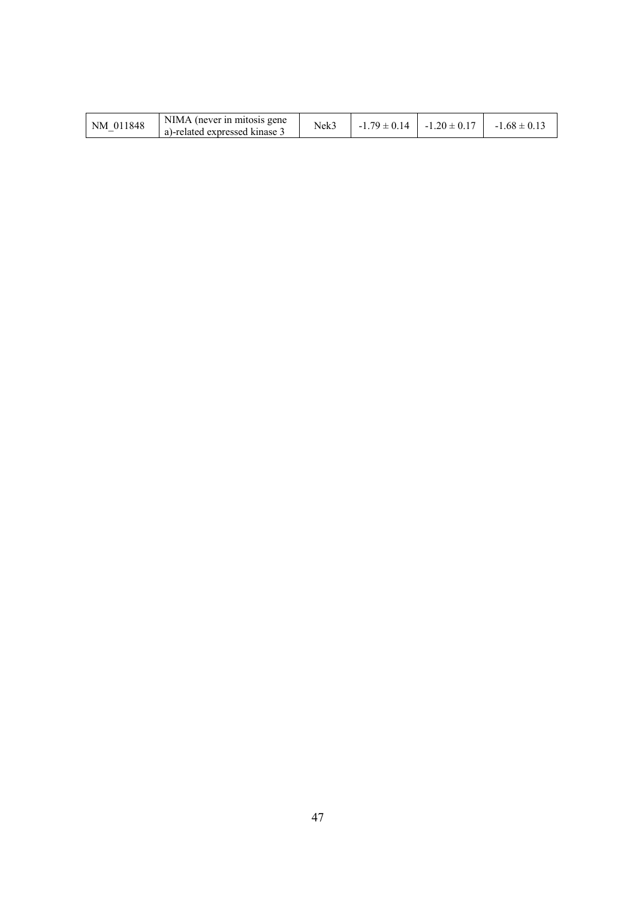| | | | | | |
|---|---|---|---|---|---|
| NM_011848 | NIMA (never in mitosis gene a)-related expressed kinase 3 | Nek3 | -1.79 ± 0.14 | -1.20 ± 0.17 | -1.68 ± 0.13 |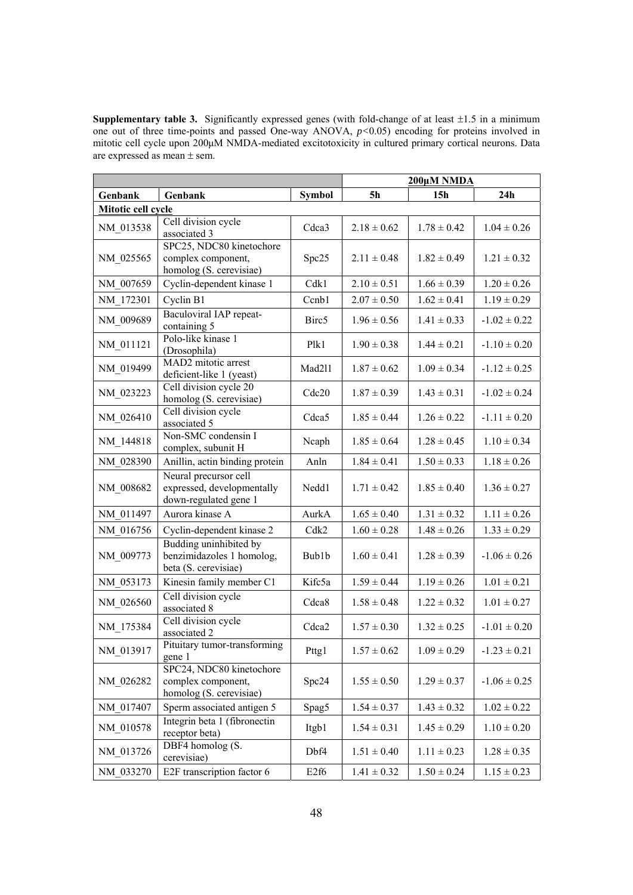**Supplementary table 3.** Significantly expressed genes (with fold-change of at least ±1.5 in a minimum one out of three time-points and passed One-way ANOVA, $p<0.05$) encoding for proteins involved in mitotic cell cycle upon 200μM NMDA-mediated excitotoxicity in cultured primary cortical neurons. Data are expressed as mean ± sem.

| | | | 200μM NMDA | | |
|---|---|---|---|---|---|
| **Genbank** | **Genbank** | **Symbol** | **5h** | **15h** | **24h** |
| **Mitotic cell cycle** | | | | | |
| NM_013538 | Cell division cycle associated 3 | Cdca3 | 2.18 ± 0.62 | 1.78 ± 0.42 | 1.04 ± 0.26 |
| NM_025565 | SPC25, NDC80 kinetochore complex component, homolog (S. cerevisiae) | Spc25 | 2.11 ± 0.48 | 1.82 ± 0.49 | 1.21 ± 0.32 |
| NM_007659 | Cyclin-dependent kinase 1 | Cdk1 | 2.10 ± 0.51 | 1.66 ± 0.39 | 1.20 ± 0.26 |
| NM_172301 | Cyclin B1 | Ccnb1 | 2.07 ± 0.50 | 1.62 ± 0.41 | 1.19 ± 0.29 |
| NM_009689 | Baculoviral IAP repeat-containing 5 | Birc5 | 1.96 ± 0.56 | 1.41 ± 0.33 | -1.02 ± 0.22 |
| NM_011121 | Polo-like kinase 1 (Drosophila) | Plk1 | 1.90 ± 0.38 | 1.44 ± 0.21 | -1.10 ± 0.20 |
| NM_019499 | MAD2 mitotic arrest deficient-like 1 (yeast) | Mad2l1 | 1.87 ± 0.62 | 1.09 ± 0.34 | -1.12 ± 0.25 |
| NM_023223 | Cell division cycle 20 homolog (S. cerevisiae) | Cdc20 | 1.87 ± 0.39 | 1.43 ± 0.31 | -1.02 ± 0.24 |
| NM_026410 | Cell division cycle associated 5 | Cdca5 | 1.85 ± 0.44 | 1.26 ± 0.22 | -1.11 ± 0.20 |
| NM_144818 | Non-SMC condensin I complex, subunit H | Ncaph | 1.85 ± 0.64 | 1.28 ± 0.45 | 1.10 ± 0.34 |
| NM_028390 | Anillin, actin binding protein | Anln | 1.84 ± 0.41 | 1.50 ± 0.33 | 1.18 ± 0.26 |
| NM_008682 | Neural precursor cell expressed, developmentally down-regulated gene 1 | Nedd1 | 1.71 ± 0.42 | 1.85 ± 0.40 | 1.36 ± 0.27 |
| NM_011497 | Aurora kinase A | AurkA | 1.65 ± 0.40 | 1.31 ± 0.32 | 1.11 ± 0.26 |
| NM_016756 | Cyclin-dependent kinase 2 | Cdk2 | 1.60 ± 0.28 | 1.48 ± 0.26 | 1.33 ± 0.29 |
| NM_009773 | Budding uninhibited by benzimidazoles 1 homolog, beta (S. cerevisiae) | Bub1b | 1.60 ± 0.41 | 1.28 ± 0.39 | -1.06 ± 0.26 |
| NM_053173 | Kinesin family member C1 | Kifc5a | 1.59 ± 0.44 | 1.19 ± 0.26 | 1.01 ± 0.21 |
| NM_026560 | Cell division cycle associated 8 | Cdca8 | 1.58 ± 0.48 | 1.22 ± 0.32 | 1.01 ± 0.27 |
| NM_175384 | Cell division cycle associated 2 | Cdca2 | 1.57 ± 0.30 | 1.32 ± 0.25 | -1.01 ± 0.20 |
| NM_013917 | Pituitary tumor-transforming gene 1 | Pttg1 | 1.57 ± 0.62 | 1.09 ± 0.29 | -1.23 ± 0.21 |
| NM_026282 | SPC24, NDC80 kinetochore complex component, homolog (S. cerevisiae) | Spc24 | 1.55 ± 0.50 | 1.29 ± 0.37 | -1.06 ± 0.25 |
| NM_017407 | Sperm associated antigen 5 | Spag5 | 1.54 ± 0.37 | 1.43 ± 0.32 | 1.02 ± 0.22 |
| NM_010578 | Integrin beta 1 (fibronectin receptor beta) | Itgb1 | 1.54 ± 0.31 | 1.45 ± 0.29 | 1.10 ± 0.20 |
| NM_013726 | DBF4 homolog (S. cerevisiae) | Dbf4 | 1.51 ± 0.40 | 1.11 ± 0.23 | 1.28 ± 0.35 |
| NM_033270 | E2F transcription factor 6 | E2f6 | 1.41 ± 0.32 | 1.50 ± 0.24 | 1.15 ± 0.23 |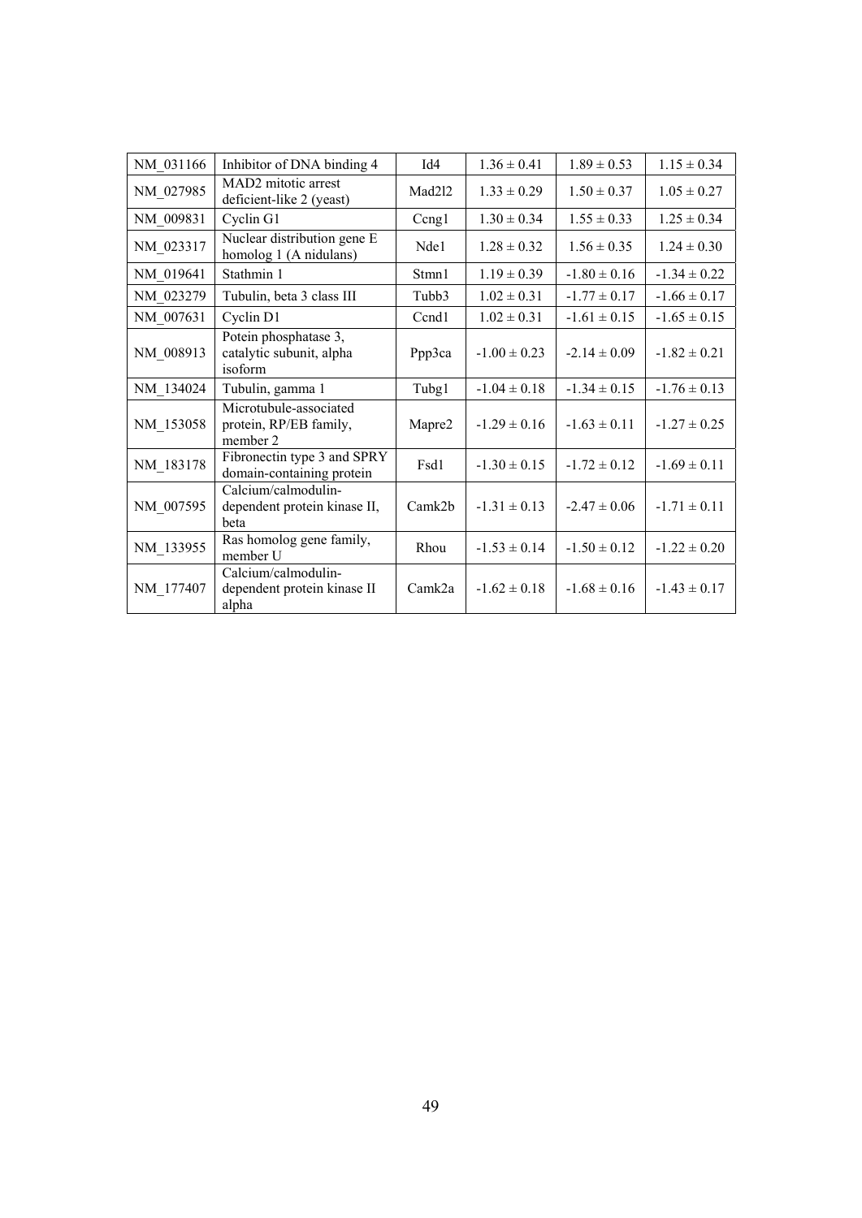| NM_031166 | Inhibitor of DNA binding 4 | Id4 | 1.36 ± 0.41 | 1.89 ± 0.53 | 1.15 ± 0.34 |
|---|---|---|---|---|---|
| NM_027985 | MAD2 mitotic arrest deficient-like 2 (yeast) | Mad2l2 | 1.33 ± 0.29 | 1.50 ± 0.37 | 1.05 ± 0.27 |
| NM_009831 | Cyclin G1 | Ccng1 | 1.30 ± 0.34 | 1.55 ± 0.33 | 1.25 ± 0.34 |
| NM_023317 | Nuclear distribution gene E homolog 1 (A nidulans) | Nde1 | 1.28 ± 0.32 | 1.56 ± 0.35 | 1.24 ± 0.30 |
| NM_019641 | Stathmin 1 | Stmn1 | 1.19 ± 0.39 | -1.80 ± 0.16 | -1.34 ± 0.22 |
| NM_023279 | Tubulin, beta 3 class III | Tubb3 | 1.02 ± 0.31 | -1.77 ± 0.17 | -1.66 ± 0.17 |
| NM_007631 | Cyclin D1 | Ccnd1 | 1.02 ± 0.31 | -1.61 ± 0.15 | -1.65 ± 0.15 |
| NM_008913 | Potein phosphatase 3, catalytic subunit, alpha isoform | Ppp3ca | -1.00 ± 0.23 | -2.14 ± 0.09 | -1.82 ± 0.21 |
| NM_134024 | Tubulin, gamma 1 | Tubg1 | -1.04 ± 0.18 | -1.34 ± 0.15 | -1.76 ± 0.13 |
| NM_153058 | Microtubule-associated protein, RP/EB family, member 2 | Mapre2 | -1.29 ± 0.16 | -1.63 ± 0.11 | -1.27 ± 0.25 |
| NM_183178 | Fibronectin type 3 and SPRY domain-containing protein | Fsd1 | -1.30 ± 0.15 | -1.72 ± 0.12 | -1.69 ± 0.11 |
| NM_007595 | Calcium/calmodulin-dependent protein kinase II, beta | Camk2b | -1.31 ± 0.13 | -2.47 ± 0.06 | -1.71 ± 0.11 |
| NM_133955 | Ras homolog gene family, member U | Rhou | -1.53 ± 0.14 | -1.50 ± 0.12 | -1.22 ± 0.20 |
| NM_177407 | Calcium/calmodulin-dependent protein kinase II alpha | Camk2a | -1.62 ± 0.18 | -1.68 ± 0.16 | -1.43 ± 0.17 |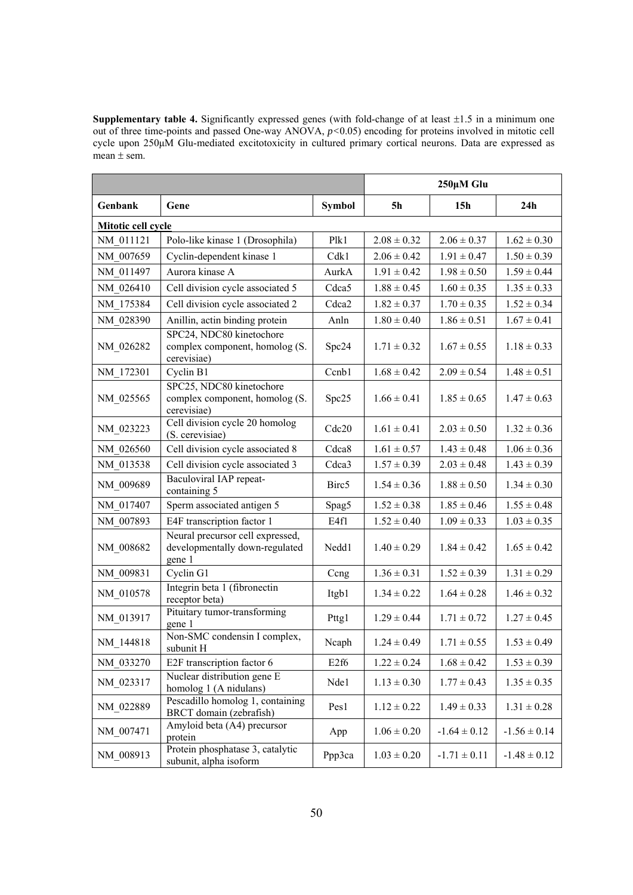**Supplementary table 4.** Significantly expressed genes (with fold-change of at least ±1.5 in a minimum one out of three time-points and passed One-way ANOVA, $p<0.05$) encoding for proteins involved in mitotic cell cycle upon 250μM Glu-mediated excitotoxicity in cultured primary cortical neurons. Data are expressed as mean ± sem.

| | | | 250μM Glu | | |
|---|---|---|---|---|---|
| **Genbank** | **Gene** | **Symbol** | **5h** | **15h** | **24h** |
| **Mitotic cell cycle** | | | | | |
| NM_011121 | Polo-like kinase 1 (Drosophila) | Plk1 | 2.08 ± 0.32 | 2.06 ± 0.37 | 1.62 ± 0.30 |
| NM_007659 | Cyclin-dependent kinase 1 | Cdk1 | 2.06 ± 0.42 | 1.91 ± 0.47 | 1.50 ± 0.39 |
| NM_011497 | Aurora kinase A | AurkA | 1.91 ± 0.42 | 1.98 ± 0.50 | 1.59 ± 0.44 |
| NM_026410 | Cell division cycle associated 5 | Cdca5 | 1.88 ± 0.45 | 1.60 ± 0.35 | 1.35 ± 0.33 |
| NM_175384 | Cell division cycle associated 2 | Cdca2 | 1.82 ± 0.37 | 1.70 ± 0.35 | 1.52 ± 0.34 |
| NM_028390 | Anillin, actin binding protein | Anln | 1.80 ± 0.40 | 1.86 ± 0.51 | 1.67 ± 0.41 |
| NM_026282 | SPC24, NDC80 kinetochore complex component, homolog (S. cerevisiae) | Spc24 | 1.71 ± 0.32 | 1.67 ± 0.55 | 1.18 ± 0.33 |
| NM_172301 | Cyclin B1 | Ccnb1 | 1.68 ± 0.42 | 2.09 ± 0.54 | 1.48 ± 0.51 |
| NM_025565 | SPC25, NDC80 kinetochore complex component, homolog (S. cerevisiae) | Spc25 | 1.66 ± 0.41 | 1.85 ± 0.65 | 1.47 ± 0.63 |
| NM_023223 | Cell division cycle 20 homolog (S. cerevisiae) | Cdc20 | 1.61 ± 0.41 | 2.03 ± 0.50 | 1.32 ± 0.36 |
| NM_026560 | Cell division cycle associated 8 | Cdca8 | 1.61 ± 0.57 | 1.43 ± 0.48 | 1.06 ± 0.36 |
| NM_013538 | Cell division cycle associated 3 | Cdca3 | 1.57 ± 0.39 | 2.03 ± 0.48 | 1.43 ± 0.39 |
| NM_009689 | Baculoviral IAP repeat-containing 5 | Birc5 | 1.54 ± 0.36 | 1.88 ± 0.50 | 1.34 ± 0.30 |
| NM_017407 | Sperm associated antigen 5 | Spag5 | 1.52 ± 0.38 | 1.85 ± 0.46 | 1.55 ± 0.48 |
| NM_007893 | E4F transcription factor 1 | E4f1 | 1.52 ± 0.40 | 1.09 ± 0.33 | 1.03 ± 0.35 |
| NM_008682 | Neural precursor cell expressed, developmentally down-regulated gene 1 | Nedd1 | 1.40 ± 0.29 | 1.84 ± 0.42 | 1.65 ± 0.42 |
| NM_009831 | Cyclin G1 | Ccng | 1.36 ± 0.31 | 1.52 ± 0.39 | 1.31 ± 0.29 |
| NM_010578 | Integrin beta 1 (fibronectin receptor beta) | Itgb1 | 1.34 ± 0.22 | 1.64 ± 0.28 | 1.46 ± 0.32 |
| NM_013917 | Pituitary tumor-transforming gene 1 | Pttg1 | 1.29 ± 0.44 | 1.71 ± 0.72 | 1.27 ± 0.45 |
| NM_144818 | Non-SMC condensin I complex, subunit H | Ncaph | 1.24 ± 0.49 | 1.71 ± 0.55 | 1.53 ± 0.49 |
| NM_033270 | E2F transcription factor 6 | E2f6 | 1.22 ± 0.24 | 1.68 ± 0.42 | 1.53 ± 0.39 |
| NM_023317 | Nuclear distribution gene E homolog 1 (A nidulans) | Nde1 | 1.13 ± 0.30 | 1.77 ± 0.43 | 1.35 ± 0.35 |
| NM_022889 | Pescadillo homolog 1, containing BRCT domain (zebrafish) | Pes1 | 1.12 ± 0.22 | 1.49 ± 0.33 | 1.31 ± 0.28 |
| NM_007471 | Amyloid beta (A4) precursor protein | App | 1.06 ± 0.20 | -1.64 ± 0.12 | -1.56 ± 0.14 |
| NM_008913 | Protein phosphatase 3, catalytic subunit, alpha isoform | Ppp3ca | 1.03 ± 0.20 | -1.71 ± 0.11 | -1.48 ± 0.12 |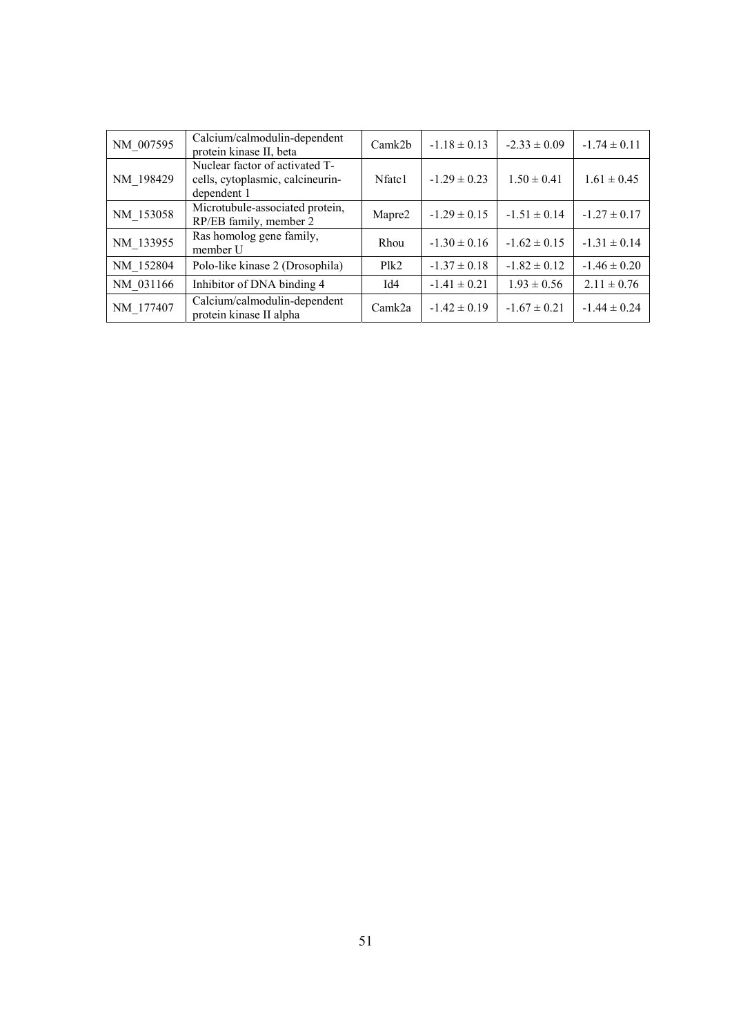| | | | | | |
|---|---|---|---|---|---|
| NM_007595 | Calcium/calmodulin-dependent protein kinase II, beta | Camk2b | -1.18 ± 0.13 | -2.33 ± 0.09 | -1.74 ± 0.11 |
| NM_198429 | Nuclear factor of activated T-cells, cytoplasmic, calcineurin-dependent 1 | Nfatc1 | -1.29 ± 0.23 | 1.50 ± 0.41 | 1.61 ± 0.45 |
| NM_153058 | Microtubule-associated protein, RP/EB family, member 2 | Mapre2 | -1.29 ± 0.15 | -1.51 ± 0.14 | -1.27 ± 0.17 |
| NM_133955 | Ras homolog gene family, member U | Rhou | -1.30 ± 0.16 | -1.62 ± 0.15 | -1.31 ± 0.14 |
| NM_152804 | Polo-like kinase 2 (Drosophila) | Plk2 | -1.37 ± 0.18 | -1.82 ± 0.12 | -1.46 ± 0.20 |
| NM_031166 | Inhibitor of DNA binding 4 | Id4 | -1.41 ± 0.21 | 1.93 ± 0.56 | 2.11 ± 0.76 |
| NM_177407 | Calcium/calmodulin-dependent protein kinase II alpha | Camk2a | -1.42 ± 0.19 | -1.67 ± 0.21 | -1.44 ± 0.24 |